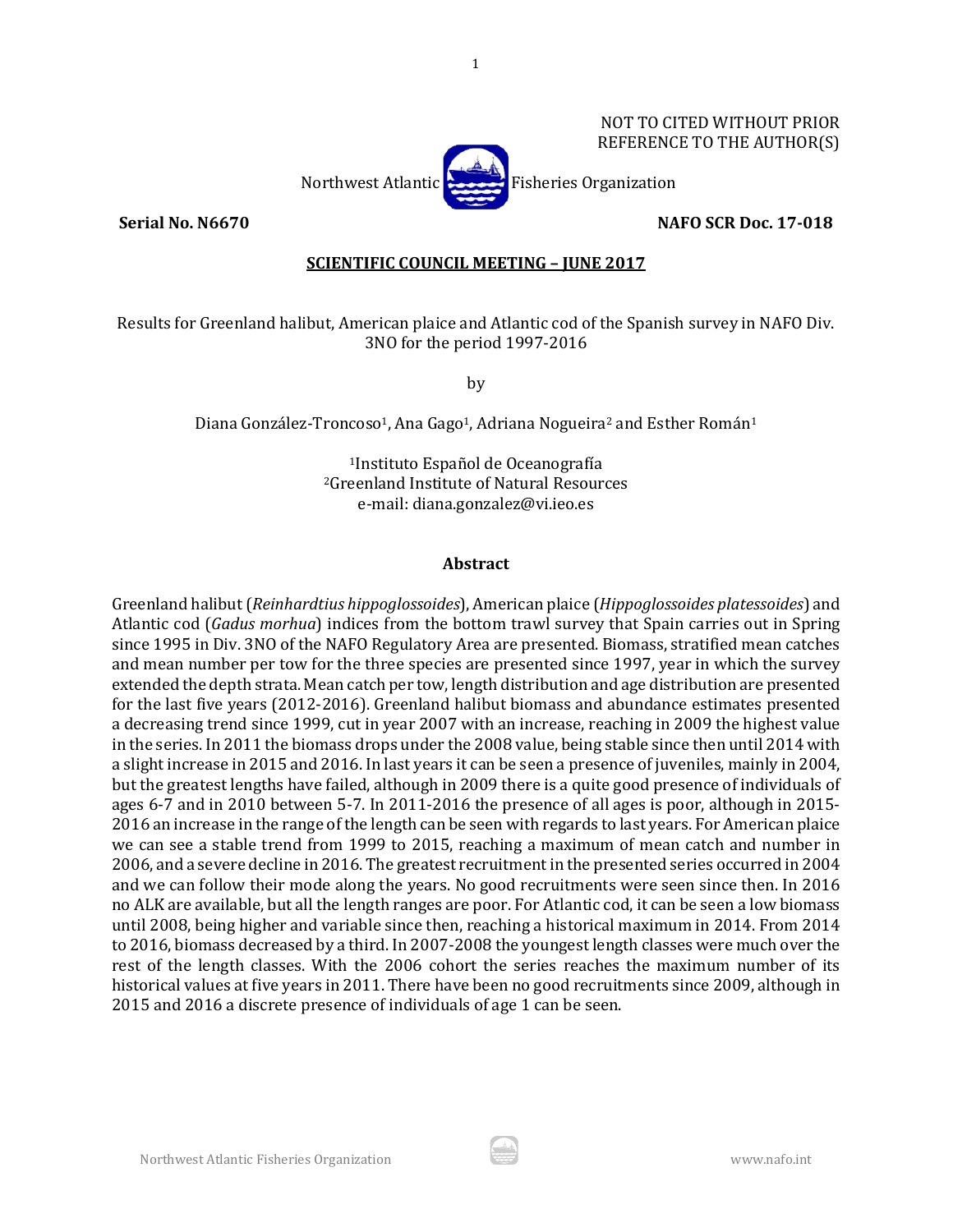NOT TO CITED WITHOUT PRIOR REFERENCE TO THE AUTHOR(S)

Northwest Atlantic Fisheries Organization

**Serial No. N6670** **NAFO SCR Doc. 17-018**

**SCIENTIFIC COUNCIL MEETING – JUNE 2017**

# Results for Greenland halibut, American plaice and Atlantic cod of the Spanish survey in NAFO Div. 3NO for the period 1997-2016

by

Diana González-Troncoso[1], Ana Gago[1], Adriana Nogueira[2] and Esther Román[1]

[1]Instituto Español de Oceanografía
[2]Greenland Institute of Natural Resources
e-mail: diana.gonzalez@vi.ieo.es

## Abstract

Greenland halibut (*Reinhardtius hippoglossoides*), American plaice (*Hippoglossoides platessoides*) and Atlantic cod (*Gadus morhua*) indices from the bottom trawl survey that Spain carries out in Spring since 1995 in Div. 3NO of the NAFO Regulatory Area are presented. Biomass, stratified mean catches and mean number per tow for the three species are presented since 1997, year in which the survey extended the depth strata. Mean catch per tow, length distribution and age distribution are presented for the last five years (2012-2016). Greenland halibut biomass and abundance estimates presented a decreasing trend since 1999, cut in year 2007 with an increase, reaching in 2009 the highest value in the series. In 2011 the biomass drops under the 2008 value, being stable since then until 2014 with a slight increase in 2015 and 2016. In last years it can be seen a presence of juveniles, mainly in 2004, but the greatest lengths have failed, although in 2009 there is a quite good presence of individuals of ages 6-7 and in 2010 between 5-7. In 2011-2016 the presence of all ages is poor, although in 2015-2016 an increase in the range of the length can be seen with regards to last years. For American plaice we can see a stable trend from 1999 to 2015, reaching a maximum of mean catch and number in 2006, and a severe decline in 2016. The greatest recruitment in the presented series occurred in 2004 and we can follow their mode along the years. No good recruitments were seen since then. In 2016 no ALK are available, but all the length ranges are poor. For Atlantic cod, it can be seen a low biomass until 2008, being higher and variable since then, reaching a historical maximum in 2014. From 2014 to 2016, biomass decreased by a third. In 2007-2008 the youngest length classes were much over the rest of the length classes. With the 2006 cohort the series reaches the maximum number of its historical values at five years in 2011. There have been no good recruitments since 2009, although in 2015 and 2016 a discrete presence of individuals of age 1 can be seen.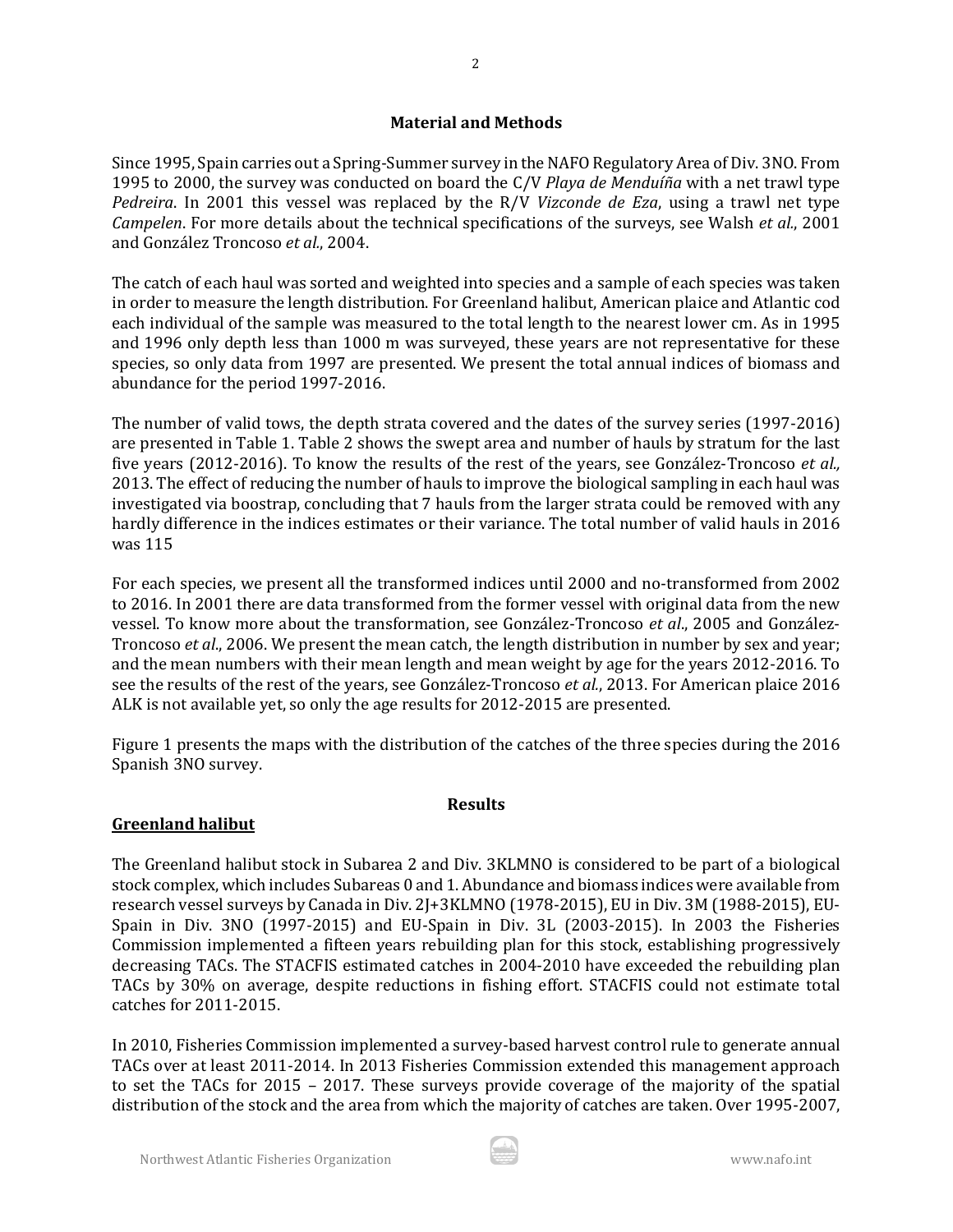## Material and Methods

Since 1995, Spain carries out a Spring-Summer survey in the NAFO Regulatory Area of Div. 3NO. From 1995 to 2000, the survey was conducted on board the C/V *Playa de Menduíña* with a net trawl type *Pedreira*. In 2001 this vessel was replaced by the R/V *Vizconde de Eza*, using a trawl net type *Campelen*. For more details about the technical specifications of the surveys, see Walsh *et al.*, 2001 and González Troncoso *et al.*, 2004.

The catch of each haul was sorted and weighted into species and a sample of each species was taken in order to measure the length distribution. For Greenland halibut, American plaice and Atlantic cod each individual of the sample was measured to the total length to the nearest lower cm. As in 1995 and 1996 only depth less than 1000 m was surveyed, these years are not representative for these species, so only data from 1997 are presented. We present the total annual indices of biomass and abundance for the period 1997-2016.

The number of valid tows, the depth strata covered and the dates of the survey series (1997-2016) are presented in Table 1. Table 2 shows the swept area and number of hauls by stratum for the last five years (2012-2016). To know the results of the rest of the years, see González-Troncoso *et al.*, 2013. The effect of reducing the number of hauls to improve the biological sampling in each haul was investigated via boostrap, concluding that 7 hauls from the larger strata could be removed with any hardly difference in the indices estimates or their variance. The total number of valid hauls in 2016 was 115

For each species, we present all the transformed indices until 2000 and no-transformed from 2002 to 2016. In 2001 there are data transformed from the former vessel with original data from the new vessel. To know more about the transformation, see González-Troncoso *et al.*, 2005 and González-Troncoso *et al.*, 2006. We present the mean catch, the length distribution in number by sex and year; and the mean numbers with their mean length and mean weight by age for the years 2012-2016. To see the results of the rest of the years, see González-Troncoso *et al.*, 2013. For American plaice 2016 ALK is not available yet, so only the age results for 2012-2015 are presented.

Figure 1 presents the maps with the distribution of the catches of the three species during the 2016 Spanish 3NO survey.

## Results

### Greenland halibut

The Greenland halibut stock in Subarea 2 and Div. 3KLMNO is considered to be part of a biological stock complex, which includes Subareas 0 and 1. Abundance and biomass indices were available from research vessel surveys by Canada in Div. 2J+3KLMNO (1978-2015), EU in Div. 3M (1988-2015), EU-Spain in Div. 3NO (1997-2015) and EU-Spain in Div. 3L (2003-2015). In 2003 the Fisheries Commission implemented a fifteen years rebuilding plan for this stock, establishing progressively decreasing TACs. The STACFIS estimated catches in 2004-2010 have exceeded the rebuilding plan TACs by 30% on average, despite reductions in fishing effort. STACFIS could not estimate total catches for 2011-2015.

In 2010, Fisheries Commission implemented a survey-based harvest control rule to generate annual TACs over at least 2011-2014. In 2013 Fisheries Commission extended this management approach to set the TACs for 2015 – 2017. These surveys provide coverage of the majority of the spatial distribution of the stock and the area from which the majority of catches are taken. Over 1995-2007,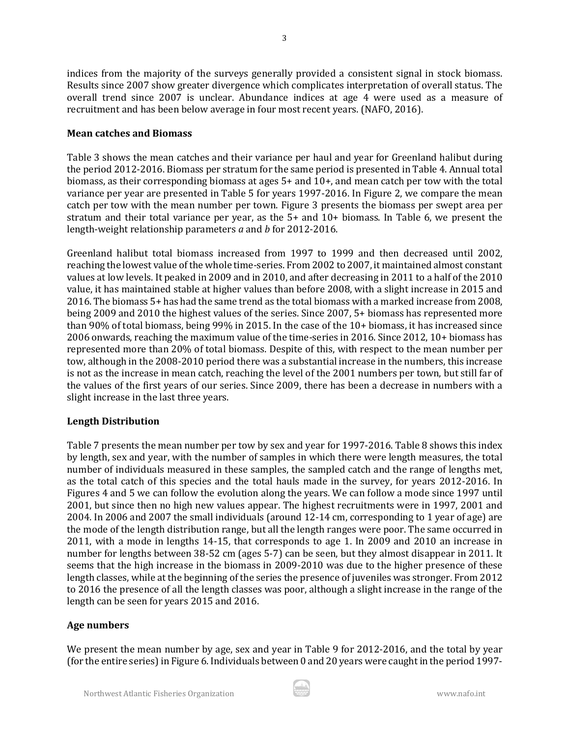indices from the majority of the surveys generally provided a consistent signal in stock biomass. Results since 2007 show greater divergence which complicates interpretation of overall status. The overall trend since 2007 is unclear. Abundance indices at age 4 were used as a measure of recruitment and has been below average in four most recent years. (NAFO, 2016).

**Mean catches and Biomass**

Table 3 shows the mean catches and their variance per haul and year for Greenland halibut during the period 2012-2016. Biomass per stratum for the same period is presented in Table 4. Annual total biomass, as their corresponding biomass at ages 5+ and 10+, and mean catch per tow with the total variance per year are presented in Table 5 for years 1997-2016. In Figure 2, we compare the mean catch per tow with the mean number per town. Figure 3 presents the biomass per swept area per stratum and their total variance per year, as the 5+ and 10+ biomass. In Table 6, we present the length-weight relationship parameters *a* and *b* for 2012-2016.

Greenland halibut total biomass increased from 1997 to 1999 and then decreased until 2002, reaching the lowest value of the whole time-series. From 2002 to 2007, it maintained almost constant values at low levels. It peaked in 2009 and in 2010, and after decreasing in 2011 to a half of the 2010 value, it has maintained stable at higher values than before 2008, with a slight increase in 2015 and 2016. The biomass 5+ has had the same trend as the total biomass with a marked increase from 2008, being 2009 and 2010 the highest values of the series. Since 2007, 5+ biomass has represented more than 90% of total biomass, being 99% in 2015. In the case of the 10+ biomass, it has increased since 2006 onwards, reaching the maximum value of the time-series in 2016. Since 2012, 10+ biomass has represented more than 20% of total biomass. Despite of this, with respect to the mean number per tow, although in the 2008-2010 period there was a substantial increase in the numbers, this increase is not as the increase in mean catch, reaching the level of the 2001 numbers per town, but still far of the values of the first years of our series. Since 2009, there has been a decrease in numbers with a slight increase in the last three years.

**Length Distribution**

Table 7 presents the mean number per tow by sex and year for 1997-2016. Table 8 shows this index by length, sex and year, with the number of samples in which there were length measures, the total number of individuals measured in these samples, the sampled catch and the range of lengths met, as the total catch of this species and the total hauls made in the survey, for years 2012-2016. In Figures 4 and 5 we can follow the evolution along the years. We can follow a mode since 1997 until 2001, but since then no high new values appear. The highest recruitments were in 1997, 2001 and 2004. In 2006 and 2007 the small individuals (around 12-14 cm, corresponding to 1 year of age) are the mode of the length distribution range, but all the length ranges were poor. The same occurred in 2011, with a mode in lengths 14-15, that corresponds to age 1. In 2009 and 2010 an increase in number for lengths between 38-52 cm (ages 5-7) can be seen, but they almost disappear in 2011. It seems that the high increase in the biomass in 2009-2010 was due to the higher presence of these length classes, while at the beginning of the series the presence of juveniles was stronger. From 2012 to 2016 the presence of all the length classes was poor, although a slight increase in the range of the length can be seen for years 2015 and 2016.

**Age numbers**

We present the mean number by age, sex and year in Table 9 for 2012-2016, and the total by year (for the entire series) in Figure 6. Individuals between 0 and 20 years were caught in the period 1997-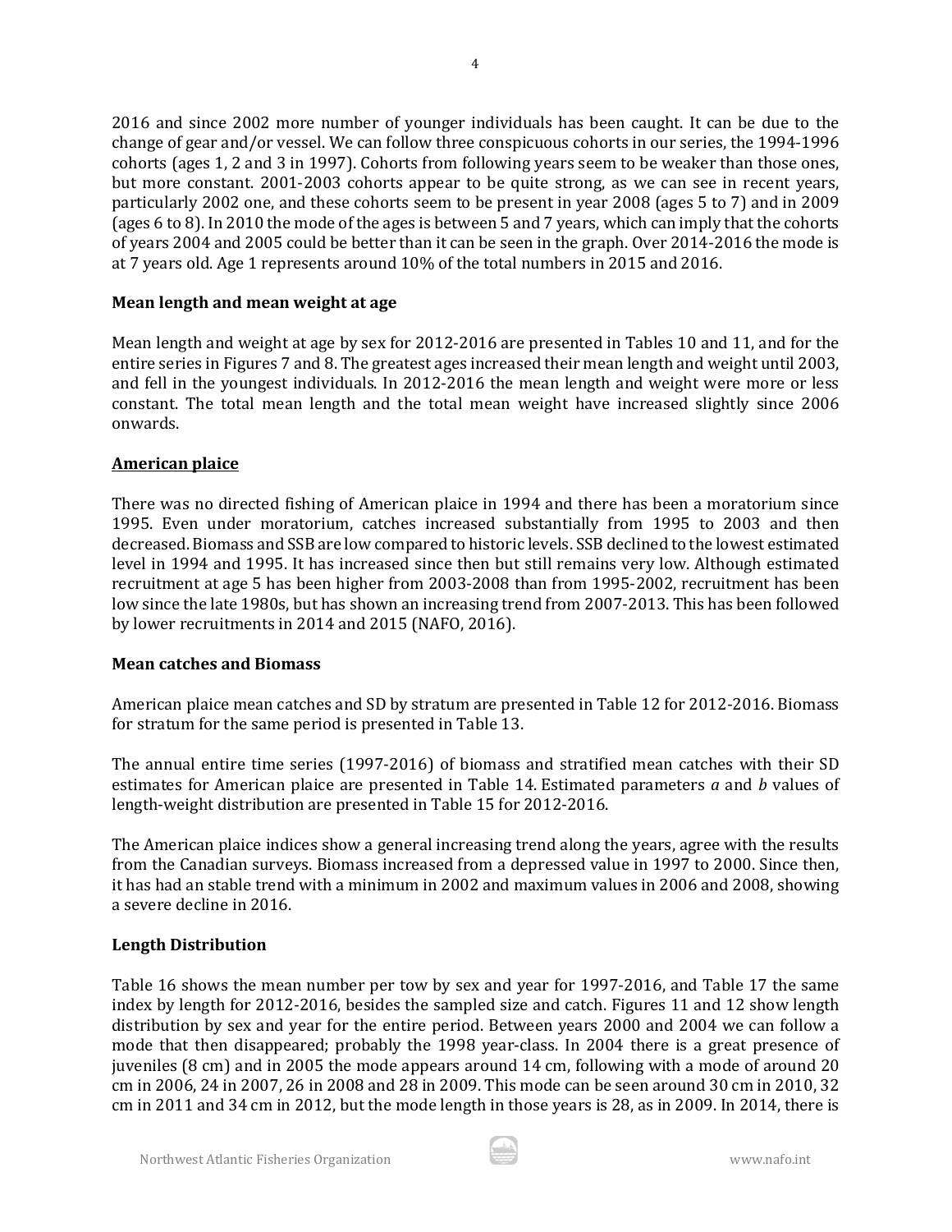2016 and since 2002 more number of younger individuals has been caught. It can be due to the change of gear and/or vessel. We can follow three conspicuous cohorts in our series, the 1994-1996 cohorts (ages 1, 2 and 3 in 1997). Cohorts from following years seem to be weaker than those ones, but more constant. 2001-2003 cohorts appear to be quite strong, as we can see in recent years, particularly 2002 one, and these cohorts seem to be present in year 2008 (ages 5 to 7) and in 2009 (ages 6 to 8). In 2010 the mode of the ages is between 5 and 7 years, which can imply that the cohorts of years 2004 and 2005 could be better than it can be seen in the graph. Over 2014-2016 the mode is at 7 years old. Age 1 represents around 10% of the total numbers in 2015 and 2016.

**Mean length and mean weight at age**

Mean length and weight at age by sex for 2012-2016 are presented in Tables 10 and 11, and for the entire series in Figures 7 and 8. The greatest ages increased their mean length and weight until 2003, and fell in the youngest individuals. In 2012-2016 the mean length and weight were more or less constant. The total mean length and the total mean weight have increased slightly since 2006 onwards.

## American plaice

There was no directed fishing of American plaice in 1994 and there has been a moratorium since 1995. Even under moratorium, catches increased substantially from 1995 to 2003 and then decreased. Biomass and SSB are low compared to historic levels. SSB declined to the lowest estimated level in 1994 and 1995. It has increased since then but still remains very low. Although estimated recruitment at age 5 has been higher from 2003-2008 than from 1995-2002, recruitment has been low since the late 1980s, but has shown an increasing trend from 2007-2013. This has been followed by lower recruitments in 2014 and 2015 (NAFO, 2016).

**Mean catches and Biomass**

American plaice mean catches and SD by stratum are presented in Table 12 for 2012-2016. Biomass for stratum for the same period is presented in Table 13.

The annual entire time series (1997-2016) of biomass and stratified mean catches with their SD estimates for American plaice are presented in Table 14. Estimated parameters *a* and *b* values of length-weight distribution are presented in Table 15 for 2012-2016.

The American plaice indices show a general increasing trend along the years, agree with the results from the Canadian surveys. Biomass increased from a depressed value in 1997 to 2000. Since then, it has had an stable trend with a minimum in 2002 and maximum values in 2006 and 2008, showing a severe decline in 2016.

**Length Distribution**

Table 16 shows the mean number per tow by sex and year for 1997-2016, and Table 17 the same index by length for 2012-2016, besides the sampled size and catch. Figures 11 and 12 show length distribution by sex and year for the entire period. Between years 2000 and 2004 we can follow a mode that then disappeared; probably the 1998 year-class. In 2004 there is a great presence of juveniles (8 cm) and in 2005 the mode appears around 14 cm, following with a mode of around 20 cm in 2006, 24 in 2007, 26 in 2008 and 28 in 2009. This mode can be seen around 30 cm in 2010, 32 cm in 2011 and 34 cm in 2012, but the mode length in those years is 28, as in 2009. In 2014, there is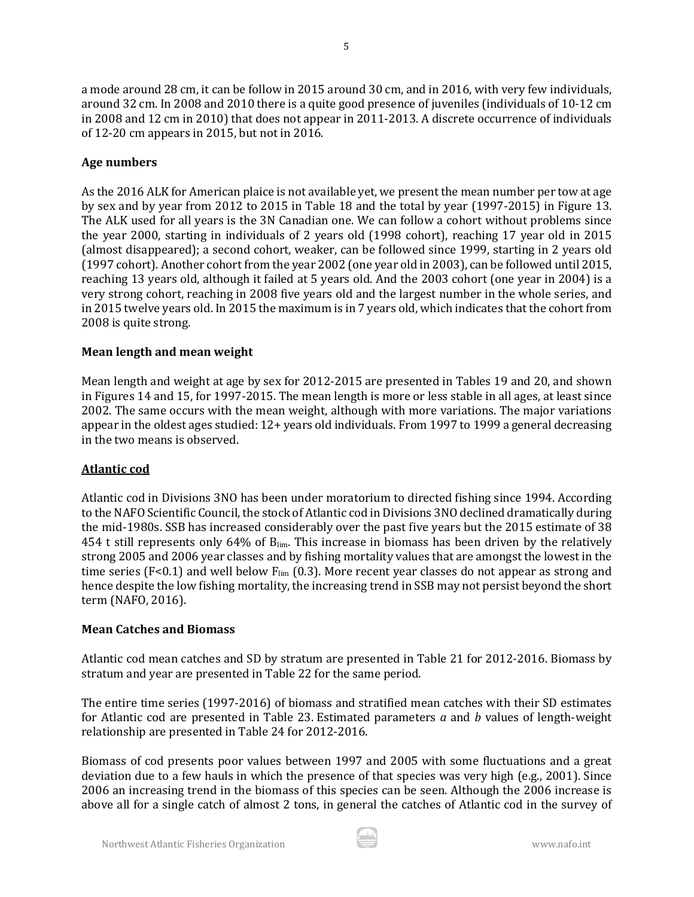a mode around 28 cm, it can be follow in 2015 around 30 cm, and in 2016, with very few individuals, around 32 cm. In 2008 and 2010 there is a quite good presence of juveniles (individuals of 10-12 cm in 2008 and 12 cm in 2010) that does not appear in 2011-2013. A discrete occurrence of individuals of 12-20 cm appears in 2015, but not in 2016.

**Age numbers**

As the 2016 ALK for American plaice is not available yet, we present the mean number per tow at age by sex and by year from 2012 to 2015 in Table 18 and the total by year (1997-2015) in Figure 13. The ALK used for all years is the 3N Canadian one. We can follow a cohort without problems since the year 2000, starting in individuals of 2 years old (1998 cohort), reaching 17 year old in 2015 (almost disappeared); a second cohort, weaker, can be followed since 1999, starting in 2 years old (1997 cohort). Another cohort from the year 2002 (one year old in 2003), can be followed until 2015, reaching 13 years old, although it failed at 5 years old. And the 2003 cohort (one year in 2004) is a very strong cohort, reaching in 2008 five years old and the largest number in the whole series, and in 2015 twelve years old. In 2015 the maximum is in 7 years old, which indicates that the cohort from 2008 is quite strong.

**Mean length and mean weight**

Mean length and weight at age by sex for 2012-2015 are presented in Tables 19 and 20, and shown in Figures 14 and 15, for 1997-2015. The mean length is more or less stable in all ages, at least since 2002. The same occurs with the mean weight, although with more variations. The major variations appear in the oldest ages studied: 12+ years old individuals. From 1997 to 1999 a general decreasing in the two means is observed.

**Atlantic cod**

Atlantic cod in Divisions 3NO has been under moratorium to directed fishing since 1994. According to the NAFO Scientific Council, the stock of Atlantic cod in Divisions 3NO declined dramatically during the mid-1980s. SSB has increased considerably over the past five years but the 2015 estimate of 38 454 t still represents only 64% of $B_{lim}$. This increase in biomass has been driven by the relatively strong 2005 and 2006 year classes and by fishing mortality values that are amongst the lowest in the time series ($F<0.1$) and well below $F_{lim}$ (0.3). More recent year classes do not appear as strong and hence despite the low fishing mortality, the increasing trend in SSB may not persist beyond the short term (NAFO, 2016).

**Mean Catches and Biomass**

Atlantic cod mean catches and SD by stratum are presented in Table 21 for 2012-2016. Biomass by stratum and year are presented in Table 22 for the same period.

The entire time series (1997-2016) of biomass and stratified mean catches with their SD estimates for Atlantic cod are presented in Table 23. Estimated parameters *a* and *b* values of length-weight relationship are presented in Table 24 for 2012-2016.

Biomass of cod presents poor values between 1997 and 2005 with some fluctuations and a great deviation due to a few hauls in which the presence of that species was very high (e.g., 2001). Since 2006 an increasing trend in the biomass of this species can be seen. Although the 2006 increase is above all for a single catch of almost 2 tons, in general the catches of Atlantic cod in the survey of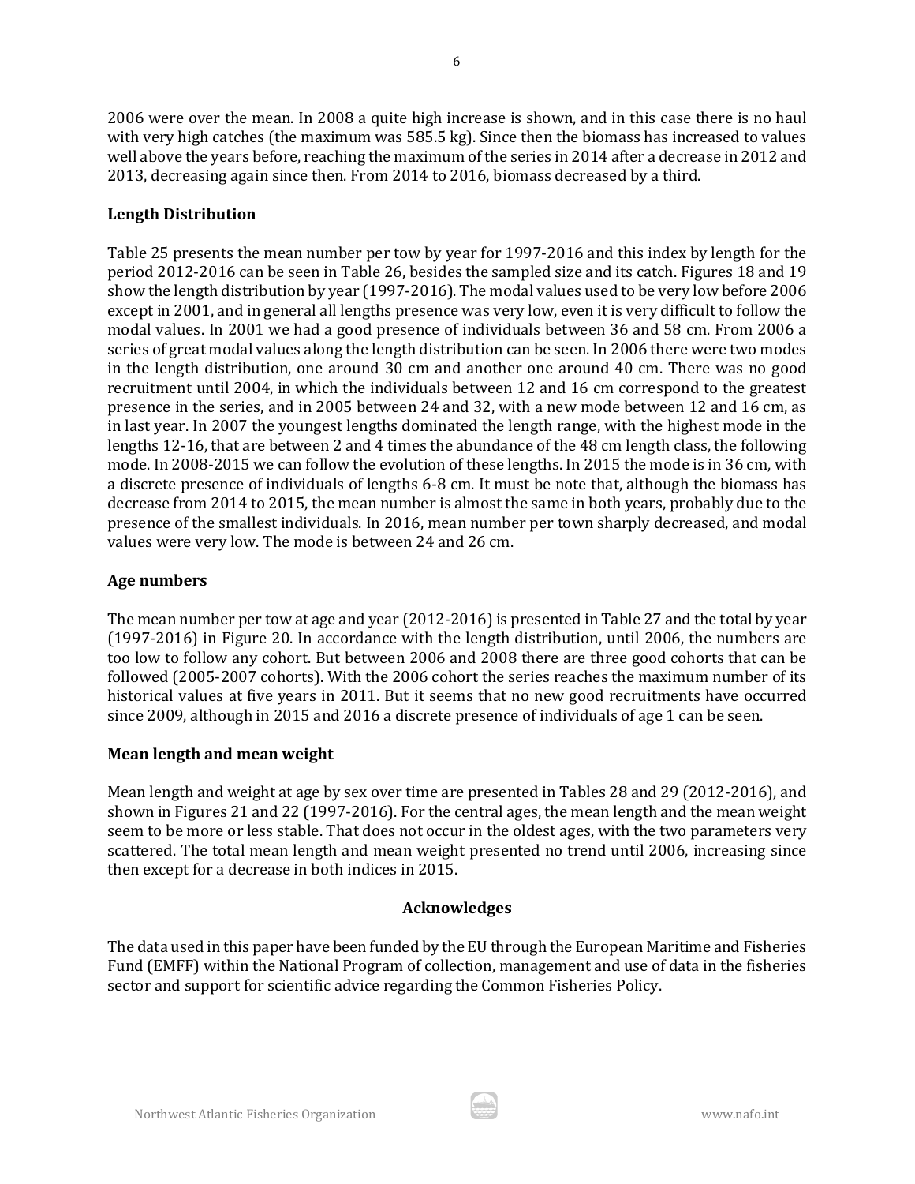2006 were over the mean. In 2008 a quite high increase is shown, and in this case there is no haul with very high catches (the maximum was 585.5 kg). Since then the biomass has increased to values well above the years before, reaching the maximum of the series in 2014 after a decrease in 2012 and 2013, decreasing again since then. From 2014 to 2016, biomass decreased by a third.

**Length Distribution**

Table 25 presents the mean number per tow by year for 1997-2016 and this index by length for the period 2012-2016 can be seen in Table 26, besides the sampled size and its catch. Figures 18 and 19 show the length distribution by year (1997-2016). The modal values used to be very low before 2006 except in 2001, and in general all lengths presence was very low, even it is very difficult to follow the modal values. In 2001 we had a good presence of individuals between 36 and 58 cm. From 2006 a series of great modal values along the length distribution can be seen. In 2006 there were two modes in the length distribution, one around 30 cm and another one around 40 cm. There was no good recruitment until 2004, in which the individuals between 12 and 16 cm correspond to the greatest presence in the series, and in 2005 between 24 and 32, with a new mode between 12 and 16 cm, as in last year. In 2007 the youngest lengths dominated the length range, with the highest mode in the lengths 12-16, that are between 2 and 4 times the abundance of the 48 cm length class, the following mode. In 2008-2015 we can follow the evolution of these lengths. In 2015 the mode is in 36 cm, with a discrete presence of individuals of lengths 6-8 cm. It must be note that, although the biomass has decrease from 2014 to 2015, the mean number is almost the same in both years, probably due to the presence of the smallest individuals. In 2016, mean number per town sharply decreased, and modal values were very low. The mode is between 24 and 26 cm.

**Age numbers**

The mean number per tow at age and year (2012-2016) is presented in Table 27 and the total by year (1997-2016) in Figure 20. In accordance with the length distribution, until 2006, the numbers are too low to follow any cohort. But between 2006 and 2008 there are three good cohorts that can be followed (2005-2007 cohorts). With the 2006 cohort the series reaches the maximum number of its historical values at five years in 2011. But it seems that no new good recruitments have occurred since 2009, although in 2015 and 2016 a discrete presence of individuals of age 1 can be seen.

**Mean length and mean weight**

Mean length and weight at age by sex over time are presented in Tables 28 and 29 (2012-2016), and shown in Figures 21 and 22 (1997-2016). For the central ages, the mean length and the mean weight seem to be more or less stable. That does not occur in the oldest ages, with the two parameters very scattered. The total mean length and mean weight presented no trend until 2006, increasing since then except for a decrease in both indices in 2015.

## Acknowledges

The data used in this paper have been funded by the EU through the European Maritime and Fisheries Fund (EMFF) within the National Program of collection, management and use of data in the fisheries sector and support for scientific advice regarding the Common Fisheries Policy.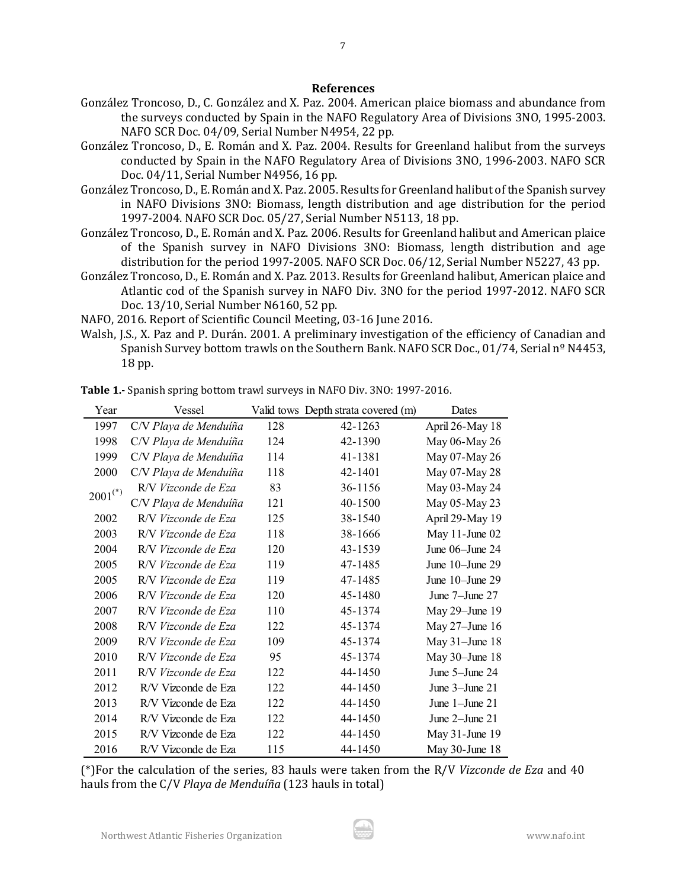## References

González Troncoso, D., C. González and X. Paz. 2004. American plaice biomass and abundance from the surveys conducted by Spain in the NAFO Regulatory Area of Divisions 3NO, 1995-2003. NAFO SCR Doc. 04/09, Serial Number N4954, 22 pp.

González Troncoso, D., E. Román and X. Paz. 2004. Results for Greenland halibut from the surveys conducted by Spain in the NAFO Regulatory Area of Divisions 3NO, 1996-2003. NAFO SCR Doc. 04/11, Serial Number N4956, 16 pp.

González Troncoso, D., E. Román and X. Paz. 2005. Results for Greenland halibut of the Spanish survey in NAFO Divisions 3NO: Biomass, length distribution and age distribution for the period 1997-2004. NAFO SCR Doc. 05/27, Serial Number N5113, 18 pp.

González Troncoso, D., E. Román and X. Paz. 2006. Results for Greenland halibut and American plaice of the Spanish survey in NAFO Divisions 3NO: Biomass, length distribution and age distribution for the period 1997-2005. NAFO SCR Doc. 06/12, Serial Number N5227, 43 pp.

González Troncoso, D., E. Román and X. Paz. 2013. Results for Greenland halibut, American plaice and Atlantic cod of the Spanish survey in NAFO Div. 3NO for the period 1997-2012. NAFO SCR Doc. 13/10, Serial Number N6160, 52 pp.

NAFO, 2016. Report of Scientific Council Meeting, 03-16 June 2016.

Walsh, J.S., X. Paz and P. Durán. 2001. A preliminary investigation of the efficiency of Canadian and Spanish Survey bottom trawls on the Southern Bank. NAFO SCR Doc., 01/74, Serial nº N4453, 18 pp.

**Table 1.-** Spanish spring bottom trawl surveys in NAFO Div. 3NO: 1997-2016.

| Year | Vessel | Valid tows | Depth strata covered (m) | Dates |
|---|---|---|---|---|
| 1997 | C/V *Playa de Menduíña* | 128 | 42-1263 | April 26-May 18 |
| 1998 | C/V *Playa de Menduíña* | 124 | 42-1390 | May 06-May 26 |
| 1999 | C/V *Playa de Menduíña* | 114 | 41-1381 | May 07-May 26 |
| 2000 | C/V *Playa de Menduíña* | 118 | 42-1401 | May 07-May 28 |
| 2001(*) | R/V *Vizconde de Eza* | 83 | 36-1156 | May 03-May 24 |
| | C/V *Playa de Menduíña* | 121 | 40-1500 | May 05-May 23 |
| 2002 | R/V *Vizconde de Eza* | 125 | 38-1540 | April 29-May 19 |
| 2003 | R/V *Vizconde de Eza* | 118 | 38-1666 | May 11-June 02 |
| 2004 | R/V *Vizconde de Eza* | 120 | 43-1539 | June 06–June 24 |
| 2005 | R/V *Vizconde de Eza* | 119 | 47-1485 | June 10–June 29 |
| 2005 | R/V *Vizconde de Eza* | 119 | 47-1485 | June 10–June 29 |
| 2006 | R/V *Vizconde de Eza* | 120 | 45-1480 | June 7–June 27 |
| 2007 | R/V *Vizconde de Eza* | 110 | 45-1374 | May 29–June 19 |
| 2008 | R/V *Vizconde de Eza* | 122 | 45-1374 | May 27–June 16 |
| 2009 | R/V *Vizconde de Eza* | 109 | 45-1374 | May 31–June 18 |
| 2010 | R/V *Vizconde de Eza* | 95 | 45-1374 | May 30–June 18 |
| 2011 | R/V *Vizconde de Eza* | 122 | 44-1450 | June 5–June 24 |
| 2012 | R/V Vizconde de Eza | 122 | 44-1450 | June 3–June 21 |
| 2013 | R/V Vizconde de Eza | 122 | 44-1450 | June 1–June 21 |
| 2014 | R/V Vizconde de Eza | 122 | 44-1450 | June 2–June 21 |
| 2015 | R/V Vizconde de Eza | 122 | 44-1450 | May 31-June 19 |
| 2016 | R/V Vizconde de Eza | 115 | 44-1450 | May 30-June 18 |

(*)For the calculation of the series, 83 hauls were taken from the R/V *Vizconde de Eza* and 40 hauls from the C/V *Playa de Menduíña* (123 hauls in total)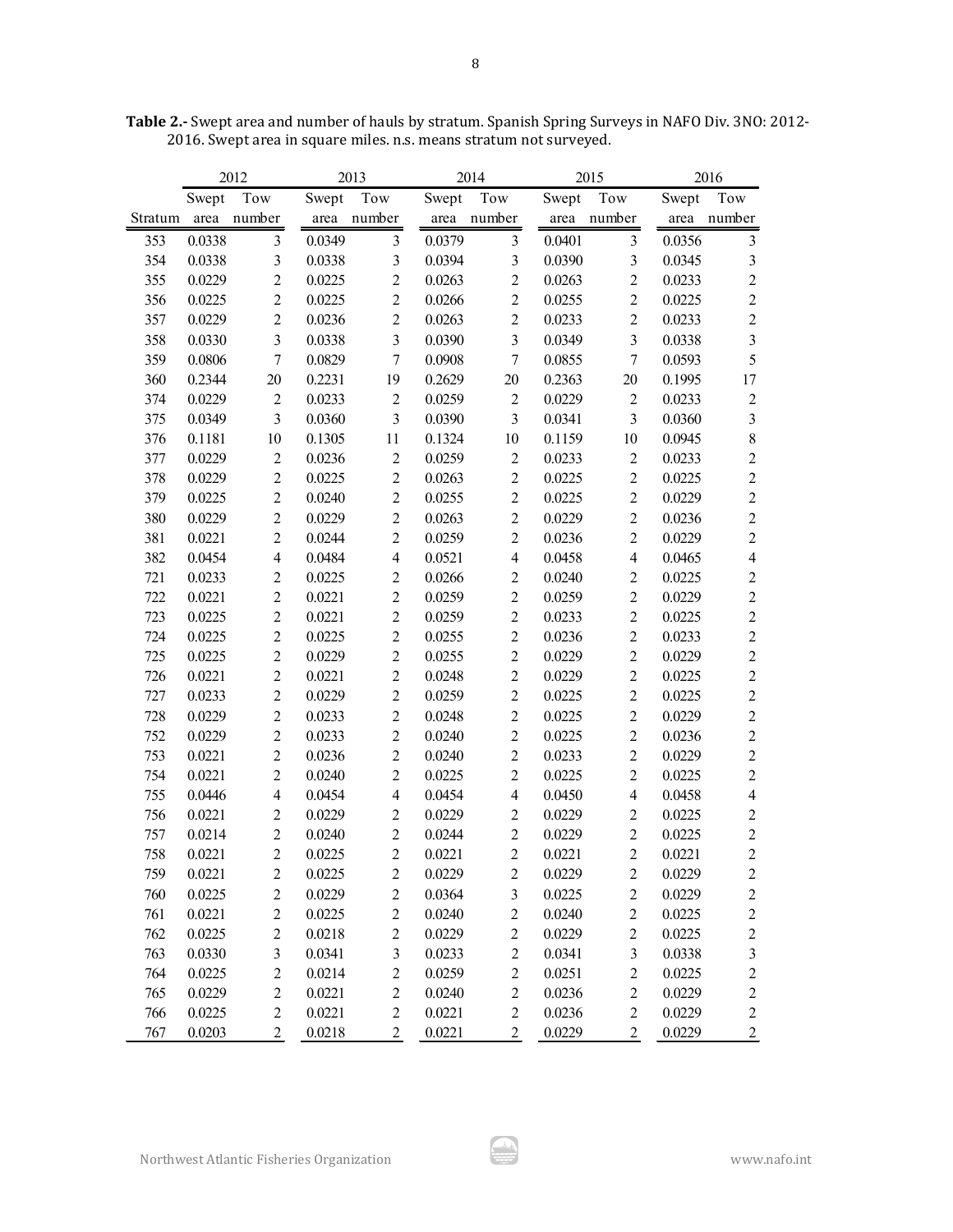**Table 2.-** Swept area and number of hauls by stratum. Spanish Spring Surveys in NAFO Div. 3NO: 2012-2016. Swept area in square miles. n.s. means stratum not surveyed.

| | 2012 | | 2013 | | 2014 | | 2015 | | 2016 | |
|---|---|---|---|---|---|---|---|---|---|---|
| Stratum | Swept area | Tow number | Swept area | Tow number | Swept area | Tow number | Swept area | Tow number | Swept area | Tow number |
| 353 | 0.0338 | 3 | 0.0349 | 3 | 0.0379 | 3 | 0.0401 | 3 | 0.0356 | 3 |
| 354 | 0.0338 | 3 | 0.0338 | 3 | 0.0394 | 3 | 0.0390 | 3 | 0.0345 | 3 |
| 355 | 0.0229 | 2 | 0.0225 | 2 | 0.0263 | 2 | 0.0263 | 2 | 0.0233 | 2 |
| 356 | 0.0225 | 2 | 0.0225 | 2 | 0.0266 | 2 | 0.0255 | 2 | 0.0225 | 2 |
| 357 | 0.0229 | 2 | 0.0236 | 2 | 0.0263 | 2 | 0.0233 | 2 | 0.0233 | 2 |
| 358 | 0.0330 | 3 | 0.0338 | 3 | 0.0390 | 3 | 0.0349 | 3 | 0.0338 | 3 |
| 359 | 0.0806 | 7 | 0.0829 | 7 | 0.0908 | 7 | 0.0855 | 7 | 0.0593 | 5 |
| 360 | 0.2344 | 20 | 0.2231 | 19 | 0.2629 | 20 | 0.2363 | 20 | 0.1995 | 17 |
| 374 | 0.0229 | 2 | 0.0233 | 2 | 0.0259 | 2 | 0.0229 | 2 | 0.0233 | 2 |
| 375 | 0.0349 | 3 | 0.0360 | 3 | 0.0390 | 3 | 0.0341 | 3 | 0.0360 | 3 |
| 376 | 0.1181 | 10 | 0.1305 | 11 | 0.1324 | 10 | 0.1159 | 10 | 0.0945 | 8 |
| 377 | 0.0229 | 2 | 0.0236 | 2 | 0.0259 | 2 | 0.0233 | 2 | 0.0233 | 2 |
| 378 | 0.0229 | 2 | 0.0225 | 2 | 0.0263 | 2 | 0.0225 | 2 | 0.0225 | 2 |
| 379 | 0.0225 | 2 | 0.0240 | 2 | 0.0255 | 2 | 0.0225 | 2 | 0.0229 | 2 |
| 380 | 0.0229 | 2 | 0.0229 | 2 | 0.0263 | 2 | 0.0229 | 2 | 0.0236 | 2 |
| 381 | 0.0221 | 2 | 0.0244 | 2 | 0.0259 | 2 | 0.0236 | 2 | 0.0229 | 2 |
| 382 | 0.0454 | 4 | 0.0484 | 4 | 0.0521 | 4 | 0.0458 | 4 | 0.0465 | 4 |
| 721 | 0.0233 | 2 | 0.0225 | 2 | 0.0266 | 2 | 0.0240 | 2 | 0.0225 | 2 |
| 722 | 0.0221 | 2 | 0.0221 | 2 | 0.0259 | 2 | 0.0259 | 2 | 0.0229 | 2 |
| 723 | 0.0225 | 2 | 0.0221 | 2 | 0.0259 | 2 | 0.0233 | 2 | 0.0225 | 2 |
| 724 | 0.0225 | 2 | 0.0225 | 2 | 0.0255 | 2 | 0.0236 | 2 | 0.0233 | 2 |
| 725 | 0.0225 | 2 | 0.0229 | 2 | 0.0255 | 2 | 0.0229 | 2 | 0.0229 | 2 |
| 726 | 0.0221 | 2 | 0.0221 | 2 | 0.0248 | 2 | 0.0229 | 2 | 0.0225 | 2 |
| 727 | 0.0233 | 2 | 0.0229 | 2 | 0.0259 | 2 | 0.0225 | 2 | 0.0225 | 2 |
| 728 | 0.0229 | 2 | 0.0233 | 2 | 0.0248 | 2 | 0.0225 | 2 | 0.0229 | 2 |
| 752 | 0.0229 | 2 | 0.0233 | 2 | 0.0240 | 2 | 0.0225 | 2 | 0.0236 | 2 |
| 753 | 0.0221 | 2 | 0.0236 | 2 | 0.0240 | 2 | 0.0233 | 2 | 0.0229 | 2 |
| 754 | 0.0221 | 2 | 0.0240 | 2 | 0.0225 | 2 | 0.0225 | 2 | 0.0225 | 2 |
| 755 | 0.0446 | 4 | 0.0454 | 4 | 0.0454 | 4 | 0.0450 | 4 | 0.0458 | 4 |
| 756 | 0.0221 | 2 | 0.0229 | 2 | 0.0229 | 2 | 0.0229 | 2 | 0.0225 | 2 |
| 757 | 0.0214 | 2 | 0.0240 | 2 | 0.0244 | 2 | 0.0229 | 2 | 0.0225 | 2 |
| 758 | 0.0221 | 2 | 0.0225 | 2 | 0.0221 | 2 | 0.0221 | 2 | 0.0221 | 2 |
| 759 | 0.0221 | 2 | 0.0225 | 2 | 0.0229 | 2 | 0.0229 | 2 | 0.0229 | 2 |
| 760 | 0.0225 | 2 | 0.0229 | 2 | 0.0364 | 3 | 0.0225 | 2 | 0.0229 | 2 |
| 761 | 0.0221 | 2 | 0.0225 | 2 | 0.0240 | 2 | 0.0240 | 2 | 0.0225 | 2 |
| 762 | 0.0225 | 2 | 0.0218 | 2 | 0.0229 | 2 | 0.0229 | 2 | 0.0225 | 2 |
| 763 | 0.0330 | 3 | 0.0341 | 3 | 0.0233 | 2 | 0.0341 | 3 | 0.0338 | 3 |
| 764 | 0.0225 | 2 | 0.0214 | 2 | 0.0259 | 2 | 0.0251 | 2 | 0.0225 | 2 |
| 765 | 0.0229 | 2 | 0.0221 | 2 | 0.0240 | 2 | 0.0236 | 2 | 0.0229 | 2 |
| 766 | 0.0225 | 2 | 0.0221 | 2 | 0.0221 | 2 | 0.0236 | 2 | 0.0229 | 2 |
| 767 | 0.0203 | 2 | 0.0218 | 2 | 0.0221 | 2 | 0.0229 | 2 | 0.0229 | 2 |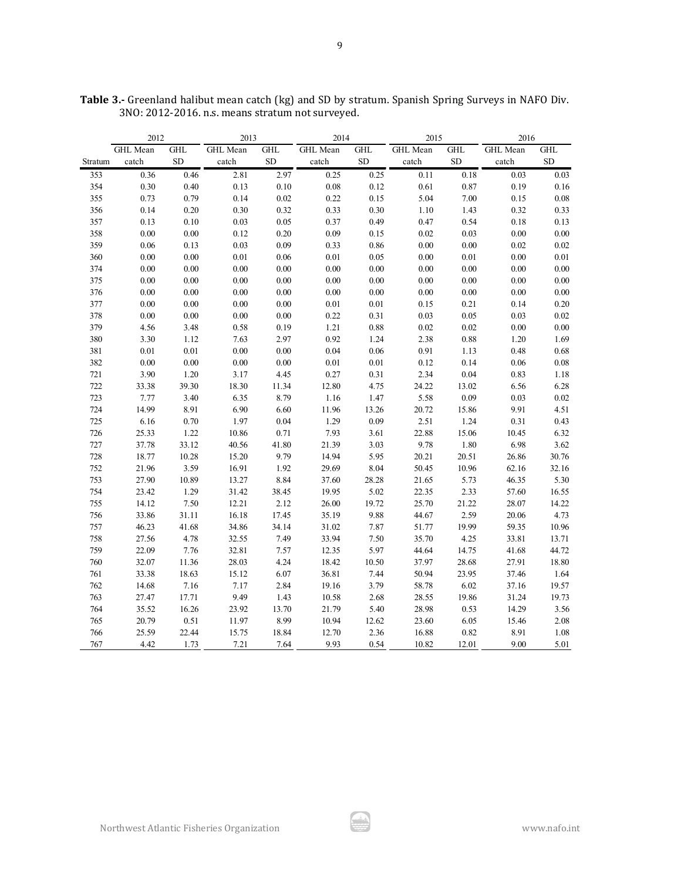**Table 3.-** Greenland halibut mean catch (kg) and SD by stratum. Spanish Spring Surveys in NAFO Div. 3NO: 2012-2016. n.s. means stratum not surveyed.

| | 2012 | | 2013 | | 2014 | | 2015 | | 2016 | |
|---|---|---|---|---|---|---|---|---|---|---|
| Stratum | GHL Mean catch | GHL SD | GHL Mean catch | GHL SD | GHL Mean catch | GHL SD | GHL Mean catch | GHL SD | GHL Mean catch | GHL SD |
| 353 | 0.36 | 0.46 | 2.81 | 2.97 | 0.25 | 0.25 | 0.11 | 0.18 | 0.03 | 0.03 |
| 354 | 0.30 | 0.40 | 0.13 | 0.10 | 0.08 | 0.12 | 0.61 | 0.87 | 0.19 | 0.16 |
| 355 | 0.73 | 0.79 | 0.14 | 0.02 | 0.22 | 0.15 | 5.04 | 7.00 | 0.15 | 0.08 |
| 356 | 0.14 | 0.20 | 0.30 | 0.32 | 0.33 | 0.30 | 1.10 | 1.43 | 0.32 | 0.33 |
| 357 | 0.13 | 0.10 | 0.03 | 0.05 | 0.37 | 0.49 | 0.47 | 0.54 | 0.18 | 0.13 |
| 358 | 0.00 | 0.00 | 0.12 | 0.20 | 0.09 | 0.15 | 0.02 | 0.03 | 0.00 | 0.00 |
| 359 | 0.06 | 0.13 | 0.03 | 0.09 | 0.33 | 0.86 | 0.00 | 0.00 | 0.02 | 0.02 |
| 360 | 0.00 | 0.00 | 0.01 | 0.06 | 0.01 | 0.05 | 0.00 | 0.01 | 0.00 | 0.01 |
| 374 | 0.00 | 0.00 | 0.00 | 0.00 | 0.00 | 0.00 | 0.00 | 0.00 | 0.00 | 0.00 |
| 375 | 0.00 | 0.00 | 0.00 | 0.00 | 0.00 | 0.00 | 0.00 | 0.00 | 0.00 | 0.00 |
| 376 | 0.00 | 0.00 | 0.00 | 0.00 | 0.00 | 0.00 | 0.00 | 0.00 | 0.00 | 0.00 |
| 377 | 0.00 | 0.00 | 0.00 | 0.00 | 0.01 | 0.01 | 0.15 | 0.21 | 0.14 | 0.20 |
| 378 | 0.00 | 0.00 | 0.00 | 0.00 | 0.22 | 0.31 | 0.03 | 0.05 | 0.03 | 0.02 |
| 379 | 4.56 | 3.48 | 0.58 | 0.19 | 1.21 | 0.88 | 0.02 | 0.02 | 0.00 | 0.00 |
| 380 | 3.30 | 1.12 | 7.63 | 2.97 | 0.92 | 1.24 | 2.38 | 0.88 | 1.20 | 1.69 |
| 381 | 0.01 | 0.01 | 0.00 | 0.00 | 0.04 | 0.06 | 0.91 | 1.13 | 0.48 | 0.68 |
| 382 | 0.00 | 0.00 | 0.00 | 0.00 | 0.01 | 0.01 | 0.12 | 0.14 | 0.06 | 0.08 |
| 721 | 3.90 | 1.20 | 3.17 | 4.45 | 0.27 | 0.31 | 2.34 | 0.04 | 0.83 | 1.18 |
| 722 | 33.38 | 39.30 | 18.30 | 11.34 | 12.80 | 4.75 | 24.22 | 13.02 | 6.56 | 6.28 |
| 723 | 7.77 | 3.40 | 6.35 | 8.79 | 1.16 | 1.47 | 5.58 | 0.09 | 0.03 | 0.02 |
| 724 | 14.99 | 8.91 | 6.90 | 6.60 | 11.96 | 13.26 | 20.72 | 15.86 | 9.91 | 4.51 |
| 725 | 6.16 | 0.70 | 1.97 | 0.04 | 1.29 | 0.09 | 2.51 | 1.24 | 0.31 | 0.43 |
| 726 | 25.33 | 1.22 | 10.86 | 0.71 | 7.93 | 3.61 | 22.88 | 15.06 | 10.45 | 6.32 |
| 727 | 37.78 | 33.12 | 40.56 | 41.80 | 21.39 | 3.03 | 9.78 | 1.80 | 6.98 | 3.62 |
| 728 | 18.77 | 10.28 | 15.20 | 9.79 | 14.94 | 5.95 | 20.21 | 20.51 | 26.86 | 30.76 |
| 752 | 21.96 | 3.59 | 16.91 | 1.92 | 29.69 | 8.04 | 50.45 | 10.96 | 62.16 | 32.16 |
| 753 | 27.90 | 10.89 | 13.27 | 8.84 | 37.60 | 28.28 | 21.65 | 5.73 | 46.35 | 5.30 |
| 754 | 23.42 | 1.29 | 31.42 | 38.45 | 19.95 | 5.02 | 22.35 | 2.33 | 57.60 | 16.55 |
| 755 | 14.12 | 7.50 | 12.21 | 2.12 | 26.00 | 19.72 | 25.70 | 21.22 | 28.07 | 14.22 |
| 756 | 33.86 | 31.11 | 16.18 | 17.45 | 35.19 | 9.88 | 44.67 | 2.59 | 20.06 | 4.73 |
| 757 | 46.23 | 41.68 | 34.86 | 34.14 | 31.02 | 7.87 | 51.77 | 19.99 | 59.35 | 10.96 |
| 758 | 27.56 | 4.78 | 32.55 | 7.49 | 33.94 | 7.50 | 35.70 | 4.25 | 33.81 | 13.71 |
| 759 | 22.09 | 7.76 | 32.81 | 7.57 | 12.35 | 5.97 | 44.64 | 14.75 | 41.68 | 44.72 |
| 760 | 32.07 | 11.36 | 28.03 | 4.24 | 18.42 | 10.50 | 37.97 | 28.68 | 27.91 | 18.80 |
| 761 | 33.38 | 18.63 | 15.12 | 6.07 | 36.81 | 7.44 | 50.94 | 23.95 | 37.46 | 1.64 |
| 762 | 14.68 | 7.16 | 7.17 | 2.84 | 19.16 | 3.79 | 58.78 | 6.02 | 37.16 | 19.57 |
| 763 | 27.47 | 17.71 | 9.49 | 1.43 | 10.58 | 2.68 | 28.55 | 19.86 | 31.24 | 19.73 |
| 764 | 35.52 | 16.26 | 23.92 | 13.70 | 21.79 | 5.40 | 28.98 | 0.53 | 14.29 | 3.56 |
| 765 | 20.79 | 0.51 | 11.97 | 8.99 | 10.94 | 12.62 | 23.60 | 6.05 | 15.46 | 2.08 |
| 766 | 25.59 | 22.44 | 15.75 | 18.84 | 12.70 | 2.36 | 16.88 | 0.82 | 8.91 | 1.08 |
| 767 | 4.42 | 1.73 | 7.21 | 7.64 | 9.93 | 0.54 | 10.82 | 12.01 | 9.00 | 5.01 |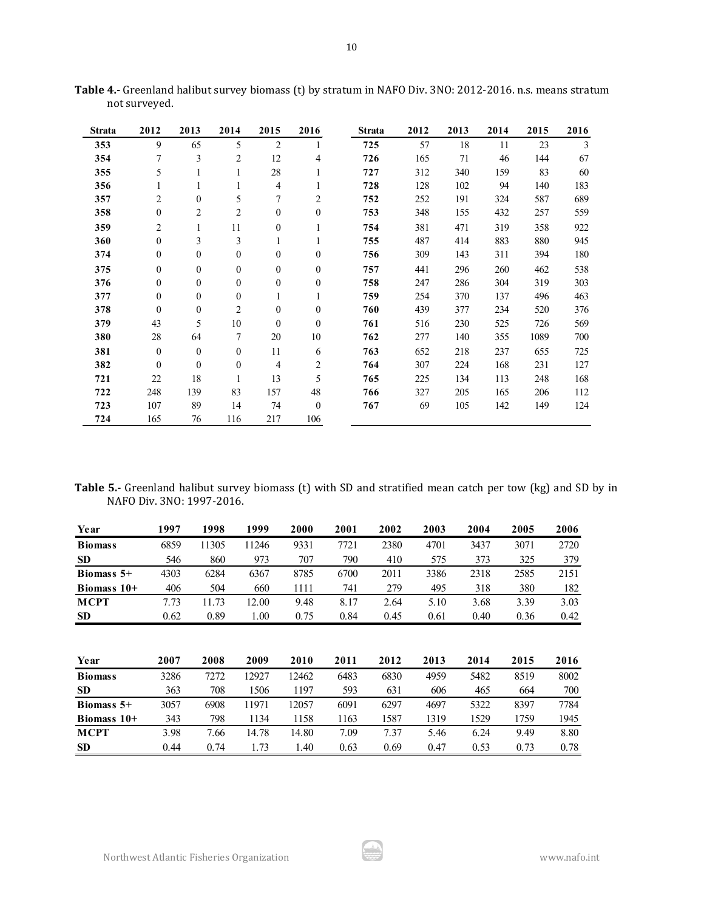**Table 4.-** Greenland halibut survey biomass (t) by stratum in NAFO Div. 3NO: 2012-2016. n.s. means stratum not surveyed.

| Strata | 2012 | 2013 | 2014 | 2015 | 2016 | Strata | 2012 | 2013 | 2014 | 2015 | 2016 |
|---|---|---|---|---|---|---|---|---|---|---|---|
| **353** | 9 | 65 | 5 | 2 | 1 | **725** | 57 | 18 | 11 | 23 | 3 |
| **354** | 7 | 3 | 2 | 12 | 4 | **726** | 165 | 71 | 46 | 144 | 67 |
| **355** | 5 | 1 | 1 | 28 | 1 | **727** | 312 | 340 | 159 | 83 | 60 |
| **356** | 1 | 1 | 1 | 4 | 1 | **728** | 128 | 102 | 94 | 140 | 183 |
| **357** | 2 | 0 | 5 | 7 | 2 | **752** | 252 | 191 | 324 | 587 | 689 |
| **358** | 0 | 2 | 2 | 0 | 0 | **753** | 348 | 155 | 432 | 257 | 559 |
| **359** | 2 | 1 | 11 | 0 | 1 | **754** | 381 | 471 | 319 | 358 | 922 |
| **360** | 0 | 3 | 3 | 1 | 1 | **755** | 487 | 414 | 883 | 880 | 945 |
| **374** | 0 | 0 | 0 | 0 | 0 | **756** | 309 | 143 | 311 | 394 | 180 |
| **375** | 0 | 0 | 0 | 0 | 0 | **757** | 441 | 296 | 260 | 462 | 538 |
| **376** | 0 | 0 | 0 | 0 | 0 | **758** | 247 | 286 | 304 | 319 | 303 |
| **377** | 0 | 0 | 0 | 1 | 1 | **759** | 254 | 370 | 137 | 496 | 463 |
| **378** | 0 | 0 | 2 | 0 | 0 | **760** | 439 | 377 | 234 | 520 | 376 |
| **379** | 43 | 5 | 10 | 0 | 0 | **761** | 516 | 230 | 525 | 726 | 569 |
| **380** | 28 | 64 | 7 | 20 | 10 | **762** | 277 | 140 | 355 | 1089 | 700 |
| **381** | 0 | 0 | 0 | 11 | 6 | **763** | 652 | 218 | 237 | 655 | 725 |
| **382** | 0 | 0 | 0 | 4 | 2 | **764** | 307 | 224 | 168 | 231 | 127 |
| **721** | 22 | 18 | 1 | 13 | 5 | **765** | 225 | 134 | 113 | 248 | 168 |
| **722** | 248 | 139 | 83 | 157 | 48 | **766** | 327 | 205 | 165 | 206 | 112 |
| **723** | 107 | 89 | 14 | 74 | 0 | **767** | 69 | 105 | 142 | 149 | 124 |
| **724** | 165 | 76 | 116 | 217 | 106 | | | | | | |

**Table 5.-** Greenland halibut survey biomass (t) with SD and stratified mean catch per tow (kg) and SD by in NAFO Div. 3NO: 1997-2016.

| Year | 1997 | 1998 | 1999 | 2000 | 2001 | 2002 | 2003 | 2004 | 2005 | 2006 |
|---|---|---|---|---|---|---|---|---|---|---|
| **Biomass** | 6859 | 11305 | 11246 | 9331 | 7721 | 2380 | 4701 | 3437 | 3071 | 2720 |
| **SD** | 546 | 860 | 973 | 707 | 790 | 410 | 575 | 373 | 325 | 379 |
| **Biomass 5+** | 4303 | 6284 | 6367 | 8785 | 6700 | 2011 | 3386 | 2318 | 2585 | 2151 |
| **Biomass 10+** | 406 | 504 | 660 | 1111 | 741 | 279 | 495 | 318 | 380 | 182 |
| **MCPT** | 7.73 | 11.73 | 12.00 | 9.48 | 8.17 | 2.64 | 5.10 | 3.68 | 3.39 | 3.03 |
| **SD** | 0.62 | 0.89 | 1.00 | 0.75 | 0.84 | 0.45 | 0.61 | 0.40 | 0.36 | 0.42 |

| Year | 2007 | 2008 | 2009 | 2010 | 2011 | 2012 | 2013 | 2014 | 2015 | 2016 |
|---|---|---|---|---|---|---|---|---|---|---|
| **Biomass** | 3286 | 7272 | 12927 | 12462 | 6483 | 6830 | 4959 | 5482 | 8519 | 8002 |
| **SD** | 363 | 708 | 1506 | 1197 | 593 | 631 | 606 | 465 | 664 | 700 |
| **Biomass 5+** | 3057 | 6908 | 11971 | 12057 | 6091 | 6297 | 4697 | 5322 | 8397 | 7784 |
| **Biomass 10+** | 343 | 798 | 1134 | 1158 | 1163 | 1587 | 1319 | 1529 | 1759 | 1945 |
| **MCPT** | 3.98 | 7.66 | 14.78 | 14.80 | 7.09 | 7.37 | 5.46 | 6.24 | 9.49 | 8.80 |
| **SD** | 0.44 | 0.74 | 1.73 | 1.40 | 0.63 | 0.69 | 0.47 | 0.53 | 0.73 | 0.78 |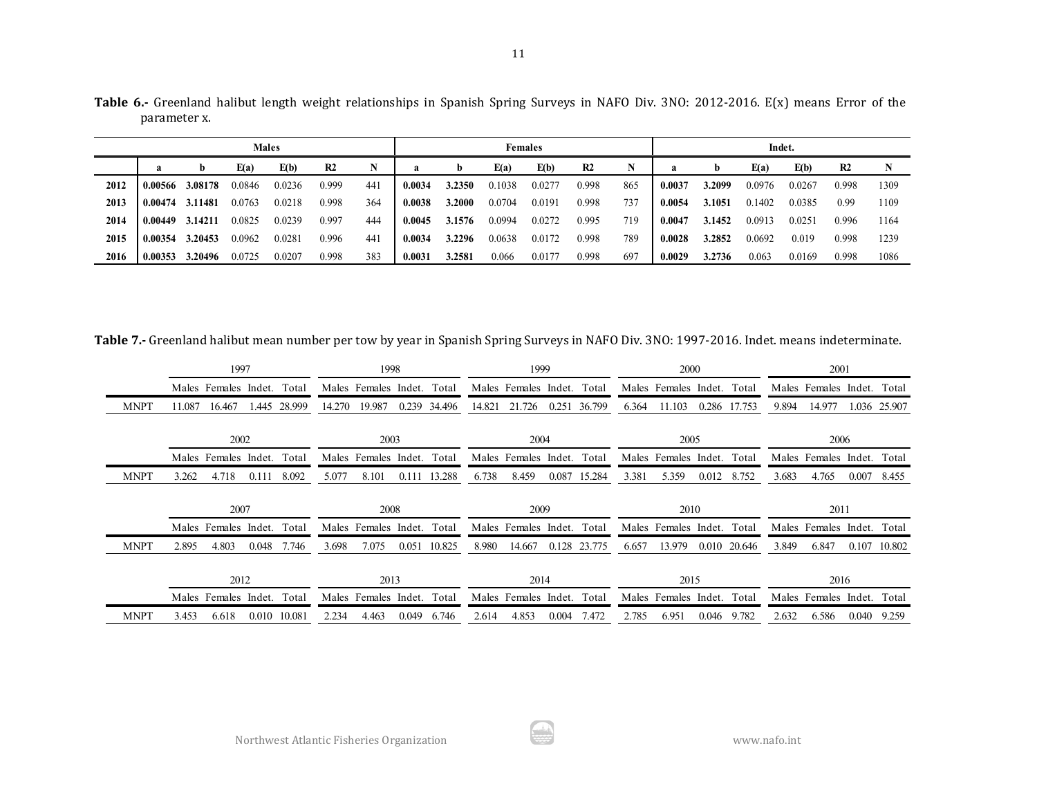**Table 6.-** Greenland halibut length weight relationships in Spanish Spring Surveys in NAFO Div. 3NO: 2012-2016. E(x) means Error of the parameter x.

| | Males | | | | | | Females | | | | | | Indet. | | | | | |
|---|---|---|---|---|---|---|---|---|---|---|---|---|---|---|---|---|---|---|
| | a | b | E(a) | E(b) | R2 | N | a | b | E(a) | E(b) | R2 | N | a | b | E(a) | E(b) | R2 | N |
| **2012** | **0.00566** | **3.08178** | 0.0846 | 0.0236 | 0.999 | 441 | **0.0034** | **3.2350** | 0.1038 | 0.0277 | 0.998 | 865 | **0.0037** | **3.2099** | 0.0976 | 0.0267 | 0.998 | 1309 |
| **2013** | **0.00474** | **3.11481** | 0.0763 | 0.0218 | 0.998 | 364 | **0.0038** | **3.2000** | 0.0704 | 0.0191 | 0.998 | 737 | **0.0054** | **3.1051** | 0.1402 | 0.0385 | 0.99 | 1109 |
| **2014** | **0.00449** | **3.14211** | 0.0825 | 0.0239 | 0.997 | 444 | **0.0045** | **3.1576** | 0.0994 | 0.0272 | 0.995 | 719 | **0.0047** | **3.1452** | 0.0913 | 0.0251 | 0.996 | 1164 |
| **2015** | **0.00354** | **3.20453** | 0.0962 | 0.0281 | 0.996 | 441 | **0.0034** | **3.2296** | 0.0638 | 0.0172 | 0.998 | 789 | **0.0028** | **3.2852** | 0.0692 | 0.019 | 0.998 | 1239 |
| **2016** | **0.00353** | **3.20496** | 0.0725 | 0.0207 | 0.998 | 383 | **0.0031** | **3.2581** | 0.066 | 0.0177 | 0.998 | 697 | **0.0029** | **3.2736** | 0.063 | 0.0169 | 0.998 | 1086 |

**Table 7.-** Greenland halibut mean number per tow by year in Spanish Spring Surveys in NAFO Div. 3NO: 1997-2016. Indet. means indeterminate.

| | 1997 | | | | 1998 | | | | 1999 | | | | 2000 | | | | 2001 | | | |
|---|---|---|---|---|---|---|---|---|---|---|---|---|---|---|---|---|---|---|---|---|
| | Males | Females | Indet. | Total | Males | Females | Indet. | Total | Males | Females | Indet. | Total | Males | Females | Indet. | Total | Males | Females | Indet. | Total |
| MNPT | 11.087 | 16.467 | 1.445 | 28.999 | 14.270 | 19.987 | 0.239 | 34.496 | 14.821 | 21.726 | 0.251 | 36.799 | 6.364 | 11.103 | 0.286 | 17.753 | 9.894 | 14.977 | 1.036 | 25.907 |

| | 2002 | | | | 2003 | | | | 2004 | | | | 2005 | | | | 2006 | | | |
|---|---|---|---|---|---|---|---|---|---|---|---|---|---|---|---|---|---|---|---|---|
| | Males | Females | Indet. | Total | Males | Females | Indet. | Total | Males | Females | Indet. | Total | Males | Females | Indet. | Total | Males | Females | Indet. | Total |
| MNPT | 3.262 | 4.718 | 0.111 | 8.092 | 5.077 | 8.101 | 0.111 | 13.288 | 6.738 | 8.459 | 0.087 | 15.284 | 3.381 | 5.359 | 0.012 | 8.752 | 3.683 | 4.765 | 0.007 | 8.455 |

| | 2007 | | | | 2008 | | | | 2009 | | | | 2010 | | | | 2011 | | | |
|---|---|---|---|---|---|---|---|---|---|---|---|---|---|---|---|---|---|---|---|---|
| | Males | Females | Indet. | Total | Males | Females | Indet. | Total | Males | Females | Indet. | Total | Males | Females | Indet. | Total | Males | Females | Indet. | Total |
| MNPT | 2.895 | 4.803 | 0.048 | 7.746 | 3.698 | 7.075 | 0.051 | 10.825 | 8.980 | 14.667 | 0.128 | 23.775 | 6.657 | 13.979 | 0.010 | 20.646 | 3.849 | 6.847 | 0.107 | 10.802 |

| | 2012 | | | | 2013 | | | | 2014 | | | | 2015 | | | | 2016 | | | |
|---|---|---|---|---|---|---|---|---|---|---|---|---|---|---|---|---|---|---|---|---|
| | Males | Females | Indet. | Total | Males | Females | Indet. | Total | Males | Females | Indet. | Total | Males | Females | Indet. | Total | Males | Females | Indet. | Total |
| MNPT | 3.453 | 6.618 | 0.010 | 10.081 | 2.234 | 4.463 | 0.049 | 6.746 | 2.614 | 4.853 | 0.004 | 7.472 | 2.785 | 6.951 | 0.046 | 9.782 | 2.632 | 6.586 | 0.040 | 9.259 |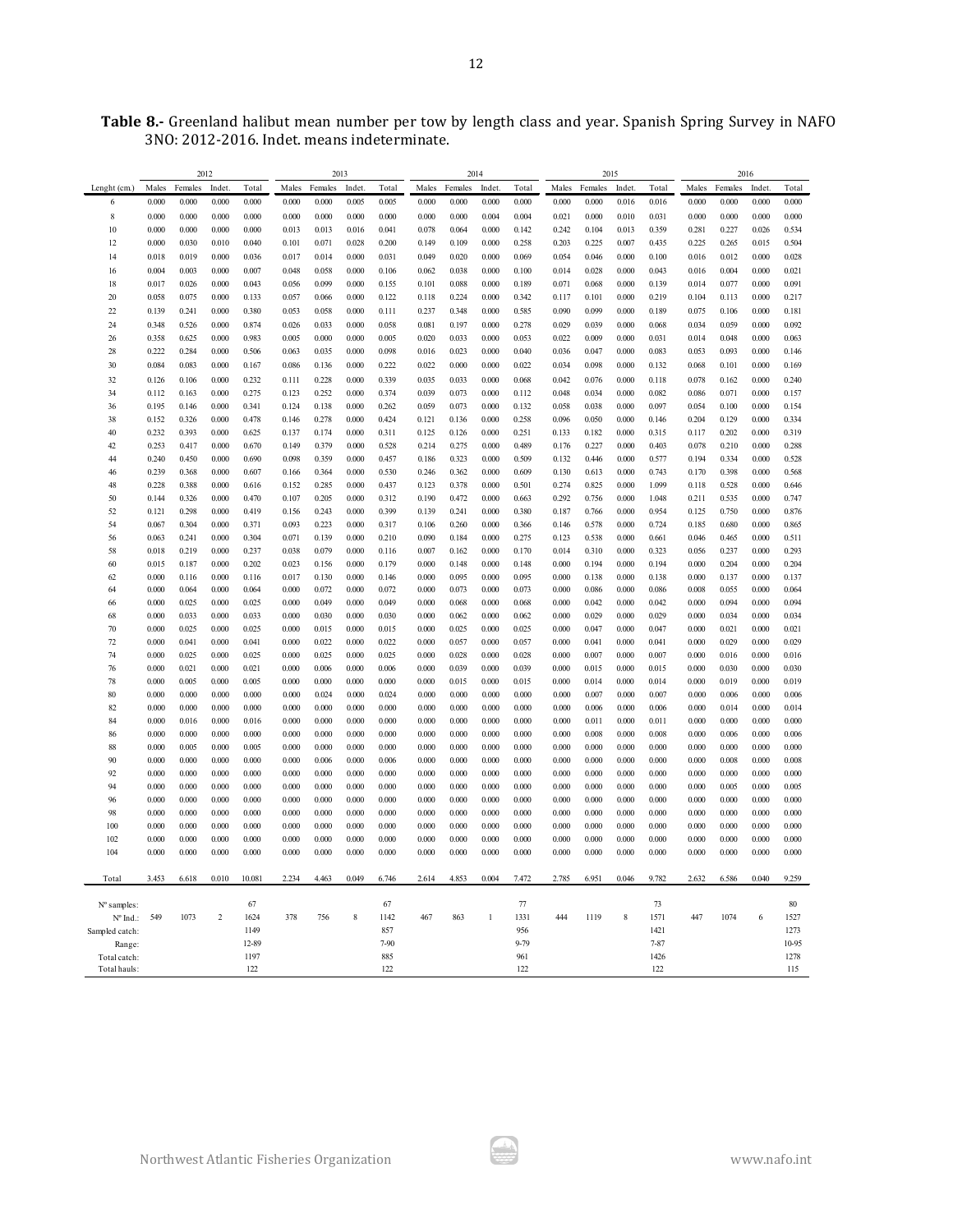**Table 8.-** Greenland halibut mean number per tow by length class and year. Spanish Spring Survey in NAFO 3NO: 2012-2016. Indet. means indeterminate.

| | 2012 | | | | 2013 | | | | 2014 | | | | 2015 | | | | 2016 | | | |
|---|---|---|---|---|---|---|---|---|---|---|---|---|---|---|---|---|---|---|---|---|
| Lenght (cm.) | Males | Females | Indet. | Total | Males | Females | Indet. | Total | Males | Females | Indet. | Total | Males | Females | Indet. | Total | Males | Females | Indet. | Total |
| 6 | 0.000 | 0.000 | 0.000 | 0.000 | 0.000 | 0.000 | 0.005 | 0.005 | 0.000 | 0.000 | 0.000 | 0.000 | 0.000 | 0.000 | 0.016 | 0.016 | 0.000 | 0.000 | 0.000 | 0.000 |
| 8 | 0.000 | 0.000 | 0.000 | 0.000 | 0.000 | 0.000 | 0.000 | 0.000 | 0.000 | 0.000 | 0.004 | 0.004 | 0.021 | 0.000 | 0.010 | 0.031 | 0.000 | 0.000 | 0.000 | 0.000 |
| 10 | 0.000 | 0.000 | 0.000 | 0.000 | 0.013 | 0.013 | 0.016 | 0.041 | 0.078 | 0.064 | 0.000 | 0.142 | 0.242 | 0.104 | 0.013 | 0.359 | 0.281 | 0.227 | 0.026 | 0.534 |
| 12 | 0.000 | 0.030 | 0.010 | 0.040 | 0.101 | 0.071 | 0.028 | 0.200 | 0.149 | 0.109 | 0.000 | 0.258 | 0.203 | 0.225 | 0.007 | 0.435 | 0.225 | 0.265 | 0.015 | 0.504 |
| 14 | 0.018 | 0.019 | 0.000 | 0.036 | 0.017 | 0.014 | 0.000 | 0.031 | 0.049 | 0.020 | 0.000 | 0.069 | 0.054 | 0.046 | 0.000 | 0.100 | 0.016 | 0.012 | 0.000 | 0.028 |
| 16 | 0.004 | 0.003 | 0.000 | 0.007 | 0.048 | 0.058 | 0.000 | 0.106 | 0.062 | 0.038 | 0.000 | 0.100 | 0.014 | 0.028 | 0.000 | 0.043 | 0.016 | 0.004 | 0.000 | 0.021 |
| 18 | 0.017 | 0.026 | 0.000 | 0.043 | 0.056 | 0.099 | 0.000 | 0.155 | 0.101 | 0.088 | 0.000 | 0.189 | 0.071 | 0.068 | 0.000 | 0.139 | 0.014 | 0.077 | 0.000 | 0.091 |
| 20 | 0.058 | 0.075 | 0.000 | 0.133 | 0.057 | 0.066 | 0.000 | 0.122 | 0.118 | 0.224 | 0.000 | 0.342 | 0.117 | 0.101 | 0.000 | 0.219 | 0.104 | 0.113 | 0.000 | 0.217 |
| 22 | 0.139 | 0.241 | 0.000 | 0.380 | 0.053 | 0.058 | 0.000 | 0.111 | 0.237 | 0.348 | 0.000 | 0.585 | 0.090 | 0.099 | 0.000 | 0.189 | 0.075 | 0.106 | 0.000 | 0.181 |
| 24 | 0.348 | 0.526 | 0.000 | 0.874 | 0.026 | 0.033 | 0.000 | 0.058 | 0.081 | 0.197 | 0.000 | 0.278 | 0.029 | 0.039 | 0.000 | 0.068 | 0.034 | 0.059 | 0.000 | 0.092 |
| 26 | 0.358 | 0.625 | 0.000 | 0.983 | 0.005 | 0.000 | 0.000 | 0.005 | 0.020 | 0.033 | 0.000 | 0.053 | 0.022 | 0.009 | 0.000 | 0.031 | 0.014 | 0.048 | 0.000 | 0.063 |
| 28 | 0.222 | 0.284 | 0.000 | 0.506 | 0.063 | 0.035 | 0.000 | 0.098 | 0.016 | 0.023 | 0.000 | 0.040 | 0.036 | 0.047 | 0.000 | 0.083 | 0.053 | 0.093 | 0.000 | 0.146 |
| 30 | 0.084 | 0.083 | 0.000 | 0.167 | 0.086 | 0.136 | 0.000 | 0.222 | 0.022 | 0.000 | 0.000 | 0.022 | 0.034 | 0.098 | 0.000 | 0.132 | 0.068 | 0.101 | 0.000 | 0.169 |
| 32 | 0.126 | 0.106 | 0.000 | 0.232 | 0.111 | 0.228 | 0.000 | 0.339 | 0.035 | 0.033 | 0.000 | 0.068 | 0.042 | 0.076 | 0.000 | 0.118 | 0.078 | 0.162 | 0.000 | 0.240 |
| 34 | 0.112 | 0.163 | 0.000 | 0.275 | 0.123 | 0.252 | 0.000 | 0.374 | 0.039 | 0.073 | 0.000 | 0.112 | 0.048 | 0.034 | 0.000 | 0.082 | 0.086 | 0.071 | 0.000 | 0.157 |
| 36 | 0.195 | 0.146 | 0.000 | 0.341 | 0.124 | 0.138 | 0.000 | 0.262 | 0.059 | 0.073 | 0.000 | 0.132 | 0.058 | 0.038 | 0.000 | 0.097 | 0.054 | 0.100 | 0.000 | 0.154 |
| 38 | 0.152 | 0.326 | 0.000 | 0.478 | 0.146 | 0.278 | 0.000 | 0.424 | 0.121 | 0.136 | 0.000 | 0.258 | 0.096 | 0.050 | 0.000 | 0.146 | 0.204 | 0.129 | 0.000 | 0.334 |
| 40 | 0.232 | 0.393 | 0.000 | 0.625 | 0.137 | 0.174 | 0.000 | 0.311 | 0.125 | 0.126 | 0.000 | 0.251 | 0.133 | 0.182 | 0.000 | 0.315 | 0.117 | 0.202 | 0.000 | 0.319 |
| 42 | 0.253 | 0.417 | 0.000 | 0.670 | 0.149 | 0.379 | 0.000 | 0.528 | 0.214 | 0.275 | 0.000 | 0.489 | 0.176 | 0.227 | 0.000 | 0.403 | 0.078 | 0.210 | 0.000 | 0.288 |
| 44 | 0.240 | 0.450 | 0.000 | 0.690 | 0.098 | 0.359 | 0.000 | 0.457 | 0.186 | 0.323 | 0.000 | 0.509 | 0.132 | 0.446 | 0.000 | 0.577 | 0.194 | 0.334 | 0.000 | 0.528 |
| 46 | 0.239 | 0.368 | 0.000 | 0.607 | 0.166 | 0.364 | 0.000 | 0.530 | 0.246 | 0.362 | 0.000 | 0.609 | 0.130 | 0.613 | 0.000 | 0.743 | 0.170 | 0.398 | 0.000 | 0.568 |
| 48 | 0.228 | 0.388 | 0.000 | 0.616 | 0.152 | 0.285 | 0.000 | 0.437 | 0.123 | 0.378 | 0.000 | 0.501 | 0.274 | 0.825 | 0.000 | 1.099 | 0.118 | 0.528 | 0.000 | 0.646 |
| 50 | 0.144 | 0.326 | 0.000 | 0.470 | 0.107 | 0.205 | 0.000 | 0.312 | 0.190 | 0.472 | 0.000 | 0.663 | 0.292 | 0.756 | 0.000 | 1.048 | 0.211 | 0.535 | 0.000 | 0.747 |
| 52 | 0.121 | 0.298 | 0.000 | 0.419 | 0.156 | 0.243 | 0.000 | 0.399 | 0.139 | 0.241 | 0.000 | 0.380 | 0.187 | 0.766 | 0.000 | 0.954 | 0.125 | 0.750 | 0.000 | 0.876 |
| 54 | 0.067 | 0.304 | 0.000 | 0.371 | 0.093 | 0.223 | 0.000 | 0.317 | 0.106 | 0.260 | 0.000 | 0.366 | 0.146 | 0.578 | 0.000 | 0.724 | 0.185 | 0.680 | 0.000 | 0.865 |
| 56 | 0.063 | 0.241 | 0.000 | 0.304 | 0.071 | 0.139 | 0.000 | 0.210 | 0.090 | 0.184 | 0.000 | 0.275 | 0.123 | 0.538 | 0.000 | 0.661 | 0.046 | 0.465 | 0.000 | 0.511 |
| 58 | 0.018 | 0.219 | 0.000 | 0.237 | 0.038 | 0.079 | 0.000 | 0.116 | 0.007 | 0.162 | 0.000 | 0.170 | 0.014 | 0.310 | 0.000 | 0.323 | 0.056 | 0.237 | 0.000 | 0.293 |
| 60 | 0.015 | 0.187 | 0.000 | 0.202 | 0.023 | 0.156 | 0.000 | 0.179 | 0.000 | 0.148 | 0.000 | 0.148 | 0.000 | 0.194 | 0.000 | 0.194 | 0.000 | 0.204 | 0.000 | 0.204 |
| 62 | 0.000 | 0.116 | 0.000 | 0.116 | 0.017 | 0.130 | 0.000 | 0.146 | 0.000 | 0.095 | 0.000 | 0.095 | 0.000 | 0.138 | 0.000 | 0.138 | 0.000 | 0.137 | 0.000 | 0.137 |
| 64 | 0.000 | 0.064 | 0.000 | 0.064 | 0.000 | 0.072 | 0.000 | 0.072 | 0.000 | 0.073 | 0.000 | 0.073 | 0.000 | 0.086 | 0.000 | 0.086 | 0.008 | 0.055 | 0.000 | 0.064 |
| 66 | 0.000 | 0.025 | 0.000 | 0.025 | 0.000 | 0.049 | 0.000 | 0.049 | 0.000 | 0.068 | 0.000 | 0.068 | 0.000 | 0.042 | 0.000 | 0.042 | 0.000 | 0.094 | 0.000 | 0.094 |
| 68 | 0.000 | 0.033 | 0.000 | 0.033 | 0.000 | 0.030 | 0.000 | 0.030 | 0.000 | 0.062 | 0.000 | 0.062 | 0.000 | 0.029 | 0.000 | 0.029 | 0.000 | 0.034 | 0.000 | 0.034 |
| 70 | 0.000 | 0.025 | 0.000 | 0.025 | 0.000 | 0.015 | 0.000 | 0.015 | 0.000 | 0.025 | 0.000 | 0.025 | 0.000 | 0.047 | 0.000 | 0.047 | 0.000 | 0.021 | 0.000 | 0.021 |
| 72 | 0.000 | 0.041 | 0.000 | 0.041 | 0.000 | 0.022 | 0.000 | 0.022 | 0.000 | 0.057 | 0.000 | 0.057 | 0.000 | 0.041 | 0.000 | 0.041 | 0.000 | 0.029 | 0.000 | 0.029 |
| 74 | 0.000 | 0.025 | 0.000 | 0.025 | 0.000 | 0.025 | 0.000 | 0.025 | 0.000 | 0.028 | 0.000 | 0.028 | 0.000 | 0.007 | 0.000 | 0.007 | 0.000 | 0.016 | 0.000 | 0.016 |
| 76 | 0.000 | 0.021 | 0.000 | 0.021 | 0.000 | 0.006 | 0.000 | 0.006 | 0.000 | 0.039 | 0.000 | 0.039 | 0.000 | 0.015 | 0.000 | 0.015 | 0.000 | 0.030 | 0.000 | 0.030 |
| 78 | 0.000 | 0.005 | 0.000 | 0.005 | 0.000 | 0.000 | 0.000 | 0.000 | 0.000 | 0.015 | 0.000 | 0.015 | 0.000 | 0.014 | 0.000 | 0.014 | 0.000 | 0.019 | 0.000 | 0.019 |
| 80 | 0.000 | 0.000 | 0.000 | 0.000 | 0.000 | 0.024 | 0.000 | 0.024 | 0.000 | 0.000 | 0.000 | 0.000 | 0.000 | 0.007 | 0.000 | 0.007 | 0.000 | 0.006 | 0.000 | 0.006 |
| 82 | 0.000 | 0.000 | 0.000 | 0.000 | 0.000 | 0.000 | 0.000 | 0.000 | 0.000 | 0.000 | 0.000 | 0.000 | 0.000 | 0.006 | 0.000 | 0.006 | 0.000 | 0.014 | 0.000 | 0.014 |
| 84 | 0.000 | 0.016 | 0.000 | 0.016 | 0.000 | 0.000 | 0.000 | 0.000 | 0.000 | 0.000 | 0.000 | 0.000 | 0.000 | 0.011 | 0.000 | 0.011 | 0.000 | 0.000 | 0.000 | 0.000 |
| 86 | 0.000 | 0.000 | 0.000 | 0.000 | 0.000 | 0.000 | 0.000 | 0.000 | 0.000 | 0.000 | 0.000 | 0.000 | 0.000 | 0.008 | 0.000 | 0.008 | 0.000 | 0.006 | 0.000 | 0.006 |
| 88 | 0.000 | 0.005 | 0.000 | 0.005 | 0.000 | 0.000 | 0.000 | 0.000 | 0.000 | 0.000 | 0.000 | 0.000 | 0.000 | 0.000 | 0.000 | 0.000 | 0.000 | 0.000 | 0.000 | 0.000 |
| 90 | 0.000 | 0.000 | 0.000 | 0.000 | 0.000 | 0.006 | 0.000 | 0.006 | 0.000 | 0.000 | 0.000 | 0.000 | 0.000 | 0.000 | 0.000 | 0.000 | 0.000 | 0.008 | 0.000 | 0.008 |
| 92 | 0.000 | 0.000 | 0.000 | 0.000 | 0.000 | 0.000 | 0.000 | 0.000 | 0.000 | 0.000 | 0.000 | 0.000 | 0.000 | 0.000 | 0.000 | 0.000 | 0.000 | 0.000 | 0.000 | 0.000 |
| 94 | 0.000 | 0.000 | 0.000 | 0.000 | 0.000 | 0.000 | 0.000 | 0.000 | 0.000 | 0.000 | 0.000 | 0.000 | 0.000 | 0.000 | 0.000 | 0.000 | 0.000 | 0.005 | 0.000 | 0.005 |
| 96 | 0.000 | 0.000 | 0.000 | 0.000 | 0.000 | 0.000 | 0.000 | 0.000 | 0.000 | 0.000 | 0.000 | 0.000 | 0.000 | 0.000 | 0.000 | 0.000 | 0.000 | 0.000 | 0.000 | 0.000 |
| 98 | 0.000 | 0.000 | 0.000 | 0.000 | 0.000 | 0.000 | 0.000 | 0.000 | 0.000 | 0.000 | 0.000 | 0.000 | 0.000 | 0.000 | 0.000 | 0.000 | 0.000 | 0.000 | 0.000 | 0.000 |
| 100 | 0.000 | 0.000 | 0.000 | 0.000 | 0.000 | 0.000 | 0.000 | 0.000 | 0.000 | 0.000 | 0.000 | 0.000 | 0.000 | 0.000 | 0.000 | 0.000 | 0.000 | 0.000 | 0.000 | 0.000 |
| 102 | 0.000 | 0.000 | 0.000 | 0.000 | 0.000 | 0.000 | 0.000 | 0.000 | 0.000 | 0.000 | 0.000 | 0.000 | 0.000 | 0.000 | 0.000 | 0.000 | 0.000 | 0.000 | 0.000 | 0.000 |
| 104 | 0.000 | 0.000 | 0.000 | 0.000 | 0.000 | 0.000 | 0.000 | 0.000 | 0.000 | 0.000 | 0.000 | 0.000 | 0.000 | 0.000 | 0.000 | 0.000 | 0.000 | 0.000 | 0.000 | 0.000 |
| Total | 3.453 | 6.618 | 0.010 | 10.081 | 2.234 | 4.463 | 0.049 | 6.746 | 2.614 | 4.853 | 0.004 | 7.472 | 2.785 | 6.951 | 0.046 | 9.782 | 2.632 | 6.586 | 0.040 | 9.259 |
| Nº samples: | | | | 67 | | | | 67 | | | | 77 | | | | 73 | | | | 80 |
| Nº Ind.: | 549 | 1073 | 2 | 1624 | 378 | 756 | 8 | 1142 | 467 | 863 | 1 | 1331 | 444 | 1119 | 8 | 1571 | 447 | 1074 | 6 | 1527 |
| Sampled catch: | | | | 1149 | | | | 857 | | | | 956 | | | | 1421 | | | | 1273 |
| Range: | | | | 12-89 | | | | 7-90 | | | | 9-79 | | | | 7-87 | | | | 10-95 |
| Total catch: | | | | 1197 | | | | 885 | | | | 961 | | | | 1426 | | | | 1278 |
| Total hauls: | | | | 122 | | | | 122 | | | | 122 | | | | 122 | | | | 115 |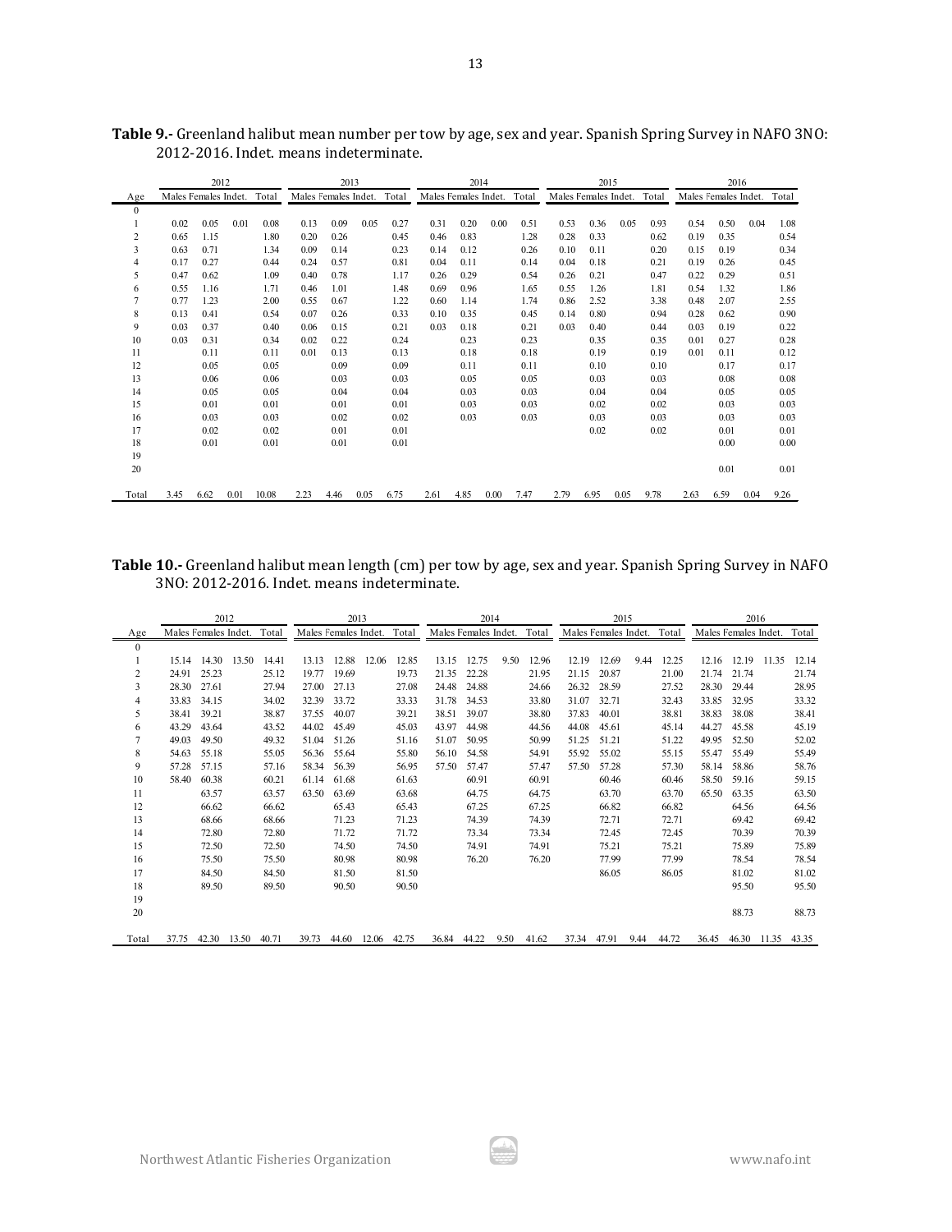**Table 9.-** Greenland halibut mean number per tow by age, sex and year. Spanish Spring Survey in NAFO 3NO: 2012-2016. Indet. means indeterminate.

| Age | 2012 | | | | 2013 | | | | 2014 | | | | 2015 | | | | 2016 | | | |
|---|---|---|---|---|---|---|---|---|---|---|---|---|---|---|---|---|---|---|---|---|
| | Males | Females | Indet. | Total | Males | Females | Indet. | Total | Males | Females | Indet. | Total | Males | Females | Indet. | Total | Males | Females | Indet. | Total |
| 0 | | | | | | | | | | | | | | | | | | | | |
| 1 | 0.02 | 0.05 | 0.01 | 0.08 | 0.13 | 0.09 | 0.05 | 0.27 | 0.31 | 0.20 | 0.00 | 0.51 | 0.53 | 0.36 | 0.05 | 0.93 | 0.54 | 0.50 | 0.04 | 1.08 |
| 2 | 0.65 | 1.15 | | 1.80 | 0.20 | 0.26 | | 0.45 | 0.46 | 0.83 | | 1.28 | 0.28 | 0.33 | | 0.62 | 0.19 | 0.35 | | 0.54 |
| 3 | 0.63 | 0.71 | | 1.34 | 0.09 | 0.14 | | 0.23 | 0.14 | 0.12 | | 0.26 | 0.10 | 0.11 | | 0.20 | 0.15 | 0.19 | | 0.34 |
| 4 | 0.17 | 0.27 | | 0.44 | 0.24 | 0.57 | | 0.81 | 0.04 | 0.11 | | 0.14 | 0.04 | 0.18 | | 0.21 | 0.19 | 0.26 | | 0.45 |
| 5 | 0.47 | 0.62 | | 1.09 | 0.40 | 0.78 | | 1.17 | 0.26 | 0.29 | | 0.54 | 0.26 | 0.21 | | 0.47 | 0.22 | 0.29 | | 0.51 |
| 6 | 0.55 | 1.16 | | 1.71 | 0.46 | 1.01 | | 1.48 | 0.69 | 0.96 | | 1.65 | 0.55 | 1.26 | | 1.81 | 0.54 | 1.32 | | 1.86 |
| 7 | 0.77 | 1.23 | | 2.00 | 0.55 | 0.67 | | 1.22 | 0.60 | 1.14 | | 1.74 | 0.86 | 2.52 | | 3.38 | 0.48 | 2.07 | | 2.55 |
| 8 | 0.13 | 0.41 | | 0.54 | 0.07 | 0.26 | | 0.33 | 0.10 | 0.35 | | 0.45 | 0.14 | 0.80 | | 0.94 | 0.28 | 0.62 | | 0.90 |
| 9 | 0.03 | 0.37 | | 0.40 | 0.06 | 0.15 | | 0.21 | 0.03 | 0.18 | | 0.21 | 0.03 | 0.40 | | 0.44 | 0.03 | 0.19 | | 0.22 |
| 10 | 0.03 | 0.31 | | 0.34 | 0.02 | 0.22 | | 0.24 | | 0.23 | | 0.23 | | 0.35 | | 0.35 | 0.01 | 0.27 | | 0.28 |
| 11 | | 0.11 | | 0.11 | 0.01 | 0.13 | | 0.13 | | 0.18 | | 0.18 | | 0.19 | | 0.19 | 0.01 | 0.11 | | 0.12 |
| 12 | | 0.05 | | 0.05 | | 0.09 | | 0.09 | | 0.11 | | 0.11 | | 0.10 | | 0.10 | | 0.17 | | 0.17 |
| 13 | | 0.06 | | 0.06 | | 0.03 | | 0.03 | | 0.05 | | 0.05 | | 0.03 | | 0.03 | | 0.08 | | 0.08 |
| 14 | | 0.05 | | 0.05 | | 0.04 | | 0.04 | | 0.03 | | 0.03 | | 0.04 | | 0.04 | | 0.05 | | 0.05 |
| 15 | | 0.01 | | 0.01 | | 0.01 | | 0.01 | | 0.03 | | 0.03 | | 0.02 | | 0.02 | | 0.03 | | 0.03 |
| 16 | | 0.03 | | 0.03 | | 0.02 | | 0.02 | | 0.03 | | 0.03 | | 0.03 | | 0.03 | | 0.03 | | 0.03 |
| 17 | | 0.02 | | 0.02 | | 0.01 | | 0.01 | | | | | | 0.02 | | 0.02 | | 0.01 | | 0.01 |
| 18 | | 0.01 | | 0.01 | | 0.01 | | 0.01 | | | | | | | | | | 0.00 | | 0.00 |
| 19 | | | | | | | | | | | | | | | | | | | | |
| 20 | | | | | | | | | | | | | | | | | | 0.01 | | 0.01 |
| Total | 3.45 | 6.62 | 0.01 | 10.08 | 2.23 | 4.46 | 0.05 | 6.75 | 2.61 | 4.85 | 0.00 | 7.47 | 2.79 | 6.95 | 0.05 | 9.78 | 2.63 | 6.59 | 0.04 | 9.26 |

**Table 10.-** Greenland halibut mean length (cm) per tow by age, sex and year. Spanish Spring Survey in NAFO 3NO: 2012-2016. Indet. means indeterminate.

| Age | 2012 | | | | 2013 | | | | 2014 | | | | 2015 | | | | 2016 | | | |
|---|---|---|---|---|---|---|---|---|---|---|---|---|---|---|---|---|---|---|---|---|
| | Males | Females | Indet. | Total | Males | Females | Indet. | Total | Males | Females | Indet. | Total | Males | Females | Indet. | Total | Males | Females | Indet. | Total |
| 0 | | | | | | | | | | | | | | | | | | | | |
| 1 | 15.14 | 14.30 | 13.50 | 14.41 | 13.13 | 12.88 | 12.06 | 12.85 | 13.15 | 12.75 | 9.50 | 12.96 | 12.19 | 12.69 | 9.44 | 12.25 | 12.16 | 12.19 | 11.35 | 12.14 |
| 2 | 24.91 | 25.23 | | 25.12 | 19.77 | 19.69 | | 19.73 | 21.35 | 22.28 | | 21.95 | 21.15 | 20.87 | | 21.00 | 21.74 | 21.74 | | 21.74 |
| 3 | 28.30 | 27.61 | | 27.94 | 27.00 | 27.13 | | 27.08 | 24.48 | 24.88 | | 24.66 | 26.32 | 28.59 | | 27.52 | 28.30 | 29.44 | | 28.95 |
| 4 | 33.83 | 34.15 | | 34.02 | 32.39 | 33.72 | | 33.33 | 31.78 | 34.53 | | 33.80 | 31.07 | 32.71 | | 32.43 | 33.85 | 32.95 | | 33.32 |
| 5 | 38.41 | 39.21 | | 38.87 | 37.55 | 40.07 | | 39.21 | 38.51 | 39.07 | | 38.80 | 37.83 | 40.01 | | 38.81 | 38.83 | 38.08 | | 38.41 |
| 6 | 43.29 | 43.64 | | 43.52 | 44.02 | 45.49 | | 45.03 | 43.97 | 44.98 | | 44.56 | 44.08 | 45.61 | | 45.14 | 44.27 | 45.58 | | 45.19 |
| 7 | 49.03 | 49.50 | | 49.32 | 51.04 | 51.26 | | 51.16 | 51.07 | 50.95 | | 50.99 | 51.25 | 51.21 | | 51.22 | 49.95 | 52.50 | | 52.02 |
| 8 | 54.63 | 55.18 | | 55.05 | 56.36 | 55.64 | | 55.80 | 56.10 | 54.58 | | 54.91 | 55.92 | 55.02 | | 55.15 | 55.47 | 55.49 | | 55.49 |
| 9 | 57.28 | 57.15 | | 57.16 | 58.34 | 56.39 | | 56.95 | 57.50 | 57.47 | | 57.47 | 57.50 | 57.28 | | 57.30 | 58.14 | 58.86 | | 58.76 |
| 10 | 58.40 | 60.38 | | 60.21 | 61.14 | 61.68 | | 61.63 | | 60.91 | | 60.91 | | 60.46 | | 60.46 | 58.50 | 59.16 | | 59.15 |
| 11 | | 63.57 | | 63.57 | 63.50 | 63.69 | | 63.68 | | 64.75 | | 64.75 | | 63.70 | | 63.70 | 65.50 | 63.35 | | 63.50 |
| 12 | | 66.62 | | 66.62 | | 65.43 | | 65.43 | | 67.25 | | 67.25 | | 66.82 | | 66.82 | | 64.56 | | 64.56 |
| 13 | | 68.66 | | 68.66 | | 71.23 | | 71.23 | | 74.39 | | 74.39 | | 72.71 | | 72.71 | | 69.42 | | 69.42 |
| 14 | | 72.80 | | 72.80 | | 71.72 | | 71.72 | | 73.34 | | 73.34 | | 72.45 | | 72.45 | | 70.39 | | 70.39 |
| 15 | | 72.50 | | 72.50 | | 74.50 | | 74.50 | | 74.91 | | 74.91 | | 75.21 | | 75.21 | | 75.89 | | 75.89 |
| 16 | | 75.50 | | 75.50 | | 80.98 | | 80.98 | | 76.20 | | 76.20 | | 77.99 | | 77.99 | | 78.54 | | 78.54 |
| 17 | | 84.50 | | 84.50 | | 81.50 | | 81.50 | | | | | | 86.05 | | 86.05 | | 81.02 | | 81.02 |
| 18 | | 89.50 | | 89.50 | | 90.50 | | 90.50 | | | | | | | | | | 95.50 | | 95.50 |
| 19 | | | | | | | | | | | | | | | | | | | | |
| 20 | | | | | | | | | | | | | | | | | | 88.73 | | 88.73 |
| Total | 37.75 | 42.30 | 13.50 | 40.71 | 39.73 | 44.60 | 12.06 | 42.75 | 36.84 | 44.22 | 9.50 | 41.62 | 37.34 | 47.91 | 9.44 | 44.72 | 36.45 | 46.30 | 11.35 | 43.35 |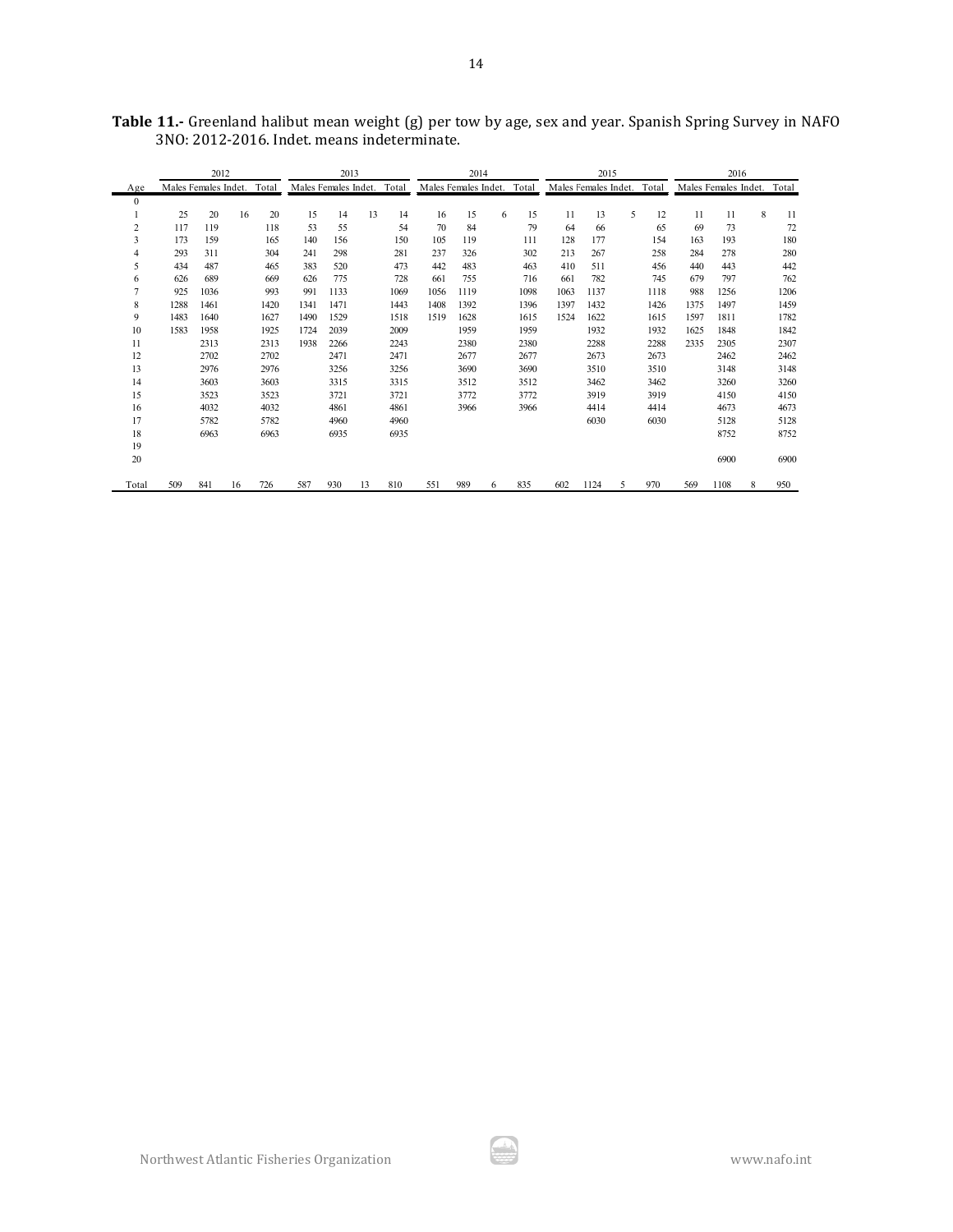**Table 11.-** Greenland halibut mean weight (g) per tow by age, sex and year. Spanish Spring Survey in NAFO 3NO: 2012-2016. Indet. means indeterminate.

| | 2012 | | | | 2013 | | | | 2014 | | | | 2015 | | | | 2016 | | | |
|---|---|---|---|---|---|---|---|---|---|---|---|---|---|---|---|---|---|---|---|---|
| Age | Males | Females | Indet. | Total | Males | Females | Indet. | Total | Males | Females | Indet. | Total | Males | Females | Indet. | Total | Males | Females | Indet. | Total |
| 0 | | | | | | | | | | | | | | | | | | | | |
| 1 | 25 | 20 | 16 | 20 | 15 | 14 | 13 | 14 | 16 | 15 | 6 | 15 | 11 | 13 | 5 | 12 | 11 | 11 | 8 | 11 |
| 2 | 117 | 119 | | 118 | 53 | 55 | | 54 | 70 | 84 | | 79 | 64 | 66 | | 65 | 69 | 73 | | 72 |
| 3 | 173 | 159 | | 165 | 140 | 156 | | 150 | 105 | 119 | | 111 | 128 | 177 | | 154 | 163 | 193 | | 180 |
| 4 | 293 | 311 | | 304 | 241 | 298 | | 281 | 237 | 326 | | 302 | 213 | 267 | | 258 | 284 | 278 | | 280 |
| 5 | 434 | 487 | | 465 | 383 | 520 | | 473 | 442 | 483 | | 463 | 410 | 511 | | 456 | 440 | 443 | | 442 |
| 6 | 626 | 689 | | 669 | 626 | 775 | | 728 | 661 | 755 | | 716 | 661 | 782 | | 745 | 679 | 797 | | 762 |
| 7 | 925 | 1036 | | 993 | 991 | 1133 | | 1069 | 1056 | 1119 | | 1098 | 1063 | 1137 | | 1118 | 988 | 1256 | | 1206 |
| 8 | 1288 | 1461 | | 1420 | 1341 | 1471 | | 1443 | 1408 | 1392 | | 1396 | 1397 | 1432 | | 1426 | 1375 | 1497 | | 1459 |
| 9 | 1483 | 1640 | | 1627 | 1490 | 1529 | | 1518 | 1519 | 1628 | | 1615 | 1524 | 1622 | | 1615 | 1597 | 1811 | | 1782 |
| 10 | 1583 | 1958 | | 1925 | 1724 | 2039 | | 2009 | | 1959 | | 1959 | | 1932 | | 1932 | 1625 | 1848 | | 1842 |
| 11 | | 2313 | | 2313 | 1938 | 2266 | | 2243 | | 2380 | | 2380 | | 2288 | | 2288 | 2335 | 2305 | | 2307 |
| 12 | | 2702 | | 2702 | | 2471 | | 2471 | | 2677 | | 2677 | | 2673 | | 2673 | | 2462 | | 2462 |
| 13 | | 2976 | | 2976 | | 3256 | | 3256 | | 3690 | | 3690 | | 3510 | | 3510 | | 3148 | | 3148 |
| 14 | | 3603 | | 3603 | | 3315 | | 3315 | | 3512 | | 3512 | | 3462 | | 3462 | | 3260 | | 3260 |
| 15 | | 3523 | | 3523 | | 3721 | | 3721 | | 3772 | | 3772 | | 3919 | | 3919 | | 4150 | | 4150 |
| 16 | | 4032 | | 4032 | | 4861 | | 4861 | | 3966 | | 3966 | | 4414 | | 4414 | | 4673 | | 4673 |
| 17 | | 5782 | | 5782 | | 4960 | | 4960 | | | | | | 6030 | | 6030 | | 5128 | | 5128 |
| 18 | | 6963 | | 6963 | | 6935 | | 6935 | | | | | | | | | | 8752 | | 8752 |
| 19 | | | | | | | | | | | | | | | | | | | | |
| 20 | | | | | | | | | | | | | | | | | | 6900 | | 6900 |
| Total | 509 | 841 | 16 | 726 | 587 | 930 | 13 | 810 | 551 | 989 | 6 | 835 | 602 | 1124 | 5 | 970 | 569 | 1108 | 8 | 950 |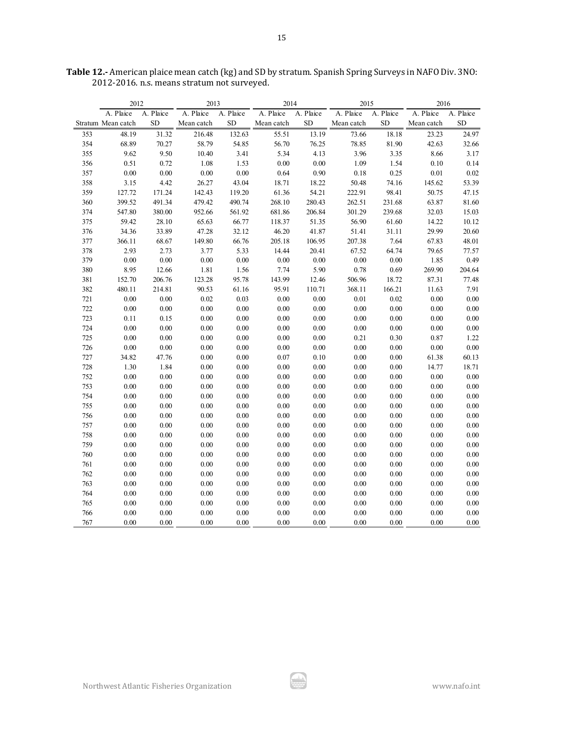**Table 12.-** American plaice mean catch (kg) and SD by stratum. Spanish Spring Surveys in NAFO Div. 3NO: 2012-2016. n.s. means stratum not surveyed.

| | 2012 | | 2013 | | 2014 | | 2015 | | 2016 | |
|---|---|---|---|---|---|---|---|---|---|---|
| | A. Plaice | A. Plaice | A. Plaice | A. Plaice | A. Plaice | A. Plaice | A. Plaice | A. Plaice | A. Plaice | A. Plaice |
| Stratum | Mean catch | SD | Mean catch | SD | Mean catch | SD | Mean catch | SD | Mean catch | SD |
| 353 | 48.19 | 31.32 | 216.48 | 132.63 | 55.51 | 13.19 | 73.66 | 18.18 | 23.23 | 24.97 |
| 354 | 68.89 | 70.27 | 58.79 | 54.85 | 56.70 | 76.25 | 78.85 | 81.90 | 42.63 | 32.66 |
| 355 | 9.62 | 9.50 | 10.40 | 3.41 | 5.34 | 4.13 | 3.96 | 3.35 | 8.66 | 3.17 |
| 356 | 0.51 | 0.72 | 1.08 | 1.53 | 0.00 | 0.00 | 1.09 | 1.54 | 0.10 | 0.14 |
| 357 | 0.00 | 0.00 | 0.00 | 0.00 | 0.64 | 0.90 | 0.18 | 0.25 | 0.01 | 0.02 |
| 358 | 3.15 | 4.42 | 26.27 | 43.04 | 18.71 | 18.22 | 50.48 | 74.16 | 145.62 | 53.39 |
| 359 | 127.72 | 171.24 | 142.43 | 119.20 | 61.36 | 54.21 | 222.91 | 98.41 | 50.75 | 47.15 |
| 360 | 399.52 | 491.34 | 479.42 | 490.74 | 268.10 | 280.43 | 262.51 | 231.68 | 63.87 | 81.60 |
| 374 | 547.80 | 380.00 | 952.66 | 561.92 | 681.86 | 206.84 | 301.29 | 239.68 | 32.03 | 15.03 |
| 375 | 59.42 | 28.10 | 65.63 | 66.77 | 118.37 | 51.35 | 56.90 | 61.60 | 14.22 | 10.12 |
| 376 | 34.36 | 33.89 | 47.28 | 32.12 | 46.20 | 41.87 | 51.41 | 31.11 | 29.99 | 20.60 |
| 377 | 366.11 | 68.67 | 149.80 | 66.76 | 205.18 | 106.95 | 207.38 | 7.64 | 67.83 | 48.01 |
| 378 | 2.93 | 2.73 | 3.77 | 5.33 | 14.44 | 20.41 | 67.52 | 64.74 | 79.65 | 77.57 |
| 379 | 0.00 | 0.00 | 0.00 | 0.00 | 0.00 | 0.00 | 0.00 | 0.00 | 1.85 | 0.49 |
| 380 | 8.95 | 12.66 | 1.81 | 1.56 | 7.74 | 5.90 | 0.78 | 0.69 | 269.90 | 204.64 |
| 381 | 152.70 | 206.76 | 123.28 | 95.78 | 143.99 | 12.46 | 506.96 | 18.72 | 87.31 | 77.48 |
| 382 | 480.11 | 214.81 | 90.53 | 61.16 | 95.91 | 110.71 | 368.11 | 166.21 | 11.63 | 7.91 |
| 721 | 0.00 | 0.00 | 0.02 | 0.03 | 0.00 | 0.00 | 0.01 | 0.02 | 0.00 | 0.00 |
| 722 | 0.00 | 0.00 | 0.00 | 0.00 | 0.00 | 0.00 | 0.00 | 0.00 | 0.00 | 0.00 |
| 723 | 0.11 | 0.15 | 0.00 | 0.00 | 0.00 | 0.00 | 0.00 | 0.00 | 0.00 | 0.00 |
| 724 | 0.00 | 0.00 | 0.00 | 0.00 | 0.00 | 0.00 | 0.00 | 0.00 | 0.00 | 0.00 |
| 725 | 0.00 | 0.00 | 0.00 | 0.00 | 0.00 | 0.00 | 0.21 | 0.30 | 0.87 | 1.22 |
| 726 | 0.00 | 0.00 | 0.00 | 0.00 | 0.00 | 0.00 | 0.00 | 0.00 | 0.00 | 0.00 |
| 727 | 34.82 | 47.76 | 0.00 | 0.00 | 0.07 | 0.10 | 0.00 | 0.00 | 61.38 | 60.13 |
| 728 | 1.30 | 1.84 | 0.00 | 0.00 | 0.00 | 0.00 | 0.00 | 0.00 | 14.77 | 18.71 |
| 752 | 0.00 | 0.00 | 0.00 | 0.00 | 0.00 | 0.00 | 0.00 | 0.00 | 0.00 | 0.00 |
| 753 | 0.00 | 0.00 | 0.00 | 0.00 | 0.00 | 0.00 | 0.00 | 0.00 | 0.00 | 0.00 |
| 754 | 0.00 | 0.00 | 0.00 | 0.00 | 0.00 | 0.00 | 0.00 | 0.00 | 0.00 | 0.00 |
| 755 | 0.00 | 0.00 | 0.00 | 0.00 | 0.00 | 0.00 | 0.00 | 0.00 | 0.00 | 0.00 |
| 756 | 0.00 | 0.00 | 0.00 | 0.00 | 0.00 | 0.00 | 0.00 | 0.00 | 0.00 | 0.00 |
| 757 | 0.00 | 0.00 | 0.00 | 0.00 | 0.00 | 0.00 | 0.00 | 0.00 | 0.00 | 0.00 |
| 758 | 0.00 | 0.00 | 0.00 | 0.00 | 0.00 | 0.00 | 0.00 | 0.00 | 0.00 | 0.00 |
| 759 | 0.00 | 0.00 | 0.00 | 0.00 | 0.00 | 0.00 | 0.00 | 0.00 | 0.00 | 0.00 |
| 760 | 0.00 | 0.00 | 0.00 | 0.00 | 0.00 | 0.00 | 0.00 | 0.00 | 0.00 | 0.00 |
| 761 | 0.00 | 0.00 | 0.00 | 0.00 | 0.00 | 0.00 | 0.00 | 0.00 | 0.00 | 0.00 |
| 762 | 0.00 | 0.00 | 0.00 | 0.00 | 0.00 | 0.00 | 0.00 | 0.00 | 0.00 | 0.00 |
| 763 | 0.00 | 0.00 | 0.00 | 0.00 | 0.00 | 0.00 | 0.00 | 0.00 | 0.00 | 0.00 |
| 764 | 0.00 | 0.00 | 0.00 | 0.00 | 0.00 | 0.00 | 0.00 | 0.00 | 0.00 | 0.00 |
| 765 | 0.00 | 0.00 | 0.00 | 0.00 | 0.00 | 0.00 | 0.00 | 0.00 | 0.00 | 0.00 |
| 766 | 0.00 | 0.00 | 0.00 | 0.00 | 0.00 | 0.00 | 0.00 | 0.00 | 0.00 | 0.00 |
| 767 | 0.00 | 0.00 | 0.00 | 0.00 | 0.00 | 0.00 | 0.00 | 0.00 | 0.00 | 0.00 |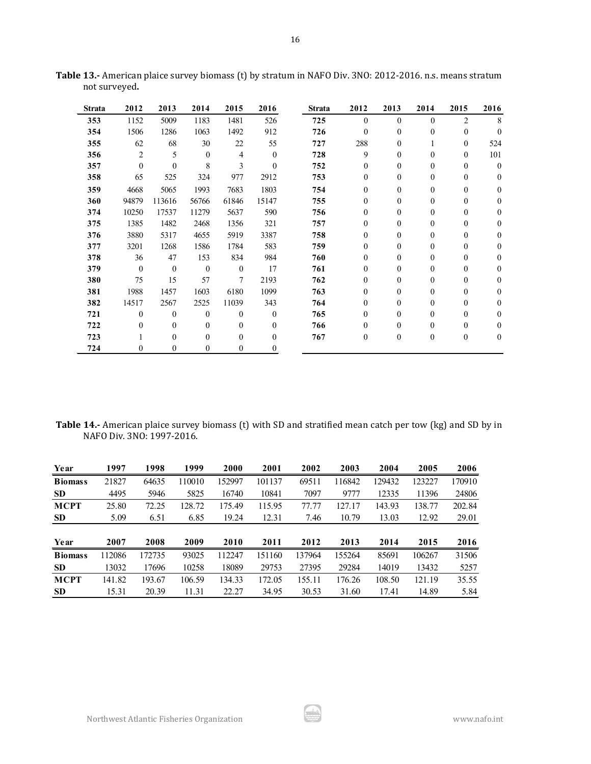**Table 13.-** American plaice survey biomass (t) by stratum in NAFO Div. 3NO: 2012-2016. n.s. means stratum not surveyed**.**

| Strata | 2012 | 2013 | 2014 | 2015 | 2016 | Strata | 2012 | 2013 | 2014 | 2015 | 2016 |
|---|---|---|---|---|---|---|---|---|---|---|---|
| 353 | 1152 | 5009 | 1183 | 1481 | 526 | 725 | 0 | 0 | 0 | 2 | 8 |
| 354 | 1506 | 1286 | 1063 | 1492 | 912 | 726 | 0 | 0 | 0 | 0 | 0 |
| 355 | 62 | 68 | 30 | 22 | 55 | 727 | 288 | 0 | 1 | 0 | 524 |
| 356 | 2 | 5 | 0 | 4 | 0 | 728 | 9 | 0 | 0 | 0 | 101 |
| 357 | 0 | 0 | 8 | 3 | 0 | 752 | 0 | 0 | 0 | 0 | 0 |
| 358 | 65 | 525 | 324 | 977 | 2912 | 753 | 0 | 0 | 0 | 0 | 0 |
| 359 | 4668 | 5065 | 1993 | 7683 | 1803 | 754 | 0 | 0 | 0 | 0 | 0 |
| 360 | 94879 | 113616 | 56766 | 61846 | 15147 | 755 | 0 | 0 | 0 | 0 | 0 |
| 374 | 10250 | 17537 | 11279 | 5637 | 590 | 756 | 0 | 0 | 0 | 0 | 0 |
| 375 | 1385 | 1482 | 2468 | 1356 | 321 | 757 | 0 | 0 | 0 | 0 | 0 |
| 376 | 3880 | 5317 | 4655 | 5919 | 3387 | 758 | 0 | 0 | 0 | 0 | 0 |
| 377 | 3201 | 1268 | 1586 | 1784 | 583 | 759 | 0 | 0 | 0 | 0 | 0 |
| 378 | 36 | 47 | 153 | 834 | 984 | 760 | 0 | 0 | 0 | 0 | 0 |
| 379 | 0 | 0 | 0 | 0 | 17 | 761 | 0 | 0 | 0 | 0 | 0 |
| 380 | 75 | 15 | 57 | 7 | 2193 | 762 | 0 | 0 | 0 | 0 | 0 |
| 381 | 1988 | 1457 | 1603 | 6180 | 1099 | 763 | 0 | 0 | 0 | 0 | 0 |
| 382 | 14517 | 2567 | 2525 | 11039 | 343 | 764 | 0 | 0 | 0 | 0 | 0 |
| 721 | 0 | 0 | 0 | 0 | 0 | 765 | 0 | 0 | 0 | 0 | 0 |
| 722 | 0 | 0 | 0 | 0 | 0 | 766 | 0 | 0 | 0 | 0 | 0 |
| 723 | 1 | 0 | 0 | 0 | 0 | 767 | 0 | 0 | 0 | 0 | 0 |
| 724 | 0 | 0 | 0 | 0 | 0 | | | | | | |

**Table 14.-** American plaice survey biomass (t) with SD and stratified mean catch per tow (kg) and SD by in NAFO Div. 3NO: 1997-2016.

| Year | 1997 | 1998 | 1999 | 2000 | 2001 | 2002 | 2003 | 2004 | 2005 | 2006 |
|---|---|---|---|---|---|---|---|---|---|---|
| **Biomass** | 21827 | 64635 | 110010 | 152997 | 101137 | 69511 | 116842 | 129432 | 123227 | 170910 |
| **SD** | 4495 | 5946 | 5825 | 16740 | 10841 | 7097 | 9777 | 12335 | 11396 | 24806 |
| **MCPT** | 25.80 | 72.25 | 128.72 | 175.49 | 115.95 | 77.77 | 127.17 | 143.93 | 138.77 | 202.84 |
| **SD** | 5.09 | 6.51 | 6.85 | 19.24 | 12.31 | 7.46 | 10.79 | 13.03 | 12.92 | 29.01 |

| Year | 2007 | 2008 | 2009 | 2010 | 2011 | 2012 | 2013 | 2014 | 2015 | 2016 |
|---|---|---|---|---|---|---|---|---|---|---|
| **Biomass** | 112086 | 172735 | 93025 | 112247 | 151160 | 137964 | 155264 | 85691 | 106267 | 31506 |
| **SD** | 13032 | 17696 | 10258 | 18089 | 29753 | 27395 | 29284 | 14019 | 13432 | 5257 |
| **MCPT** | 141.82 | 193.67 | 106.59 | 134.33 | 172.05 | 155.11 | 176.26 | 108.50 | 121.19 | 35.55 |
| **SD** | 15.31 | 20.39 | 11.31 | 22.27 | 34.95 | 30.53 | 31.60 | 17.41 | 14.89 | 5.84 |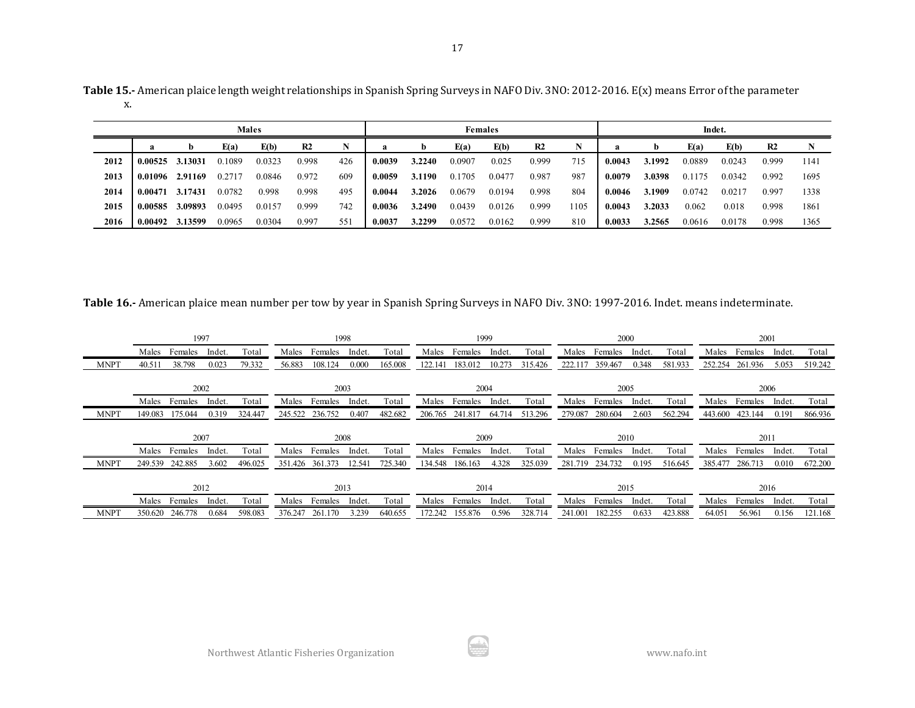**Table 15.-** American plaice length weight relationships in Spanish Spring Surveys in NAFO Div. 3NO: 2012-2016. E(x) means Error of the parameter x.

| | Males | | | | | | Females | | | | | | Indet. | | | | | |
|---|---|---|---|---|---|---|---|---|---|---|---|---|---|---|---|---|---|---|
| | **a** | **b** | **E(a)** | **E(b)** | **R2** | **N** | **a** | **b** | **E(a)** | **E(b)** | **R2** | **N** | **a** | **b** | **E(a)** | **E(b)** | **R2** | **N** |
| **2012** | **0.00525** | **3.13031** | 0.1089 | 0.0323 | 0.998 | 426 | **0.0039** | **3.2240** | 0.0907 | 0.025 | 0.999 | 715 | **0.0043** | **3.1992** | 0.0889 | 0.0243 | 0.999 | 1141 |
| **2013** | **0.01096** | **2.91169** | 0.2717 | 0.0846 | 0.972 | 609 | **0.0059** | **3.1190** | 0.1705 | 0.0477 | 0.987 | 987 | **0.0079** | **3.0398** | 0.1175 | 0.0342 | 0.992 | 1695 |
| **2014** | **0.00471** | **3.17431** | 0.0782 | 0.998 | 0.998 | 495 | **0.0044** | **3.2026** | 0.0679 | 0.0194 | 0.998 | 804 | **0.0046** | **3.1909** | 0.0742 | 0.0217 | 0.997 | 1338 |
| **2015** | **0.00585** | **3.09893** | 0.0495 | 0.0157 | 0.999 | 742 | **0.0036** | **3.2490** | 0.0439 | 0.0126 | 0.999 | 1105 | **0.0043** | **3.2033** | 0.062 | 0.018 | 0.998 | 1861 |
| **2016** | **0.00492** | **3.13599** | 0.0965 | 0.0304 | 0.997 | 551 | **0.0037** | **3.2299** | 0.0572 | 0.0162 | 0.999 | 810 | **0.0033** | **3.2565** | 0.0616 | 0.0178 | 0.998 | 1365 |

**Table 16.-** American plaice mean number per tow by year in Spanish Spring Surveys in NAFO Div. 3NO: 1997-2016. Indet. means indeterminate.

| | 1997 | | | | 1998 | | | | 1999 | | | | 2000 | | | | 2001 | | | |
|---|---|---|---|---|---|---|---|---|---|---|---|---|---|---|---|---|---|---|---|---|
| | Males | Females | Indet. | Total | Males | Females | Indet. | Total | Males | Females | Indet. | Total | Males | Females | Indet. | Total | Males | Females | Indet. | Total |
| MNPT | 40.511 | 38.798 | 0.023 | 79.332 | 56.883 | 108.124 | 0.000 | 165.008 | 122.141 | 183.012 | 10.273 | 315.426 | 222.117 | 359.467 | 0.348 | 581.933 | 252.254 | 261.936 | 5.053 | 519.242 |

| | 2002 | | | | 2003 | | | | 2004 | | | | 2005 | | | | 2006 | | | |
|---|---|---|---|---|---|---|---|---|---|---|---|---|---|---|---|---|---|---|---|---|
| | Males | Females | Indet. | Total | Males | Females | Indet. | Total | Males | Females | Indet. | Total | Males | Females | Indet. | Total | Males | Females | Indet. | Total |
| MNPT | 149.083 | 175.044 | 0.319 | 324.447 | 245.522 | 236.752 | 0.407 | 482.682 | 206.765 | 241.817 | 64.714 | 513.296 | 279.087 | 280.604 | 2.603 | 562.294 | 443.600 | 423.144 | 0.191 | 866.936 |

| | 2007 | | | | 2008 | | | | 2009 | | | | 2010 | | | | 2011 | | | |
|---|---|---|---|---|---|---|---|---|---|---|---|---|---|---|---|---|---|---|---|---|
| | Males | Females | Indet. | Total | Males | Females | Indet. | Total | Males | Females | Indet. | Total | Males | Females | Indet. | Total | Males | Females | Indet. | Total |
| MNPT | 249.539 | 242.885 | 3.602 | 496.025 | 351.426 | 361.373 | 12.541 | 725.340 | 134.548 | 186.163 | 4.328 | 325.039 | 281.719 | 234.732 | 0.195 | 516.645 | 385.477 | 286.713 | 0.010 | 672.200 |

| | 2012 | | | | 2013 | | | | 2014 | | | | 2015 | | | | 2016 | | | |
|---|---|---|---|---|---|---|---|---|---|---|---|---|---|---|---|---|---|---|---|---|
| | Males | Females | Indet. | Total | Males | Females | Indet. | Total | Males | Females | Indet. | Total | Males | Females | Indet. | Total | Males | Females | Indet. | Total |
| MNPT | 350.620 | 246.778 | 0.684 | 598.083 | 376.247 | 261.170 | 3.239 | 640.655 | 172.242 | 155.876 | 0.596 | 328.714 | 241.001 | 182.255 | 0.633 | 423.888 | 64.051 | 56.961 | 0.156 | 121.168 |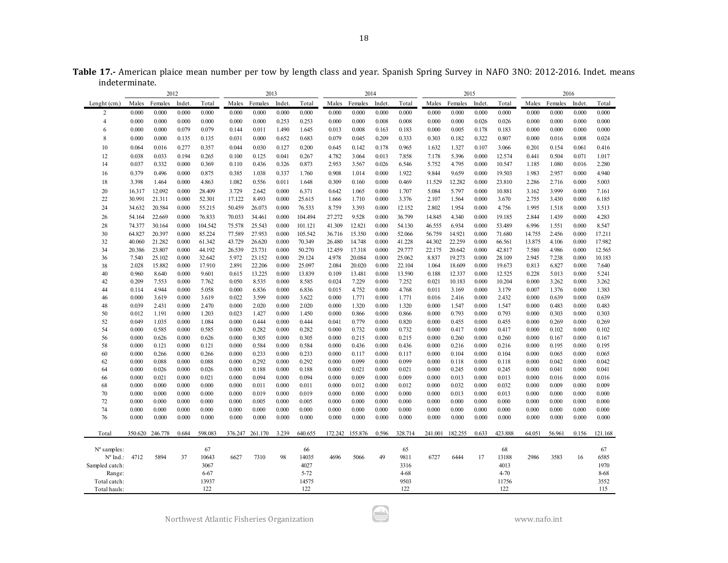**Table 17.-** American plaice mean number per tow by length class and year. Spanish Spring Survey in NAFO 3NO: 2012-2016. Indet. means indeterminate.

| | 2012 | | | | 2013 | | | | 2014 | | | | 2015 | | | | 2016 | | | |
|---|---|---|---|---|---|---|---|---|---|---|---|---|---|---|---|---|---|---|---|---|
| Lenght (cm.) | Males | Females | Indet. | Total | Males | Females | Indet. | Total | Males | Females | Indet. | Total | Males | Females | Indet. | Total | Males | Females | Indet. | Total |
| 2 | 0.000 | 0.000 | 0.000 | 0.000 | 0.000 | 0.000 | 0.000 | 0.000 | 0.000 | 0.000 | 0.000 | 0.000 | 0.000 | 0.000 | 0.000 | 0.000 | 0.000 | 0.000 | 0.000 | 0.000 |
| 4 | 0.000 | 0.000 | 0.000 | 0.000 | 0.000 | 0.000 | 0.253 | 0.253 | 0.000 | 0.000 | 0.008 | 0.008 | 0.000 | 0.000 | 0.026 | 0.026 | 0.000 | 0.000 | 0.000 | 0.000 |
| 6 | 0.000 | 0.000 | 0.079 | 0.079 | 0.144 | 0.011 | 1.490 | 1.645 | 0.013 | 0.008 | 0.163 | 0.183 | 0.000 | 0.005 | 0.178 | 0.183 | 0.000 | 0.000 | 0.000 | 0.000 |
| 8 | 0.000 | 0.000 | 0.135 | 0.135 | 0.031 | 0.000 | 0.652 | 0.683 | 0.079 | 0.045 | 0.209 | 0.333 | 0.303 | 0.182 | 0.322 | 0.807 | 0.000 | 0.016 | 0.008 | 0.024 |
| 10 | 0.064 | 0.016 | 0.277 | 0.357 | 0.044 | 0.030 | 0.127 | 0.200 | 0.645 | 0.142 | 0.178 | 0.965 | 1.632 | 1.327 | 0.107 | 3.066 | 0.201 | 0.154 | 0.061 | 0.416 |
| 12 | 0.038 | 0.033 | 0.194 | 0.265 | 0.100 | 0.125 | 0.041 | 0.267 | 4.782 | 3.064 | 0.013 | 7.858 | 7.178 | 5.396 | 0.000 | 12.574 | 0.441 | 0.504 | 0.071 | 1.017 |
| 14 | 0.037 | 0.332 | 0.000 | 0.369 | 0.110 | 0.436 | 0.326 | 0.873 | 2.953 | 3.567 | 0.026 | 6.546 | 5.752 | 4.795 | 0.000 | 10.547 | 1.185 | 1.080 | 0.016 | 2.280 |
| 16 | 0.379 | 0.496 | 0.000 | 0.875 | 0.385 | 1.038 | 0.337 | 1.760 | 0.908 | 1.014 | 0.000 | 1.922 | 9.844 | 9.659 | 0.000 | 19.503 | 1.983 | 2.957 | 0.000 | 4.940 |
| 18 | 3.398 | 1.464 | 0.000 | 4.863 | 1.082 | 0.556 | 0.011 | 1.648 | 0.309 | 0.160 | 0.000 | 0.469 | 11.529 | 12.282 | 0.000 | 23.810 | 2.286 | 2.716 | 0.000 | 5.003 |
| 20 | 16.317 | 12.092 | 0.000 | 28.409 | 3.729 | 2.642 | 0.000 | 6.371 | 0.642 | 1.065 | 0.000 | 1.707 | 5.084 | 5.797 | 0.000 | 10.881 | 3.162 | 3.999 | 0.000 | 7.161 |
| 22 | 30.991 | 21.311 | 0.000 | 52.301 | 17.122 | 8.493 | 0.000 | 25.615 | 1.666 | 1.710 | 0.000 | 3.376 | 2.107 | 1.564 | 0.000 | 3.670 | 2.755 | 3.430 | 0.000 | 6.185 |
| 24 | 34.632 | 20.584 | 0.000 | 55.215 | 50.459 | 26.073 | 0.000 | 76.533 | 8.759 | 3.393 | 0.000 | 12.152 | 2.802 | 1.954 | 0.000 | 4.756 | 1.995 | 1.518 | 0.000 | 3.513 |
| 26 | 54.164 | 22.669 | 0.000 | 76.833 | 70.033 | 34.461 | 0.000 | 104.494 | 27.272 | 9.528 | 0.000 | 36.799 | 14.845 | 4.340 | 0.000 | 19.185 | 2.844 | 1.439 | 0.000 | 4.283 |
| 28 | 74.377 | 30.164 | 0.000 | 104.542 | 75.578 | 25.543 | 0.000 | 101.121 | 41.309 | 12.821 | 0.000 | 54.130 | 46.555 | 6.934 | 0.000 | 53.489 | 6.996 | 1.551 | 0.000 | 8.547 |
| 30 | 64.827 | 20.397 | 0.000 | 85.224 | 77.589 | 27.953 | 0.000 | 105.542 | 36.716 | 15.350 | 0.000 | 52.066 | 56.759 | 14.921 | 0.000 | 71.680 | 14.755 | 2.456 | 0.000 | 17.211 |
| 32 | 40.060 | 21.282 | 0.000 | 61.342 | 43.729 | 26.620 | 0.000 | 70.349 | 26.480 | 14.748 | 0.000 | 41.228 | 44.302 | 22.259 | 0.000 | 66.561 | 13.875 | 4.106 | 0.000 | 17.982 |
| 34 | 20.386 | 23.807 | 0.000 | 44.192 | 26.539 | 23.731 | 0.000 | 50.270 | 12.459 | 17.318 | 0.000 | 29.777 | 22.175 | 20.642 | 0.000 | 42.817 | 7.580 | 4.986 | 0.000 | 12.565 |
| 36 | 7.540 | 25.102 | 0.000 | 32.642 | 5.972 | 23.152 | 0.000 | 29.124 | 4.978 | 20.084 | 0.000 | 25.062 | 8.837 | 19.273 | 0.000 | 28.109 | 2.945 | 7.238 | 0.000 | 10.183 |
| 38 | 2.028 | 15.882 | 0.000 | 17.910 | 2.891 | 22.206 | 0.000 | 25.097 | 2.084 | 20.020 | 0.000 | 22.104 | 1.064 | 18.609 | 0.000 | 19.673 | 0.813 | 6.827 | 0.000 | 7.640 |
| 40 | 0.960 | 8.640 | 0.000 | 9.601 | 0.615 | 13.225 | 0.000 | 13.839 | 0.109 | 13.481 | 0.000 | 13.590 | 0.188 | 12.337 | 0.000 | 12.525 | 0.228 | 5.013 | 0.000 | 5.241 |
| 42 | 0.209 | 7.553 | 0.000 | 7.762 | 0.050 | 8.535 | 0.000 | 8.585 | 0.024 | 7.229 | 0.000 | 7.252 | 0.021 | 10.183 | 0.000 | 10.204 | 0.000 | 3.262 | 0.000 | 3.262 |
| 44 | 0.114 | 4.944 | 0.000 | 5.058 | 0.000 | 6.836 | 0.000 | 6.836 | 0.015 | 4.752 | 0.000 | 4.768 | 0.011 | 3.169 | 0.000 | 3.179 | 0.007 | 1.376 | 0.000 | 1.383 |
| 46 | 0.000 | 3.619 | 0.000 | 3.619 | 0.022 | 3.599 | 0.000 | 3.622 | 0.000 | 1.771 | 0.000 | 1.771 | 0.016 | 2.416 | 0.000 | 2.432 | 0.000 | 0.639 | 0.000 | 0.639 |
| 48 | 0.039 | 2.431 | 0.000 | 2.470 | 0.000 | 2.020 | 0.000 | 2.020 | 0.000 | 1.320 | 0.000 | 1.320 | 0.000 | 1.547 | 0.000 | 1.547 | 0.000 | 0.483 | 0.000 | 0.483 |
| 50 | 0.012 | 1.191 | 0.000 | 1.203 | 0.023 | 1.427 | 0.000 | 1.450 | 0.000 | 0.866 | 0.000 | 0.866 | 0.000 | 0.793 | 0.000 | 0.793 | 0.000 | 0.303 | 0.000 | 0.303 |
| 52 | 0.049 | 1.035 | 0.000 | 1.084 | 0.000 | 0.444 | 0.000 | 0.444 | 0.041 | 0.779 | 0.000 | 0.820 | 0.000 | 0.455 | 0.000 | 0.455 | 0.000 | 0.269 | 0.000 | 0.269 |
| 54 | 0.000 | 0.585 | 0.000 | 0.585 | 0.000 | 0.282 | 0.000 | 0.282 | 0.000 | 0.732 | 0.000 | 0.732 | 0.000 | 0.417 | 0.000 | 0.417 | 0.000 | 0.102 | 0.000 | 0.102 |
| 56 | 0.000 | 0.626 | 0.000 | 0.626 | 0.000 | 0.305 | 0.000 | 0.305 | 0.000 | 0.215 | 0.000 | 0.215 | 0.000 | 0.260 | 0.000 | 0.260 | 0.000 | 0.167 | 0.000 | 0.167 |
| 58 | 0.000 | 0.121 | 0.000 | 0.121 | 0.000 | 0.584 | 0.000 | 0.584 | 0.000 | 0.436 | 0.000 | 0.436 | 0.000 | 0.216 | 0.000 | 0.216 | 0.000 | 0.195 | 0.000 | 0.195 |
| 60 | 0.000 | 0.266 | 0.000 | 0.266 | 0.000 | 0.233 | 0.000 | 0.233 | 0.000 | 0.117 | 0.000 | 0.117 | 0.000 | 0.104 | 0.000 | 0.104 | 0.000 | 0.065 | 0.000 | 0.065 |
| 62 | 0.000 | 0.088 | 0.000 | 0.088 | 0.000 | 0.292 | 0.000 | 0.292 | 0.000 | 0.099 | 0.000 | 0.099 | 0.000 | 0.118 | 0.000 | 0.118 | 0.000 | 0.042 | 0.000 | 0.042 |
| 64 | 0.000 | 0.026 | 0.000 | 0.026 | 0.000 | 0.188 | 0.000 | 0.188 | 0.000 | 0.021 | 0.000 | 0.021 | 0.000 | 0.245 | 0.000 | 0.245 | 0.000 | 0.041 | 0.000 | 0.041 |
| 66 | 0.000 | 0.021 | 0.000 | 0.021 | 0.000 | 0.094 | 0.000 | 0.094 | 0.000 | 0.009 | 0.000 | 0.009 | 0.000 | 0.013 | 0.000 | 0.013 | 0.000 | 0.016 | 0.000 | 0.016 |
| 68 | 0.000 | 0.000 | 0.000 | 0.000 | 0.000 | 0.011 | 0.000 | 0.011 | 0.000 | 0.012 | 0.000 | 0.012 | 0.000 | 0.032 | 0.000 | 0.032 | 0.000 | 0.009 | 0.000 | 0.009 |
| 70 | 0.000 | 0.000 | 0.000 | 0.000 | 0.000 | 0.019 | 0.000 | 0.019 | 0.000 | 0.000 | 0.000 | 0.000 | 0.000 | 0.013 | 0.000 | 0.013 | 0.000 | 0.000 | 0.000 | 0.000 |
| 72 | 0.000 | 0.000 | 0.000 | 0.000 | 0.000 | 0.005 | 0.000 | 0.005 | 0.000 | 0.000 | 0.000 | 0.000 | 0.000 | 0.000 | 0.000 | 0.000 | 0.000 | 0.000 | 0.000 | 0.000 |
| 74 | 0.000 | 0.000 | 0.000 | 0.000 | 0.000 | 0.000 | 0.000 | 0.000 | 0.000 | 0.000 | 0.000 | 0.000 | 0.000 | 0.000 | 0.000 | 0.000 | 0.000 | 0.000 | 0.000 | 0.000 |
| 76 | 0.000 | 0.000 | 0.000 | 0.000 | 0.000 | 0.000 | 0.000 | 0.000 | 0.000 | 0.000 | 0.000 | 0.000 | 0.000 | 0.000 | 0.000 | 0.000 | 0.000 | 0.000 | 0.000 | 0.000 |
| Total | 350.620 | 246.778 | 0.684 | 598.083 | 376.247 | 261.170 | 3.239 | 640.655 | 172.242 | 155.876 | 0.596 | 328.714 | 241.001 | 182.255 | 0.633 | 423.888 | 64.051 | 56.961 | 0.156 | 121.168 |
| Nº samples: | | | | 67 | | | | 66 | | | | 65 | | | | 68 | | | | 67 |
| Nº Ind.: | 4712 | 5894 | 37 | 10643 | 6627 | 7310 | 98 | 14035 | 4696 | 5066 | 49 | 9811 | 6727 | 6444 | 17 | 13188 | 2986 | 3583 | 16 | 6585 |
| Sampled catch: | | | | 3067 | | | | 4027 | | | | 3316 | | | | 4013 | | | | 1970 |
| Range: | | | | 6-67 | | | | 5-72 | | | | 4-68 | | | | 4-70 | | | | 8-68 |
| Total catch: | | | | 13937 | | | | 14575 | | | | 9503 | | | | 11756 | | | | 3552 |
| Total hauls: | | | | 122 | | | | 122 | | | | 122 | | | | 122 | | | | 115 |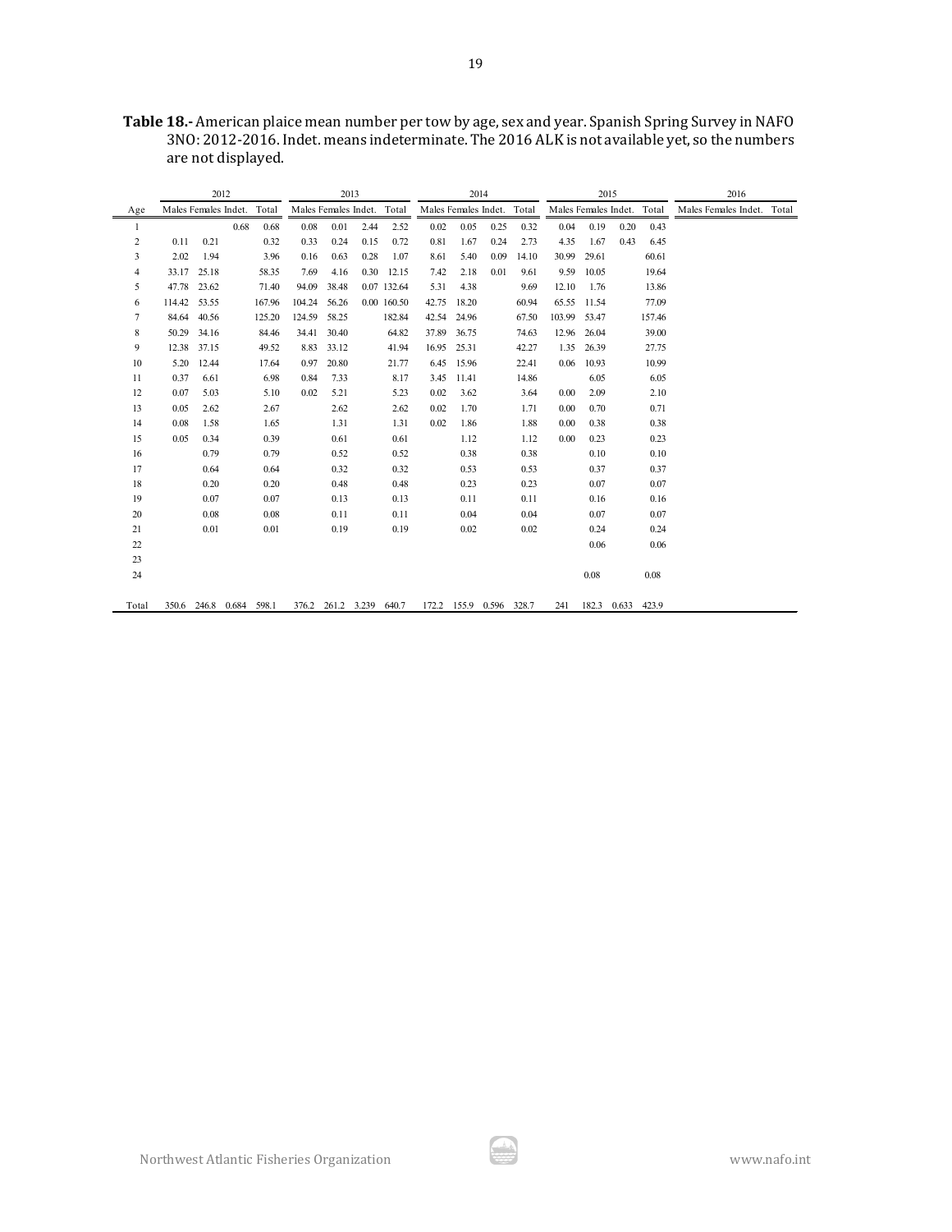**Table 18.-** American plaice mean number per tow by age, sex and year. Spanish Spring Survey in NAFO 3NO: 2012-2016. Indet. means indeterminate. The 2016 ALK is not available yet, so the numbers are not displayed.

| | 2012 | | | | 2013 | | | | 2014 | | | | 2015 | | | | 2016 | | | |
|---|---|---|---|---|---|---|---|---|---|---|---|---|---|---|---|---|---|---|---|---|
| Age | Males | Females | Indet. | Total | Males | Females | Indet. | Total | Males | Females | Indet. | Total | Males | Females | Indet. | Total | Males | Females | Indet. | Total |
| 1 | | | 0.68 | 0.68 | 0.08 | 0.01 | 2.44 | 2.52 | 0.02 | 0.05 | 0.25 | 0.32 | 0.04 | 0.19 | 0.20 | 0.43 | | | | |
| 2 | 0.11 | 0.21 | | 0.32 | 0.33 | 0.24 | 0.15 | 0.72 | 0.81 | 1.67 | 0.24 | 2.73 | 4.35 | 1.67 | 0.43 | 6.45 | | | | |
| 3 | 2.02 | 1.94 | | 3.96 | 0.16 | 0.63 | 0.28 | 1.07 | 8.61 | 5.40 | 0.09 | 14.10 | 30.99 | 29.61 | | 60.61 | | | | |
| 4 | 33.17 | 25.18 | | 58.35 | 7.69 | 4.16 | 0.30 | 12.15 | 7.42 | 2.18 | 0.01 | 9.61 | 9.59 | 10.05 | | 19.64 | | | | |
| 5 | 47.78 | 23.62 | | 71.40 | 94.09 | 38.48 | 0.07 | 132.64 | 5.31 | 4.38 | | 9.69 | 12.10 | 1.76 | | 13.86 | | | | |
| 6 | 114.42 | 53.55 | | 167.96 | 104.24 | 56.26 | 0.00 | 160.50 | 42.75 | 18.20 | | 60.94 | 65.55 | 11.54 | | 77.09 | | | | |
| 7 | 84.64 | 40.56 | | 125.20 | 124.59 | 58.25 | | 182.84 | 42.54 | 24.96 | | 67.50 | 103.99 | 53.47 | | 157.46 | | | | |
| 8 | 50.29 | 34.16 | | 84.46 | 34.41 | 30.40 | | 64.82 | 37.89 | 36.75 | | 74.63 | 12.96 | 26.04 | | 39.00 | | | | |
| 9 | 12.38 | 37.15 | | 49.52 | 8.83 | 33.12 | | 41.94 | 16.95 | 25.31 | | 42.27 | 1.35 | 26.39 | | 27.75 | | | | |
| 10 | 5.20 | 12.44 | | 17.64 | 0.97 | 20.80 | | 21.77 | 6.45 | 15.96 | | 22.41 | 0.06 | 10.93 | | 10.99 | | | | |
| 11 | 0.37 | 6.61 | | 6.98 | 0.84 | 7.33 | | 8.17 | 3.45 | 11.41 | | 14.86 | | 6.05 | | 6.05 | | | | |
| 12 | 0.07 | 5.03 | | 5.10 | 0.02 | 5.21 | | 5.23 | 0.02 | 3.62 | | 3.64 | 0.00 | 2.09 | | 2.10 | | | | |
| 13 | 0.05 | 2.62 | | 2.67 | | 2.62 | | 2.62 | 0.02 | 1.70 | | 1.71 | 0.00 | 0.70 | | 0.71 | | | | |
| 14 | 0.08 | 1.58 | | 1.65 | | 1.31 | | 1.31 | 0.02 | 1.86 | | 1.88 | 0.00 | 0.38 | | 0.38 | | | | |
| 15 | 0.05 | 0.34 | | 0.39 | | 0.61 | | 0.61 | | 1.12 | | 1.12 | 0.00 | 0.23 | | 0.23 | | | | |
| 16 | | 0.79 | | 0.79 | | 0.52 | | 0.52 | | 0.38 | | 0.38 | | 0.10 | | 0.10 | | | | |
| 17 | | 0.64 | | 0.64 | | 0.32 | | 0.32 | | 0.53 | | 0.53 | | 0.37 | | 0.37 | | | | |
| 18 | | 0.20 | | 0.20 | | 0.48 | | 0.48 | | 0.23 | | 0.23 | | 0.07 | | 0.07 | | | | |
| 19 | | 0.07 | | 0.07 | | 0.13 | | 0.13 | | 0.11 | | 0.11 | | 0.16 | | 0.16 | | | | |
| 20 | | 0.08 | | 0.08 | | 0.11 | | 0.11 | | 0.04 | | 0.04 | | 0.07 | | 0.07 | | | | |
| 21 | | 0.01 | | 0.01 | | 0.19 | | 0.19 | | 0.02 | | 0.02 | | 0.24 | | 0.24 | | | | |
| 22 | | | | | | | | | | | | | | 0.06 | | 0.06 | | | | |
| 23 | | | | | | | | | | | | | | | | | | | | |
| 24 | | | | | | | | | | | | | | 0.08 | | 0.08 | | | | |
| Total | 350.6 | 246.8 | 0.684 | 598.1 | 376.2 | 261.2 | 3.239 | 640.7 | 172.2 | 155.9 | 0.596 | 328.7 | 241 | 182.3 | 0.633 | 423.9 | | | | |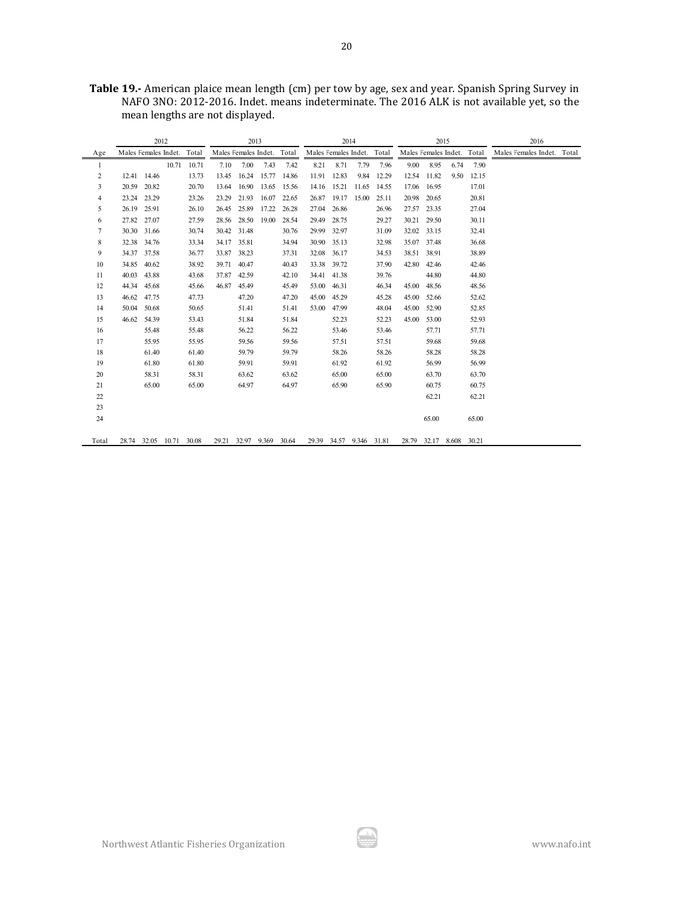**Table 19.-** American plaice mean length (cm) per tow by age, sex and year. Spanish Spring Survey in NAFO 3NO: 2012-2016. Indet. means indeterminate. The 2016 ALK is not available yet, so the mean lengths are not displayed.

| | 2012 | | | | 2013 | | | | 2014 | | | | 2015 | | | | 2016 | | | |
|---|---|---|---|---|---|---|---|---|---|---|---|---|---|---|---|---|---|---|---|---|
| Age | Males | Females | Indet. | Total | Males | Females | Indet. | Total | Males | Females | Indet. | Total | Males | Females | Indet. | Total | Males | Females | Indet. | Total |
| 1 | | | 10.71 | 10.71 | 7.10 | 7.00 | 7.43 | 7.42 | 8.21 | 8.71 | 7.79 | 7.96 | 9.00 | 8.95 | 6.74 | 7.90 | | | | |
| 2 | 12.41 | 14.46 | | 13.73 | 13.45 | 16.24 | 15.77 | 14.86 | 11.91 | 12.83 | 9.84 | 12.29 | 12.54 | 11.82 | 9.50 | 12.15 | | | | |
| 3 | 20.59 | 20.82 | | 20.70 | 13.64 | 16.90 | 13.65 | 15.56 | 14.16 | 15.21 | 11.65 | 14.55 | 17.06 | 16.95 | | 17.01 | | | | |
| 4 | 23.24 | 23.29 | | 23.26 | 23.29 | 21.93 | 16.07 | 22.65 | 26.87 | 19.17 | 15.00 | 25.11 | 20.98 | 20.65 | | 20.81 | | | | |
| 5 | 26.19 | 25.91 | | 26.10 | 26.45 | 25.89 | 17.22 | 26.28 | 27.04 | 26.86 | | 26.96 | 27.57 | 23.35 | | 27.04 | | | | |
| 6 | 27.82 | 27.07 | | 27.59 | 28.56 | 28.50 | 19.00 | 28.54 | 29.49 | 28.75 | | 29.27 | 30.21 | 29.50 | | 30.11 | | | | |
| 7 | 30.30 | 31.66 | | 30.74 | 30.42 | 31.48 | | 30.76 | 29.99 | 32.97 | | 31.09 | 32.02 | 33.15 | | 32.41 | | | | |
| 8 | 32.38 | 34.76 | | 33.34 | 34.17 | 35.81 | | 34.94 | 30.90 | 35.13 | | 32.98 | 35.07 | 37.48 | | 36.68 | | | | |
| 9 | 34.37 | 37.58 | | 36.77 | 33.87 | 38.23 | | 37.31 | 32.08 | 36.17 | | 34.53 | 38.51 | 38.91 | | 38.89 | | | | |
| 10 | 34.85 | 40.62 | | 38.92 | 39.71 | 40.47 | | 40.43 | 33.38 | 39.72 | | 37.90 | 42.80 | 42.46 | | 42.46 | | | | |
| 11 | 40.03 | 43.88 | | 43.68 | 37.87 | 42.59 | | 42.10 | 34.41 | 41.38 | | 39.76 | | 44.80 | | 44.80 | | | | |
| 12 | 44.34 | 45.68 | | 45.66 | 46.87 | 45.49 | | 45.49 | 53.00 | 46.31 | | 46.34 | 45.00 | 48.56 | | 48.56 | | | | |
| 13 | 46.62 | 47.75 | | 47.73 | | 47.20 | | 47.20 | 45.00 | 45.29 | | 45.28 | 45.00 | 52.66 | | 52.62 | | | | |
| 14 | 50.04 | 50.68 | | 50.65 | | 51.41 | | 51.41 | 53.00 | 47.99 | | 48.04 | 45.00 | 52.90 | | 52.85 | | | | |
| 15 | 46.62 | 54.39 | | 53.43 | | 51.84 | | 51.84 | | 52.23 | | 52.23 | 45.00 | 53.00 | | 52.93 | | | | |
| 16 | | 55.48 | | 55.48 | | 56.22 | | 56.22 | | 53.46 | | 53.46 | | 57.71 | | 57.71 | | | | |
| 17 | | 55.95 | | 55.95 | | 59.56 | | 59.56 | | 57.51 | | 57.51 | | 59.68 | | 59.68 | | | | |
| 18 | | 61.40 | | 61.40 | | 59.79 | | 59.79 | | 58.26 | | 58.26 | | 58.28 | | 58.28 | | | | |
| 19 | | 61.80 | | 61.80 | | 59.91 | | 59.91 | | 61.92 | | 61.92 | | 56.99 | | 56.99 | | | | |
| 20 | | 58.31 | | 58.31 | | 63.62 | | 63.62 | | 65.00 | | 65.00 | | 63.70 | | 63.70 | | | | |
| 21 | | 65.00 | | 65.00 | | 64.97 | | 64.97 | | 65.90 | | 65.90 | | 60.75 | | 60.75 | | | | |
| 22 | | | | | | | | | | | | | | 62.21 | | 62.21 | | | | |
| 23 | | | | | | | | | | | | | | | | | | | | |
| 24 | | | | | | | | | | | | | | 65.00 | | 65.00 | | | | |
| Total | 28.74 | 32.05 | 10.71 | 30.08 | 29.21 | 32.97 | 9.369 | 30.64 | 29.39 | 34.57 | 9.346 | 31.81 | 28.79 | 32.17 | 8.608 | 30.21 | | | | |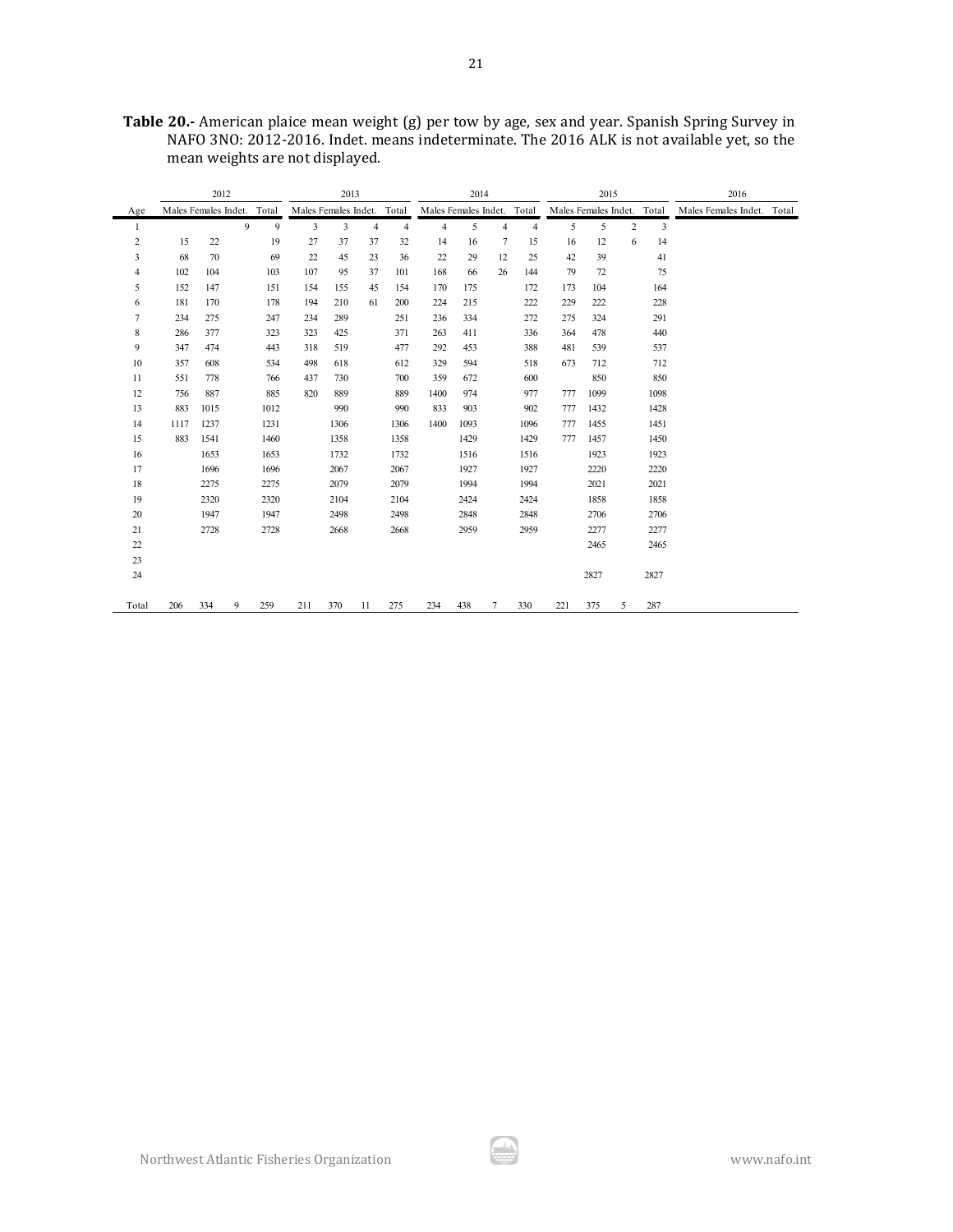**Table 20.-** American plaice mean weight (g) per tow by age, sex and year. Spanish Spring Survey in NAFO 3NO: 2012-2016. Indet. means indeterminate. The 2016 ALK is not available yet, so the mean weights are not displayed.

| | 2012 | | | | 2013 | | | | 2014 | | | | 2015 | | | | 2016 | | | |
|---|---|---|---|---|---|---|---|---|---|---|---|---|---|---|---|---|---|---|---|---|
| Age | Males | Females | Indet. | Total | Males | Females | Indet. | Total | Males | Females | Indet. | Total | Males | Females | Indet. | Total | Males | Females | Indet. | Total |
| 1 | | | 9 | 9 | 3 | 3 | 4 | 4 | 4 | 5 | 4 | 4 | 5 | 5 | 2 | 3 | | | | |
| 2 | 15 | 22 | | 19 | 27 | 37 | 37 | 32 | 14 | 16 | 7 | 15 | 16 | 12 | 6 | 14 | | | | |
| 3 | 68 | 70 | | 69 | 22 | 45 | 23 | 36 | 22 | 29 | 12 | 25 | 42 | 39 | | 41 | | | | |
| 4 | 102 | 104 | | 103 | 107 | 95 | 37 | 101 | 168 | 66 | 26 | 144 | 79 | 72 | | 75 | | | | |
| 5 | 152 | 147 | | 151 | 154 | 155 | 45 | 154 | 170 | 175 | | 172 | 173 | 104 | | 164 | | | | |
| 6 | 181 | 170 | | 178 | 194 | 210 | 61 | 200 | 224 | 215 | | 222 | 229 | 222 | | 228 | | | | |
| 7 | 234 | 275 | | 247 | 234 | 289 | | 251 | 236 | 334 | | 272 | 275 | 324 | | 291 | | | | |
| 8 | 286 | 377 | | 323 | 323 | 425 | | 371 | 263 | 411 | | 336 | 364 | 478 | | 440 | | | | |
| 9 | 347 | 474 | | 443 | 318 | 519 | | 477 | 292 | 453 | | 388 | 481 | 539 | | 537 | | | | |
| 10 | 357 | 608 | | 534 | 498 | 618 | | 612 | 329 | 594 | | 518 | 673 | 712 | | 712 | | | | |
| 11 | 551 | 778 | | 766 | 437 | 730 | | 700 | 359 | 672 | | 600 | | 850 | | 850 | | | | |
| 12 | 756 | 887 | | 885 | 820 | 889 | | 889 | 1400 | 974 | | 977 | 777 | 1099 | | 1098 | | | | |
| 13 | 883 | 1015 | | 1012 | | 990 | | 990 | 833 | 903 | | 902 | 777 | 1432 | | 1428 | | | | |
| 14 | 1117 | 1237 | | 1231 | | 1306 | | 1306 | 1400 | 1093 | | 1096 | 777 | 1455 | | 1451 | | | | |
| 15 | 883 | 1541 | | 1460 | | 1358 | | 1358 | | 1429 | | 1429 | 777 | 1457 | | 1450 | | | | |
| 16 | | 1653 | | 1653 | | 1732 | | 1732 | | 1516 | | 1516 | | 1923 | | 1923 | | | | |
| 17 | | 1696 | | 1696 | | 2067 | | 2067 | | 1927 | | 1927 | | 2220 | | 2220 | | | | |
| 18 | | 2275 | | 2275 | | 2079 | | 2079 | | 1994 | | 1994 | | 2021 | | 2021 | | | | |
| 19 | | 2320 | | 2320 | | 2104 | | 2104 | | 2424 | | 2424 | | 1858 | | 1858 | | | | |
| 20 | | 1947 | | 1947 | | 2498 | | 2498 | | 2848 | | 2848 | | 2706 | | 2706 | | | | |
| 21 | | 2728 | | 2728 | | 2668 | | 2668 | | 2959 | | 2959 | | 2277 | | 2277 | | | | |
| 22 | | | | | | | | | | | | | | 2465 | | 2465 | | | | |
| 23 | | | | | | | | | | | | | | | | | | | | |
| 24 | | | | | | | | | | | | | | 2827 | | 2827 | | | | |
| Total | 206 | 334 | 9 | 259 | 211 | 370 | 11 | 275 | 234 | 438 | 7 | 330 | 221 | 375 | 5 | 287 | | | | |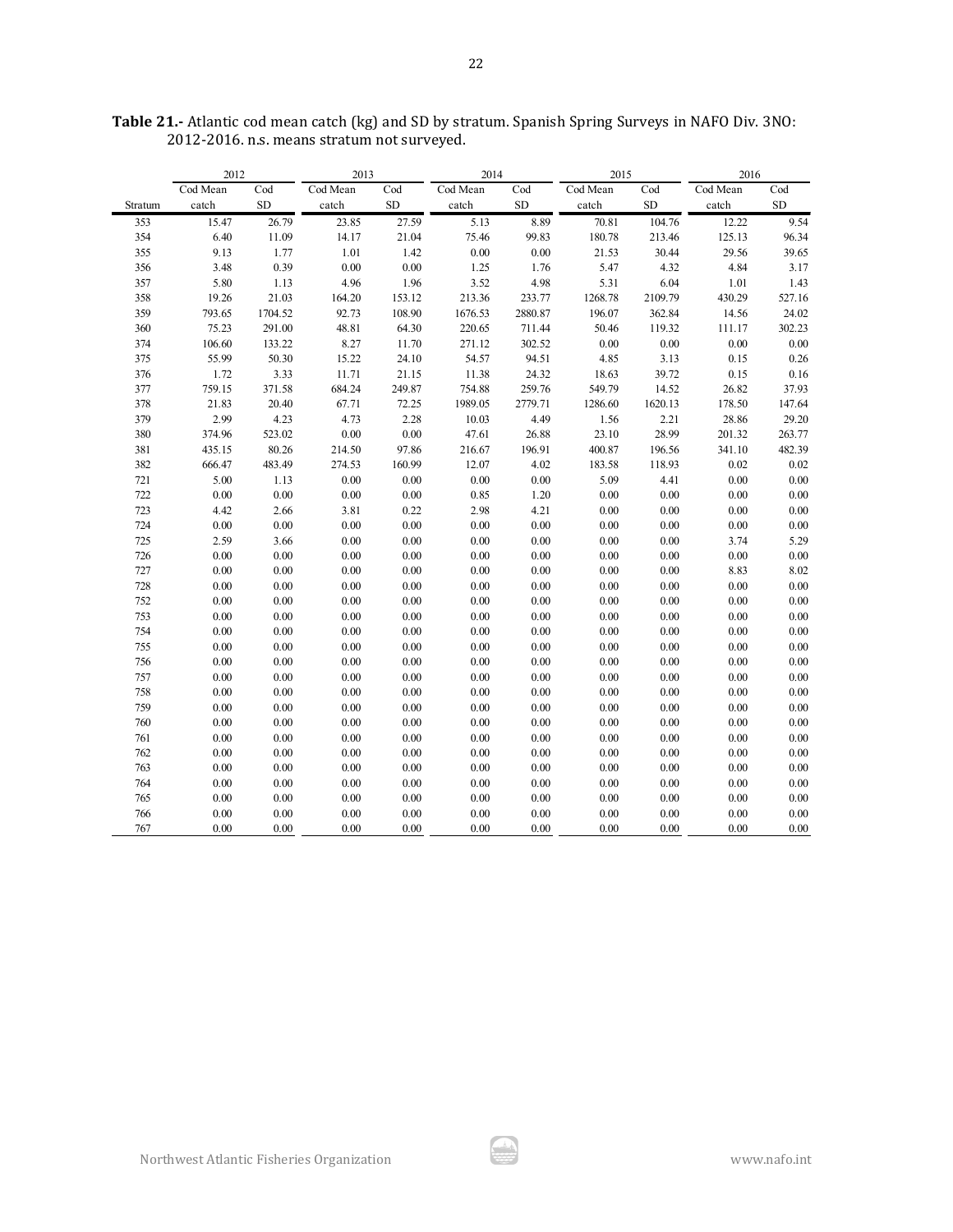**Table 21.-** Atlantic cod mean catch (kg) and SD by stratum. Spanish Spring Surveys in NAFO Div. 3NO: 2012-2016. n.s. means stratum not surveyed.

| | 2012 | | 2013 | | 2014 | | 2015 | | 2016 | |
|---|---|---|---|---|---|---|---|---|---|---|
| Stratum | Cod Mean catch | Cod SD | Cod Mean catch | Cod SD | Cod Mean catch | Cod SD | Cod Mean catch | Cod SD | Cod Mean catch | Cod SD |
| 353 | 15.47 | 26.79 | 23.85 | 27.59 | 5.13 | 8.89 | 70.81 | 104.76 | 12.22 | 9.54 |
| 354 | 6.40 | 11.09 | 14.17 | 21.04 | 75.46 | 99.83 | 180.78 | 213.46 | 125.13 | 96.34 |
| 355 | 9.13 | 1.77 | 1.01 | 1.42 | 0.00 | 0.00 | 21.53 | 30.44 | 29.56 | 39.65 |
| 356 | 3.48 | 0.39 | 0.00 | 0.00 | 1.25 | 1.76 | 5.47 | 4.32 | 4.84 | 3.17 |
| 357 | 5.80 | 1.13 | 4.96 | 1.96 | 3.52 | 4.98 | 5.31 | 6.04 | 1.01 | 1.43 |
| 358 | 19.26 | 21.03 | 164.20 | 153.12 | 213.36 | 233.77 | 1268.78 | 2109.79 | 430.29 | 527.16 |
| 359 | 793.65 | 1704.52 | 92.73 | 108.90 | 1676.53 | 2880.87 | 196.07 | 362.84 | 14.56 | 24.02 |
| 360 | 75.23 | 291.00 | 48.81 | 64.30 | 220.65 | 711.44 | 50.46 | 119.32 | 111.17 | 302.23 |
| 374 | 106.60 | 133.22 | 8.27 | 11.70 | 271.12 | 302.52 | 0.00 | 0.00 | 0.00 | 0.00 |
| 375 | 55.99 | 50.30 | 15.22 | 24.10 | 54.57 | 94.51 | 4.85 | 3.13 | 0.15 | 0.26 |
| 376 | 1.72 | 3.33 | 11.71 | 21.15 | 11.38 | 24.32 | 18.63 | 39.72 | 0.15 | 0.16 |
| 377 | 759.15 | 371.58 | 684.24 | 249.87 | 754.88 | 259.76 | 549.79 | 14.52 | 26.82 | 37.93 |
| 378 | 21.83 | 20.40 | 67.71 | 72.25 | 1989.05 | 2779.71 | 1286.60 | 1620.13 | 178.50 | 147.64 |
| 379 | 2.99 | 4.23 | 4.73 | 2.28 | 10.03 | 4.49 | 1.56 | 2.21 | 28.86 | 29.20 |
| 380 | 374.96 | 523.02 | 0.00 | 0.00 | 47.61 | 26.88 | 23.10 | 28.99 | 201.32 | 263.77 |
| 381 | 435.15 | 80.26 | 214.50 | 97.86 | 216.67 | 196.91 | 400.87 | 196.56 | 341.10 | 482.39 |
| 382 | 666.47 | 483.49 | 274.53 | 160.99 | 12.07 | 4.02 | 183.58 | 118.93 | 0.02 | 0.02 |
| 721 | 5.00 | 1.13 | 0.00 | 0.00 | 0.00 | 0.00 | 5.09 | 4.41 | 0.00 | 0.00 |
| 722 | 0.00 | 0.00 | 0.00 | 0.00 | 0.85 | 1.20 | 0.00 | 0.00 | 0.00 | 0.00 |
| 723 | 4.42 | 2.66 | 3.81 | 0.22 | 2.98 | 4.21 | 0.00 | 0.00 | 0.00 | 0.00 |
| 724 | 0.00 | 0.00 | 0.00 | 0.00 | 0.00 | 0.00 | 0.00 | 0.00 | 0.00 | 0.00 |
| 725 | 2.59 | 3.66 | 0.00 | 0.00 | 0.00 | 0.00 | 0.00 | 0.00 | 3.74 | 5.29 |
| 726 | 0.00 | 0.00 | 0.00 | 0.00 | 0.00 | 0.00 | 0.00 | 0.00 | 0.00 | 0.00 |
| 727 | 0.00 | 0.00 | 0.00 | 0.00 | 0.00 | 0.00 | 0.00 | 0.00 | 8.83 | 8.02 |
| 728 | 0.00 | 0.00 | 0.00 | 0.00 | 0.00 | 0.00 | 0.00 | 0.00 | 0.00 | 0.00 |
| 752 | 0.00 | 0.00 | 0.00 | 0.00 | 0.00 | 0.00 | 0.00 | 0.00 | 0.00 | 0.00 |
| 753 | 0.00 | 0.00 | 0.00 | 0.00 | 0.00 | 0.00 | 0.00 | 0.00 | 0.00 | 0.00 |
| 754 | 0.00 | 0.00 | 0.00 | 0.00 | 0.00 | 0.00 | 0.00 | 0.00 | 0.00 | 0.00 |
| 755 | 0.00 | 0.00 | 0.00 | 0.00 | 0.00 | 0.00 | 0.00 | 0.00 | 0.00 | 0.00 |
| 756 | 0.00 | 0.00 | 0.00 | 0.00 | 0.00 | 0.00 | 0.00 | 0.00 | 0.00 | 0.00 |
| 757 | 0.00 | 0.00 | 0.00 | 0.00 | 0.00 | 0.00 | 0.00 | 0.00 | 0.00 | 0.00 |
| 758 | 0.00 | 0.00 | 0.00 | 0.00 | 0.00 | 0.00 | 0.00 | 0.00 | 0.00 | 0.00 |
| 759 | 0.00 | 0.00 | 0.00 | 0.00 | 0.00 | 0.00 | 0.00 | 0.00 | 0.00 | 0.00 |
| 760 | 0.00 | 0.00 | 0.00 | 0.00 | 0.00 | 0.00 | 0.00 | 0.00 | 0.00 | 0.00 |
| 761 | 0.00 | 0.00 | 0.00 | 0.00 | 0.00 | 0.00 | 0.00 | 0.00 | 0.00 | 0.00 |
| 762 | 0.00 | 0.00 | 0.00 | 0.00 | 0.00 | 0.00 | 0.00 | 0.00 | 0.00 | 0.00 |
| 763 | 0.00 | 0.00 | 0.00 | 0.00 | 0.00 | 0.00 | 0.00 | 0.00 | 0.00 | 0.00 |
| 764 | 0.00 | 0.00 | 0.00 | 0.00 | 0.00 | 0.00 | 0.00 | 0.00 | 0.00 | 0.00 |
| 765 | 0.00 | 0.00 | 0.00 | 0.00 | 0.00 | 0.00 | 0.00 | 0.00 | 0.00 | 0.00 |
| 766 | 0.00 | 0.00 | 0.00 | 0.00 | 0.00 | 0.00 | 0.00 | 0.00 | 0.00 | 0.00 |
| 767 | 0.00 | 0.00 | 0.00 | 0.00 | 0.00 | 0.00 | 0.00 | 0.00 | 0.00 | 0.00 |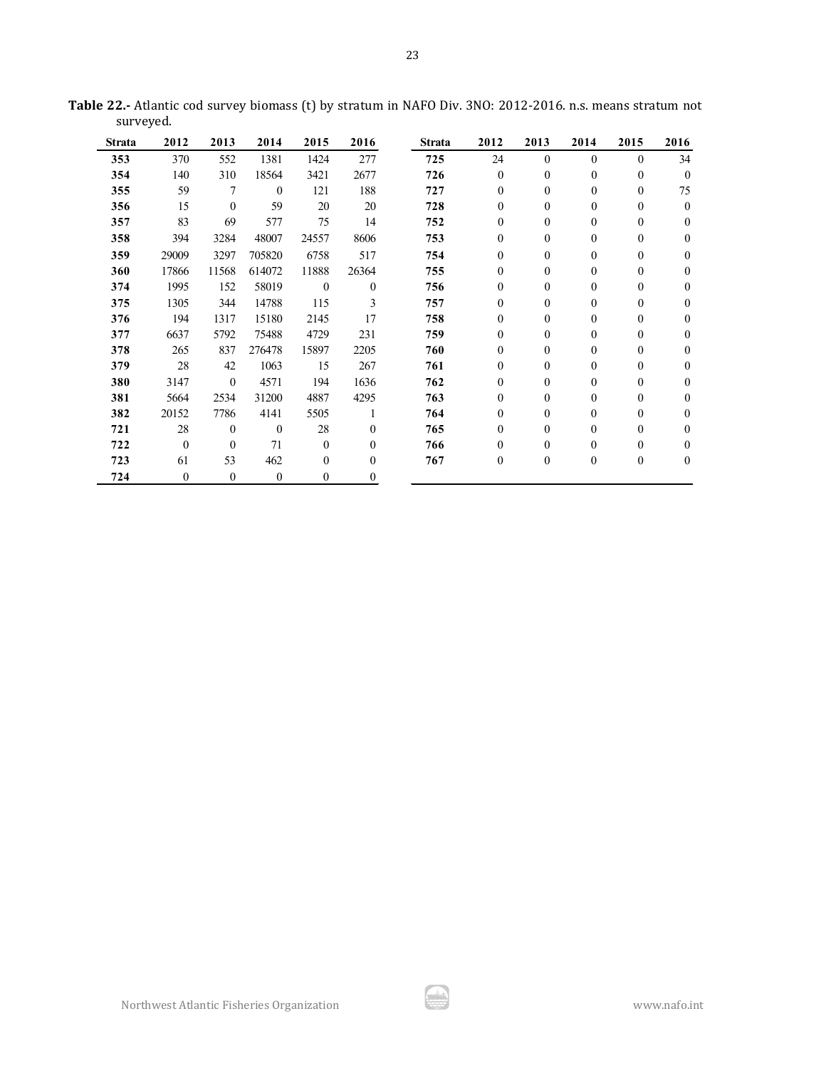**Table 22.-** Atlantic cod survey biomass (t) by stratum in NAFO Div. 3NO: 2012-2016. n.s. means stratum not surveyed.

| Strata | 2012 | 2013 | 2014 | 2015 | 2016 | Strata | 2012 | 2013 | 2014 | 2015 | 2016 |
|---|---|---|---|---|---|---|---|---|---|---|---|
| **353** | 370 | 552 | 1381 | 1424 | 277 | **725** | 24 | 0 | 0 | 0 | 34 |
| **354** | 140 | 310 | 18564 | 3421 | 2677 | **726** | 0 | 0 | 0 | 0 | 0 |
| **355** | 59 | 7 | 0 | 121 | 188 | **727** | 0 | 0 | 0 | 0 | 75 |
| **356** | 15 | 0 | 59 | 20 | 20 | **728** | 0 | 0 | 0 | 0 | 0 |
| **357** | 83 | 69 | 577 | 75 | 14 | **752** | 0 | 0 | 0 | 0 | 0 |
| **358** | 394 | 3284 | 48007 | 24557 | 8606 | **753** | 0 | 0 | 0 | 0 | 0 |
| **359** | 29009 | 3297 | 705820 | 6758 | 517 | **754** | 0 | 0 | 0 | 0 | 0 |
| **360** | 17866 | 11568 | 614072 | 11888 | 26364 | **755** | 0 | 0 | 0 | 0 | 0 |
| **374** | 1995 | 152 | 58019 | 0 | 0 | **756** | 0 | 0 | 0 | 0 | 0 |
| **375** | 1305 | 344 | 14788 | 115 | 3 | **757** | 0 | 0 | 0 | 0 | 0 |
| **376** | 194 | 1317 | 15180 | 2145 | 17 | **758** | 0 | 0 | 0 | 0 | 0 |
| **377** | 6637 | 5792 | 75488 | 4729 | 231 | **759** | 0 | 0 | 0 | 0 | 0 |
| **378** | 265 | 837 | 276478 | 15897 | 2205 | **760** | 0 | 0 | 0 | 0 | 0 |
| **379** | 28 | 42 | 1063 | 15 | 267 | **761** | 0 | 0 | 0 | 0 | 0 |
| **380** | 3147 | 0 | 4571 | 194 | 1636 | **762** | 0 | 0 | 0 | 0 | 0 |
| **381** | 5664 | 2534 | 31200 | 4887 | 4295 | **763** | 0 | 0 | 0 | 0 | 0 |
| **382** | 20152 | 7786 | 4141 | 5505 | 1 | **764** | 0 | 0 | 0 | 0 | 0 |
| **721** | 28 | 0 | 0 | 28 | 0 | **765** | 0 | 0 | 0 | 0 | 0 |
| **722** | 0 | 0 | 71 | 0 | 0 | **766** | 0 | 0 | 0 | 0 | 0 |
| **723** | 61 | 53 | 462 | 0 | 0 | **767** | 0 | 0 | 0 | 0 | 0 |
| **724** | 0 | 0 | 0 | 0 | 0 | | | | | | |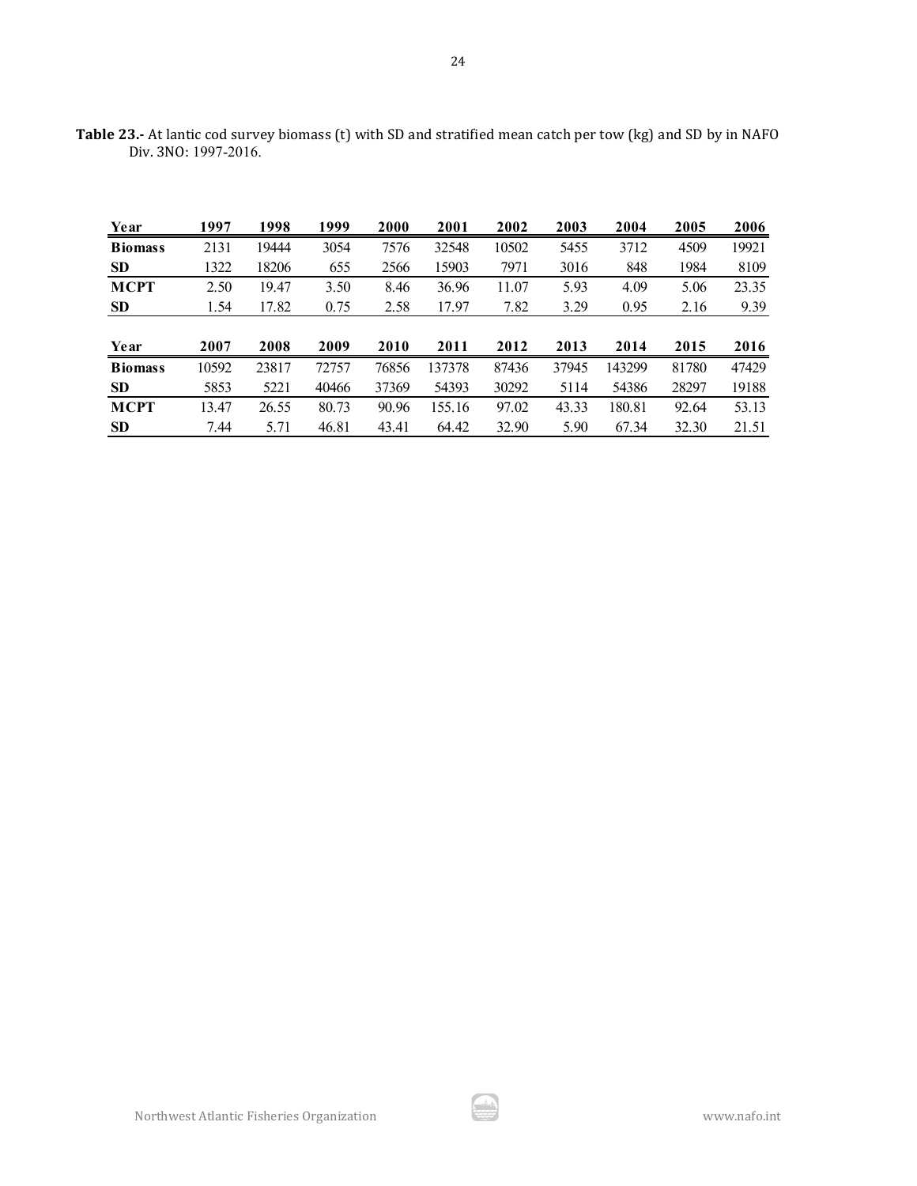**Table 23.-** At lantic cod survey biomass (t) with SD and stratified mean catch per tow (kg) and SD by in NAFO Div. 3NO: 1997-2016.

| Year | 1997 | 1998 | 1999 | 2000 | 2001 | 2002 | 2003 | 2004 | 2005 | 2006 |
|---|---|---|---|---|---|---|---|---|---|---|
| **Biomass** | 2131 | 19444 | 3054 | 7576 | 32548 | 10502 | 5455 | 3712 | 4509 | 19921 |
| **SD** | 1322 | 18206 | 655 | 2566 | 15903 | 7971 | 3016 | 848 | 1984 | 8109 |
| **MCPT** | 2.50 | 19.47 | 3.50 | 8.46 | 36.96 | 11.07 | 5.93 | 4.09 | 5.06 | 23.35 |
| **SD** | 1.54 | 17.82 | 0.75 | 2.58 | 17.97 | 7.82 | 3.29 | 0.95 | 2.16 | 9.39 |

| Year | 2007 | 2008 | 2009 | 2010 | 2011 | 2012 | 2013 | 2014 | 2015 | 2016 |
|---|---|---|---|---|---|---|---|---|---|---|
| **Biomass** | 10592 | 23817 | 72757 | 76856 | 137378 | 87436 | 37945 | 143299 | 81780 | 47429 |
| **SD** | 5853 | 5221 | 40466 | 37369 | 54393 | 30292 | 5114 | 54386 | 28297 | 19188 |
| **MCPT** | 13.47 | 26.55 | 80.73 | 90.96 | 155.16 | 97.02 | 43.33 | 180.81 | 92.64 | 53.13 |
| **SD** | 7.44 | 5.71 | 46.81 | 43.41 | 64.42 | 32.90 | 5.90 | 67.34 | 32.30 | 21.51 |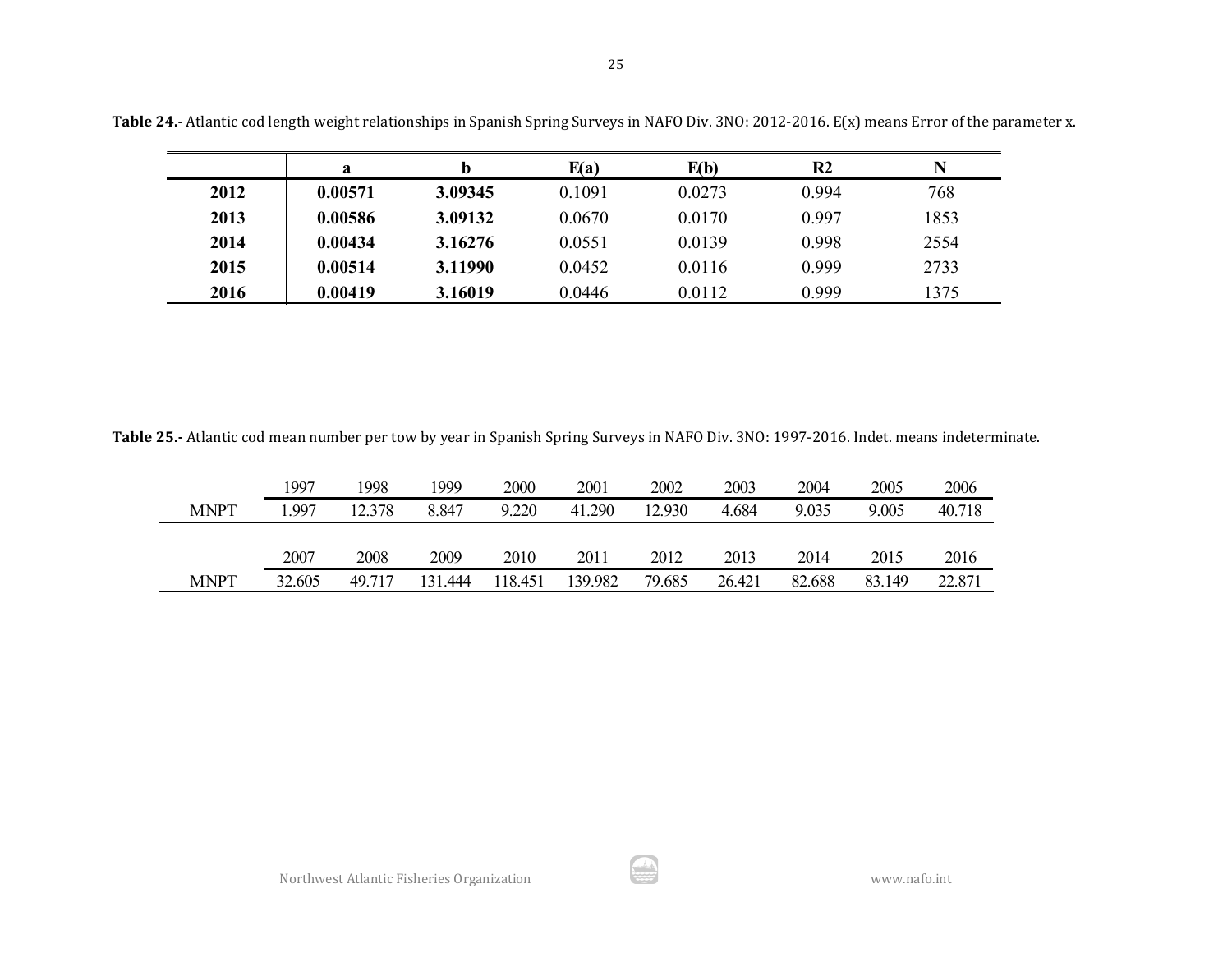**Table 24.-** Atlantic cod length weight relationships in Spanish Spring Surveys in NAFO Div. 3NO: 2012-2016. E(x) means Error of the parameter x.

| | a | b | E(a) | E(b) | R2 | N |
|---|---|---|---|---|---|---|
| **2012** | **0.00571** | **3.09345** | 0.1091 | 0.0273 | 0.994 | 768 |
| **2013** | **0.00586** | **3.09132** | 0.0670 | 0.0170 | 0.997 | 1853 |
| **2014** | **0.00434** | **3.16276** | 0.0551 | 0.0139 | 0.998 | 2554 |
| **2015** | **0.00514** | **3.11990** | 0.0452 | 0.0116 | 0.999 | 2733 |
| **2016** | **0.00419** | **3.16019** | 0.0446 | 0.0112 | 0.999 | 1375 |

**Table 25.-** Atlantic cod mean number per tow by year in Spanish Spring Surveys in NAFO Div. 3NO: 1997-2016. Indet. means indeterminate.

| | 1997 | 1998 | 1999 | 2000 | 2001 | 2002 | 2003 | 2004 | 2005 | 2006 |
|---|---|---|---|---|---|---|---|---|---|---|
| MNPT | 1.997 | 12.378 | 8.847 | 9.220 | 41.290 | 12.930 | 4.684 | 9.035 | 9.005 | 40.718 |

| | 2007 | 2008 | 2009 | 2010 | 2011 | 2012 | 2013 | 2014 | 2015 | 2016 |
|---|---|---|---|---|---|---|---|---|---|---|
| MNPT | 32.605 | 49.717 | 131.444 | 118.451 | 139.982 | 79.685 | 26.421 | 82.688 | 83.149 | 22.871 |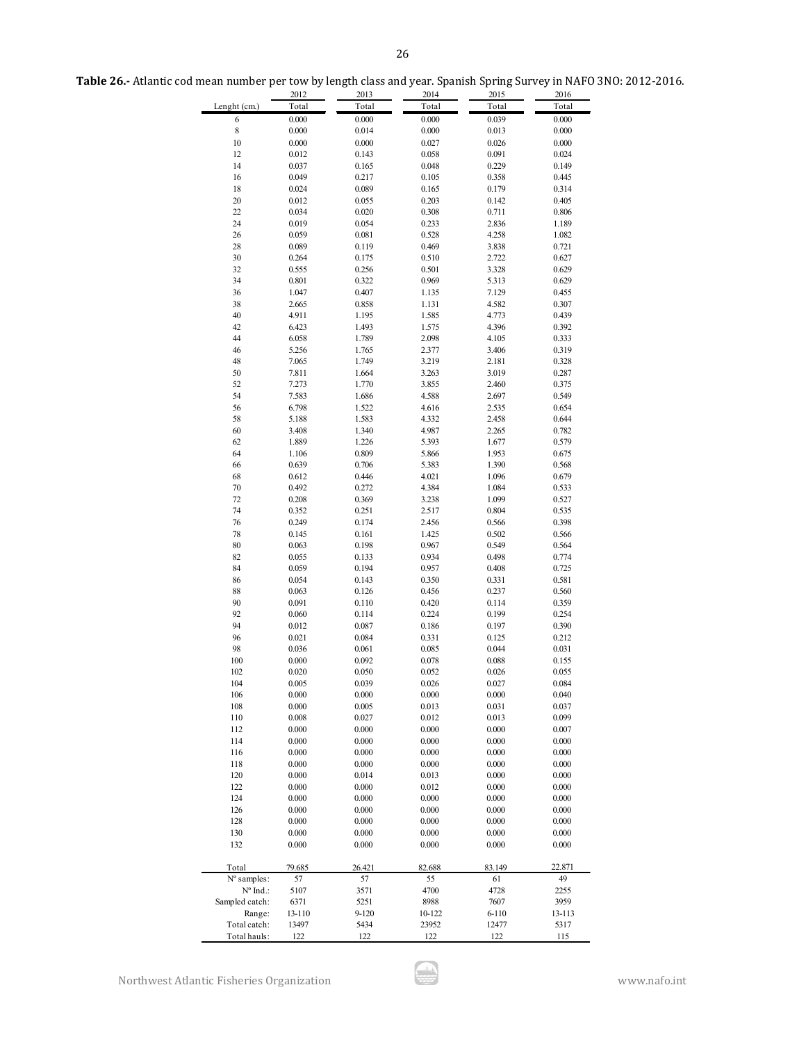**Table 26.-** Atlantic cod mean number per tow by length class and year. Spanish Spring Survey in NAFO 3NO: 2012-2016.

| | 2012 | 2013 | 2014 | 2015 | 2016 |
|---|---|---|---|---|---|
| Lenght (cm.) | Total | Total | Total | Total | Total |
| 6 | 0.000 | 0.000 | 0.000 | 0.039 | 0.000 |
| 8 | 0.000 | 0.014 | 0.000 | 0.013 | 0.000 |
| 10 | 0.000 | 0.000 | 0.027 | 0.026 | 0.000 |
| 12 | 0.012 | 0.143 | 0.058 | 0.091 | 0.024 |
| 14 | 0.037 | 0.165 | 0.048 | 0.229 | 0.149 |
| 16 | 0.049 | 0.217 | 0.105 | 0.358 | 0.445 |
| 18 | 0.024 | 0.089 | 0.165 | 0.179 | 0.314 |
| 20 | 0.012 | 0.055 | 0.203 | 0.142 | 0.405 |
| 22 | 0.034 | 0.020 | 0.308 | 0.711 | 0.806 |
| 24 | 0.019 | 0.054 | 0.233 | 2.836 | 1.189 |
| 26 | 0.059 | 0.081 | 0.528 | 4.258 | 1.082 |
| 28 | 0.089 | 0.119 | 0.469 | 3.838 | 0.721 |
| 30 | 0.264 | 0.175 | 0.510 | 2.722 | 0.627 |
| 32 | 0.555 | 0.256 | 0.501 | 3.328 | 0.629 |
| 34 | 0.801 | 0.322 | 0.969 | 5.313 | 0.629 |
| 36 | 1.047 | 0.407 | 1.135 | 7.129 | 0.455 |
| 38 | 2.665 | 0.858 | 1.131 | 4.582 | 0.307 |
| 40 | 4.911 | 1.195 | 1.585 | 4.773 | 0.439 |
| 42 | 6.423 | 1.493 | 1.575 | 4.396 | 0.392 |
| 44 | 6.058 | 1.789 | 2.098 | 4.105 | 0.333 |
| 46 | 5.256 | 1.765 | 2.377 | 3.406 | 0.319 |
| 48 | 7.065 | 1.749 | 3.219 | 2.181 | 0.328 |
| 50 | 7.811 | 1.664 | 3.263 | 3.019 | 0.287 |
| 52 | 7.273 | 1.770 | 3.855 | 2.460 | 0.375 |
| 54 | 7.583 | 1.686 | 4.588 | 2.697 | 0.549 |
| 56 | 6.798 | 1.522 | 4.616 | 2.535 | 0.654 |
| 58 | 5.188 | 1.583 | 4.332 | 2.458 | 0.644 |
| 60 | 3.408 | 1.340 | 4.987 | 2.265 | 0.782 |
| 62 | 1.889 | 1.226 | 5.393 | 1.677 | 0.579 |
| 64 | 1.106 | 0.809 | 5.866 | 1.953 | 0.675 |
| 66 | 0.639 | 0.706 | 5.383 | 1.390 | 0.568 |
| 68 | 0.612 | 0.446 | 4.021 | 1.096 | 0.679 |
| 70 | 0.492 | 0.272 | 4.384 | 1.084 | 0.533 |
| 72 | 0.208 | 0.369 | 3.238 | 1.099 | 0.527 |
| 74 | 0.352 | 0.251 | 2.517 | 0.804 | 0.535 |
| 76 | 0.249 | 0.174 | 2.456 | 0.566 | 0.398 |
| 78 | 0.145 | 0.161 | 1.425 | 0.502 | 0.566 |
| 80 | 0.063 | 0.198 | 0.967 | 0.549 | 0.564 |
| 82 | 0.055 | 0.133 | 0.934 | 0.498 | 0.774 |
| 84 | 0.059 | 0.194 | 0.957 | 0.408 | 0.725 |
| 86 | 0.054 | 0.143 | 0.350 | 0.331 | 0.581 |
| 88 | 0.063 | 0.126 | 0.456 | 0.237 | 0.560 |
| 90 | 0.091 | 0.110 | 0.420 | 0.114 | 0.359 |
| 92 | 0.060 | 0.114 | 0.224 | 0.199 | 0.254 |
| 94 | 0.012 | 0.087 | 0.186 | 0.197 | 0.390 |
| 96 | 0.021 | 0.084 | 0.331 | 0.125 | 0.212 |
| 98 | 0.036 | 0.061 | 0.085 | 0.044 | 0.031 |
| 100 | 0.000 | 0.092 | 0.078 | 0.088 | 0.155 |
| 102 | 0.020 | 0.050 | 0.052 | 0.026 | 0.055 |
| 104 | 0.005 | 0.039 | 0.026 | 0.027 | 0.084 |
| 106 | 0.000 | 0.000 | 0.000 | 0.000 | 0.040 |
| 108 | 0.000 | 0.005 | 0.013 | 0.031 | 0.037 |
| 110 | 0.008 | 0.027 | 0.012 | 0.013 | 0.099 |
| 112 | 0.000 | 0.000 | 0.000 | 0.000 | 0.007 |
| 114 | 0.000 | 0.000 | 0.000 | 0.000 | 0.000 |
| 116 | 0.000 | 0.000 | 0.000 | 0.000 | 0.000 |
| 118 | 0.000 | 0.000 | 0.000 | 0.000 | 0.000 |
| 120 | 0.000 | 0.014 | 0.013 | 0.000 | 0.000 |
| 122 | 0.000 | 0.000 | 0.012 | 0.000 | 0.000 |
| 124 | 0.000 | 0.000 | 0.000 | 0.000 | 0.000 |
| 126 | 0.000 | 0.000 | 0.000 | 0.000 | 0.000 |
| 128 | 0.000 | 0.000 | 0.000 | 0.000 | 0.000 |
| 130 | 0.000 | 0.000 | 0.000 | 0.000 | 0.000 |
| 132 | 0.000 | 0.000 | 0.000 | 0.000 | 0.000 |
| Total | 79.685 | 26.421 | 82.688 | 83.149 | 22.871 |
| Nº samples: | 57 | 57 | 55 | 61 | 49 |
| Nº Ind.: | 5107 | 3571 | 4700 | 4728 | 2255 |
| Sampled catch: | 6371 | 5251 | 8988 | 7607 | 3959 |
| Range: | 13-110 | 9-120 | 10-122 | 6-110 | 13-113 |
| Total catch: | 13497 | 5434 | 23952 | 12477 | 5317 |
| Total hauls: | 122 | 122 | 122 | 122 | 115 |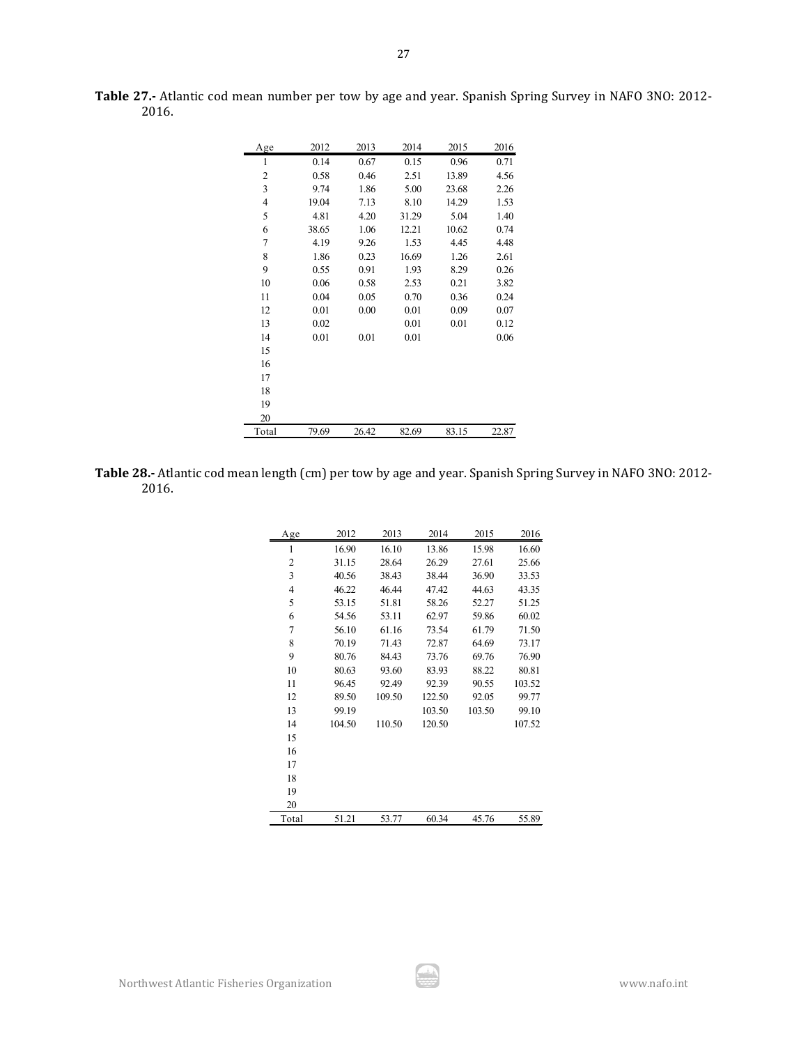**Table 27.-** Atlantic cod mean number per tow by age and year. Spanish Spring Survey in NAFO 3NO: 2012-2016.

| Age | 2012 | 2013 | 2014 | 2015 | 2016 |
|---|---|---|---|---|---|
| 1 | 0.14 | 0.67 | 0.15 | 0.96 | 0.71 |
| 2 | 0.58 | 0.46 | 2.51 | 13.89 | 4.56 |
| 3 | 9.74 | 1.86 | 5.00 | 23.68 | 2.26 |
| 4 | 19.04 | 7.13 | 8.10 | 14.29 | 1.53 |
| 5 | 4.81 | 4.20 | 31.29 | 5.04 | 1.40 |
| 6 | 38.65 | 1.06 | 12.21 | 10.62 | 0.74 |
| 7 | 4.19 | 9.26 | 1.53 | 4.45 | 4.48 |
| 8 | 1.86 | 0.23 | 16.69 | 1.26 | 2.61 |
| 9 | 0.55 | 0.91 | 1.93 | 8.29 | 0.26 |
| 10 | 0.06 | 0.58 | 2.53 | 0.21 | 3.82 |
| 11 | 0.04 | 0.05 | 0.70 | 0.36 | 0.24 |
| 12 | 0.01 | 0.00 | 0.01 | 0.09 | 0.07 |
| 13 | 0.02 | | 0.01 | 0.01 | 0.12 |
| 14 | 0.01 | 0.01 | 0.01 | | 0.06 |
| 15 | | | | | |
| 16 | | | | | |
| 17 | | | | | |
| 18 | | | | | |
| 19 | | | | | |
| 20 | | | | | |
| Total | 79.69 | 26.42 | 82.69 | 83.15 | 22.87 |

**Table 28.-** Atlantic cod mean length (cm) per tow by age and year. Spanish Spring Survey in NAFO 3NO: 2012-2016.

| Age | 2012 | 2013 | 2014 | 2015 | 2016 |
|---|---|---|---|---|---|
| 1 | 16.90 | 16.10 | 13.86 | 15.98 | 16.60 |
| 2 | 31.15 | 28.64 | 26.29 | 27.61 | 25.66 |
| 3 | 40.56 | 38.43 | 38.44 | 36.90 | 33.53 |
| 4 | 46.22 | 46.44 | 47.42 | 44.63 | 43.35 |
| 5 | 53.15 | 51.81 | 58.26 | 52.27 | 51.25 |
| 6 | 54.56 | 53.11 | 62.97 | 59.86 | 60.02 |
| 7 | 56.10 | 61.16 | 73.54 | 61.79 | 71.50 |
| 8 | 70.19 | 71.43 | 72.87 | 64.69 | 73.17 |
| 9 | 80.76 | 84.43 | 73.76 | 69.76 | 76.90 |
| 10 | 80.63 | 93.60 | 83.93 | 88.22 | 80.81 |
| 11 | 96.45 | 92.49 | 92.39 | 90.55 | 103.52 |
| 12 | 89.50 | 109.50 | 122.50 | 92.05 | 99.77 |
| 13 | 99.19 | | 103.50 | 103.50 | 99.10 |
| 14 | 104.50 | 110.50 | 120.50 | | 107.52 |
| 15 | | | | | |
| 16 | | | | | |
| 17 | | | | | |
| 18 | | | | | |
| 19 | | | | | |
| 20 | | | | | |
| Total | 51.21 | 53.77 | 60.34 | 45.76 | 55.89 |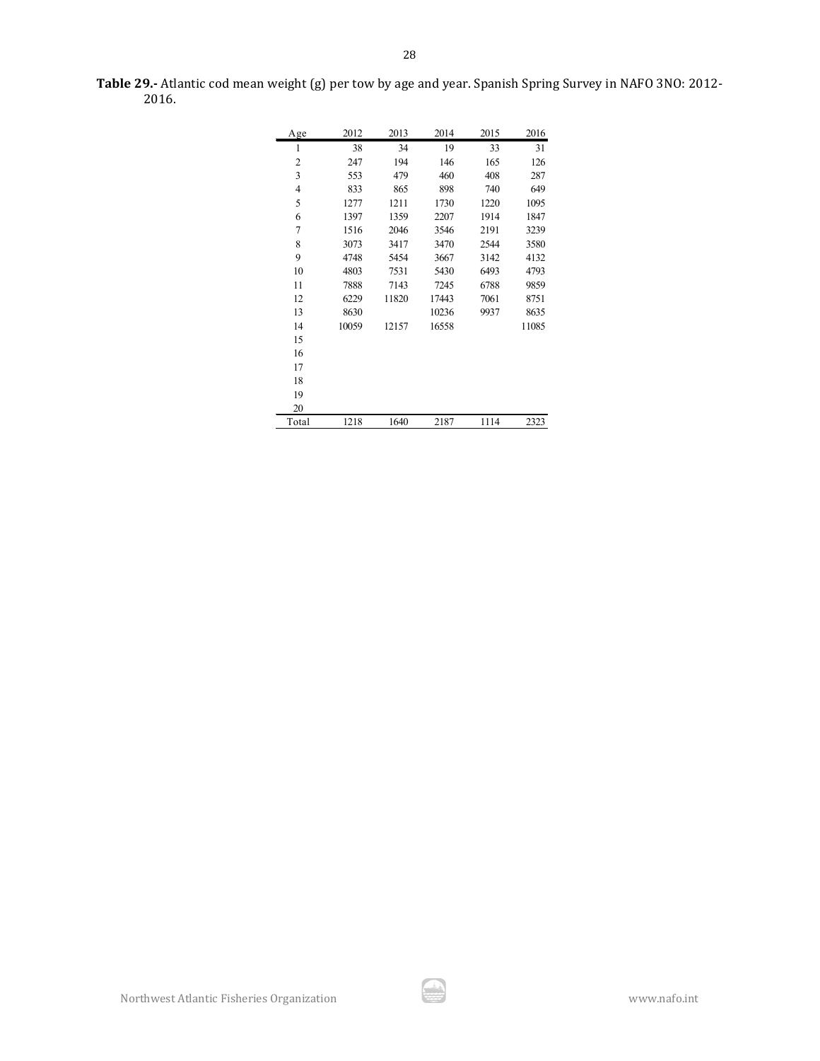**Table 29.-** Atlantic cod mean weight (g) per tow by age and year. Spanish Spring Survey in NAFO 3NO: 2012-2016.

| Age | 2012 | 2013 | 2014 | 2015 | 2016 |
|---|---|---|---|---|---|
| 1 | 38 | 34 | 19 | 33 | 31 |
| 2 | 247 | 194 | 146 | 165 | 126 |
| 3 | 553 | 479 | 460 | 408 | 287 |
| 4 | 833 | 865 | 898 | 740 | 649 |
| 5 | 1277 | 1211 | 1730 | 1220 | 1095 |
| 6 | 1397 | 1359 | 2207 | 1914 | 1847 |
| 7 | 1516 | 2046 | 3546 | 2191 | 3239 |
| 8 | 3073 | 3417 | 3470 | 2544 | 3580 |
| 9 | 4748 | 5454 | 3667 | 3142 | 4132 |
| 10 | 4803 | 7531 | 5430 | 6493 | 4793 |
| 11 | 7888 | 7143 | 7245 | 6788 | 9859 |
| 12 | 6229 | 11820 | 17443 | 7061 | 8751 |
| 13 | 8630 | | 10236 | 9937 | 8635 |
| 14 | 10059 | 12157 | 16558 | | 11085 |
| 15 | | | | | |
| 16 | | | | | |
| 17 | | | | | |
| 18 | | | | | |
| 19 | | | | | |
| 20 | | | | | |
| Total | 1218 | 1640 | 2187 | 1114 | 2323 |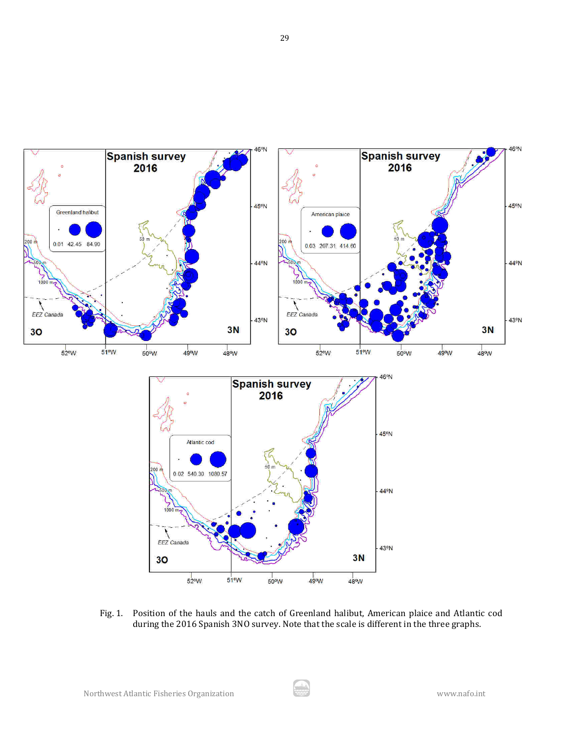Fig. 1. Position of the hauls and the catch of Greenland halibut, American plaice and Atlantic cod during the 2016 Spanish 3NO survey. Note that the scale is different in the three graphs.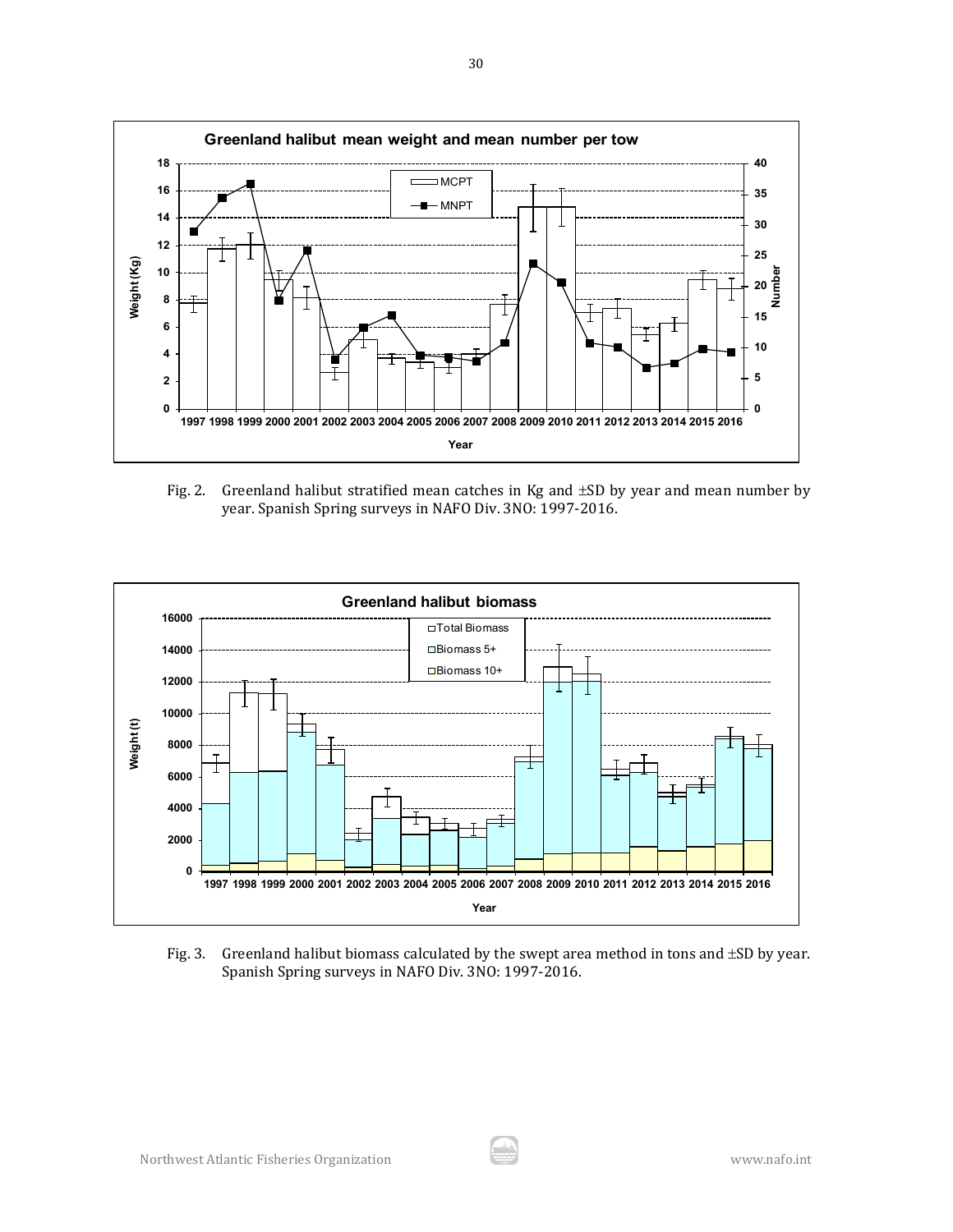Fig. 2. Greenland halibut stratified mean catches in Kg and ±SD by year and mean number by year. Spanish Spring surveys in NAFO Div. 3NO: 1997-2016.

Fig. 3. Greenland halibut biomass calculated by the swept area method in tons and ±SD by year. Spanish Spring surveys in NAFO Div. 3NO: 1997-2016.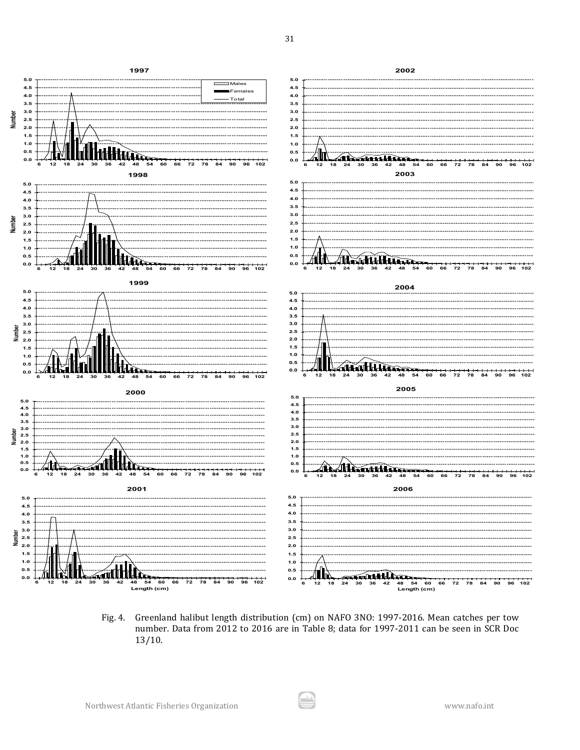Fig. 4. Greenland halibut length distribution (cm) on NAFO 3NO: 1997-2016. Mean catches per tow number. Data from 2012 to 2016 are in Table 8; data for 1997-2011 can be seen in SCR Doc 13/10.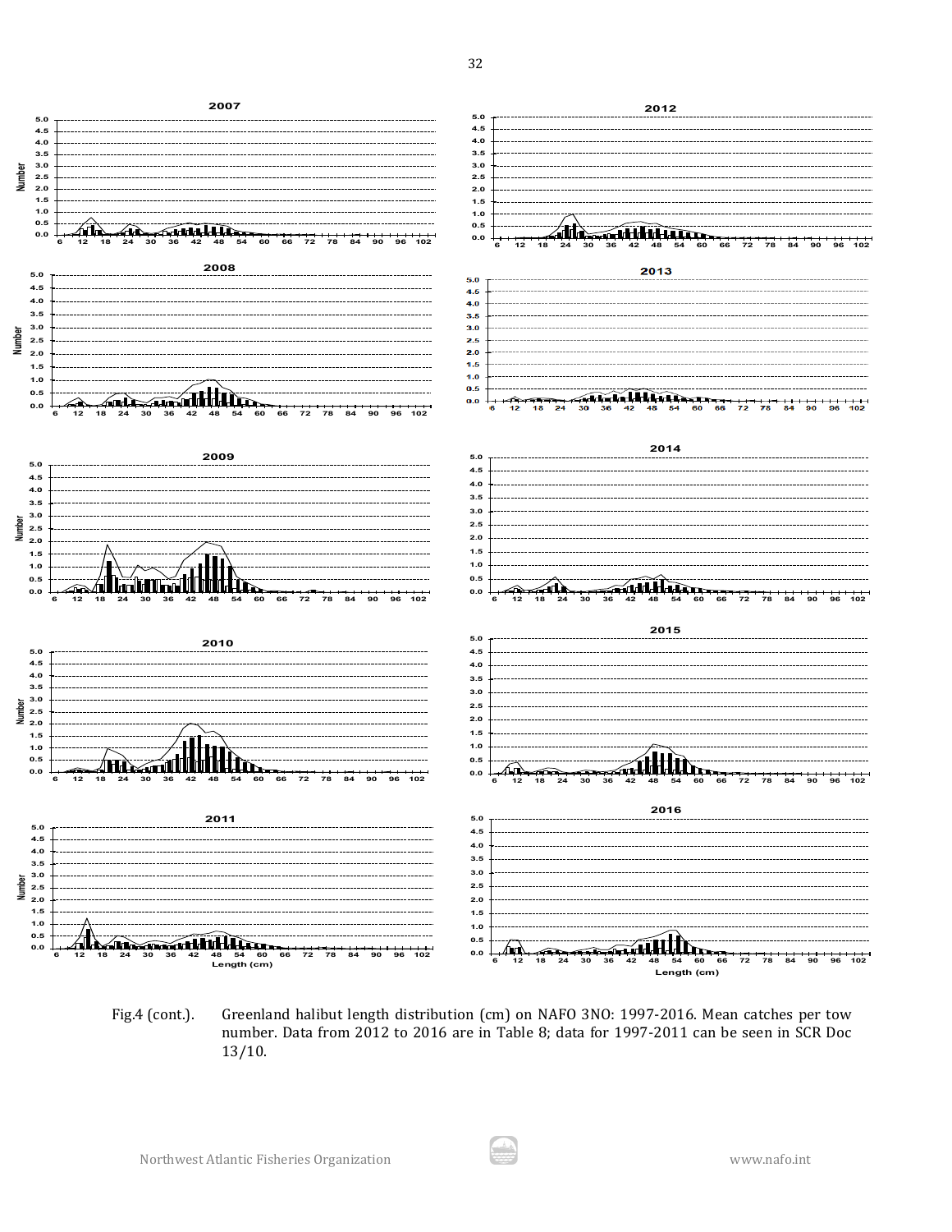Fig.4 (cont.). Greenland halibut length distribution (cm) on NAFO 3NO: 1997-2016. Mean catches per tow number. Data from 2012 to 2016 are in Table 8; data for 1997-2011 can be seen in SCR Doc 13/10.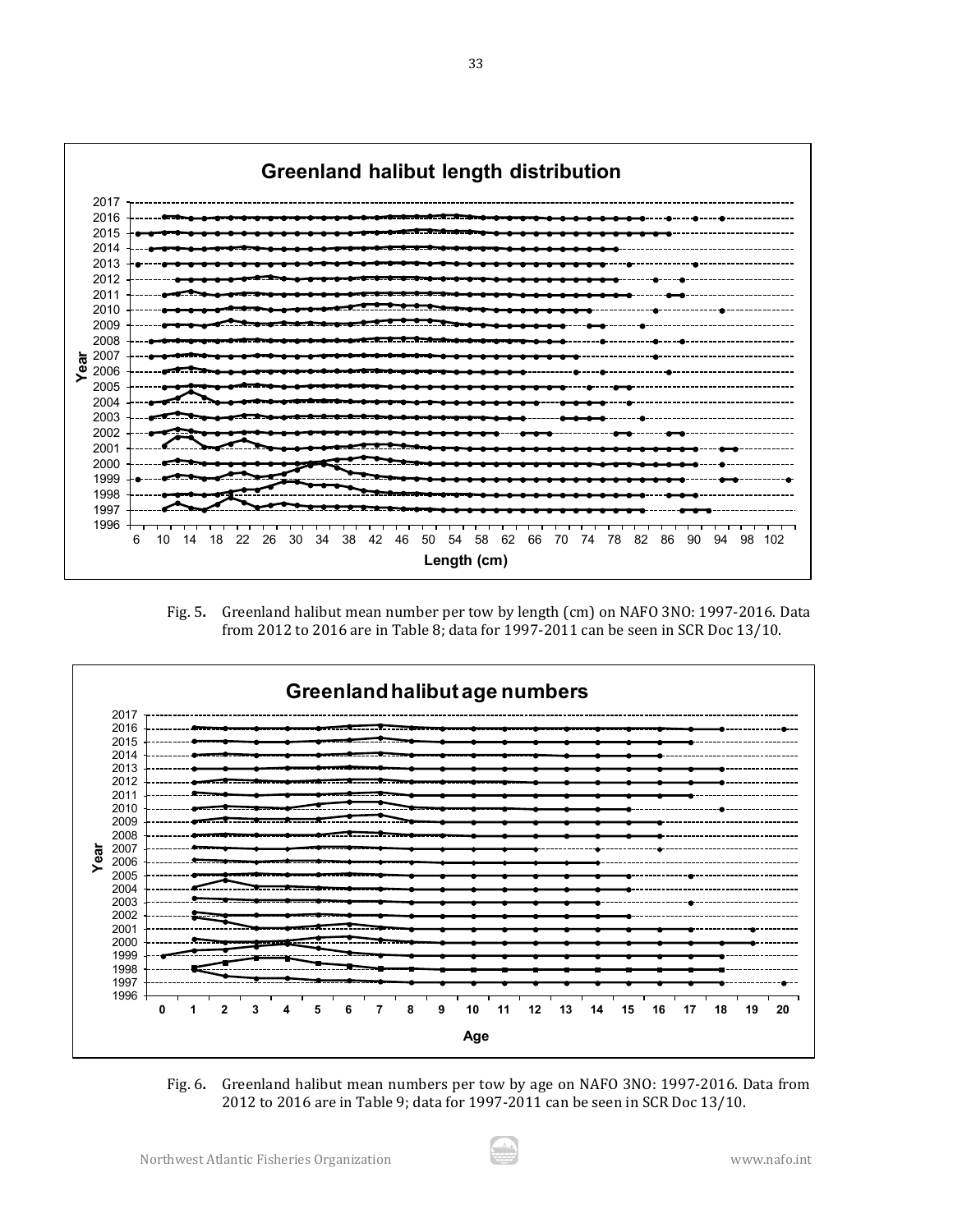Fig. 5. Greenland halibut mean number per tow by length (cm) on NAFO 3NO: 1997-2016. Data from 2012 to 2016 are in Table 8; data for 1997-2011 can be seen in SCR Doc 13/10.

Fig. 6. Greenland halibut mean numbers per tow by age on NAFO 3NO: 1997-2016. Data from 2012 to 2016 are in Table 9; data for 1997-2011 can be seen in SCR Doc 13/10.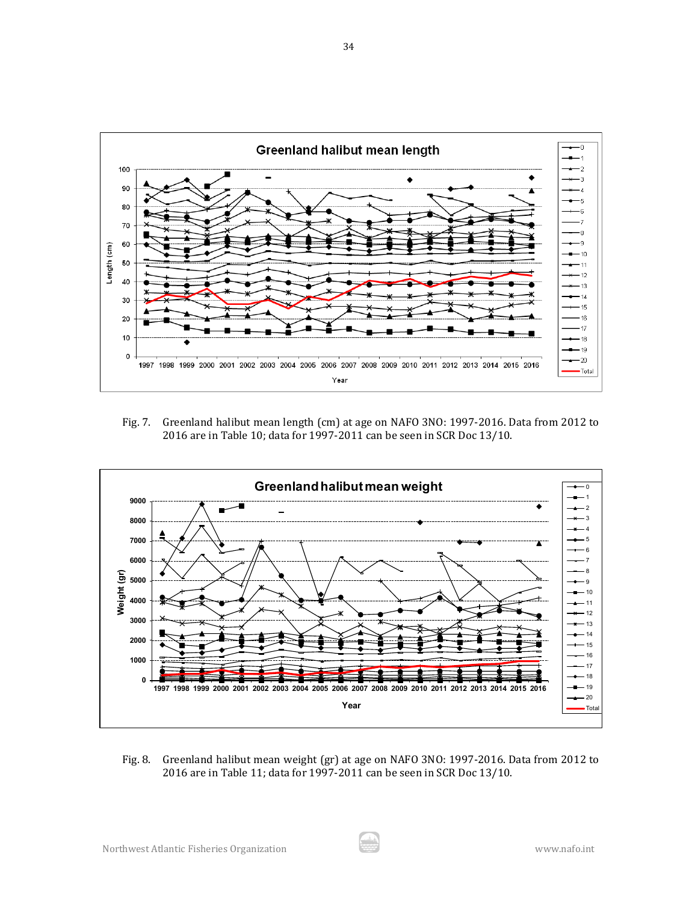Fig. 7. Greenland halibut mean length (cm) at age on NAFO 3NO: 1997-2016. Data from 2012 to 2016 are in Table 10; data for 1997-2011 can be seen in SCR Doc 13/10.

Fig. 8. Greenland halibut mean weight (gr) at age on NAFO 3NO: 1997-2016. Data from 2012 to 2016 are in Table 11; data for 1997-2011 can be seen in SCR Doc 13/10.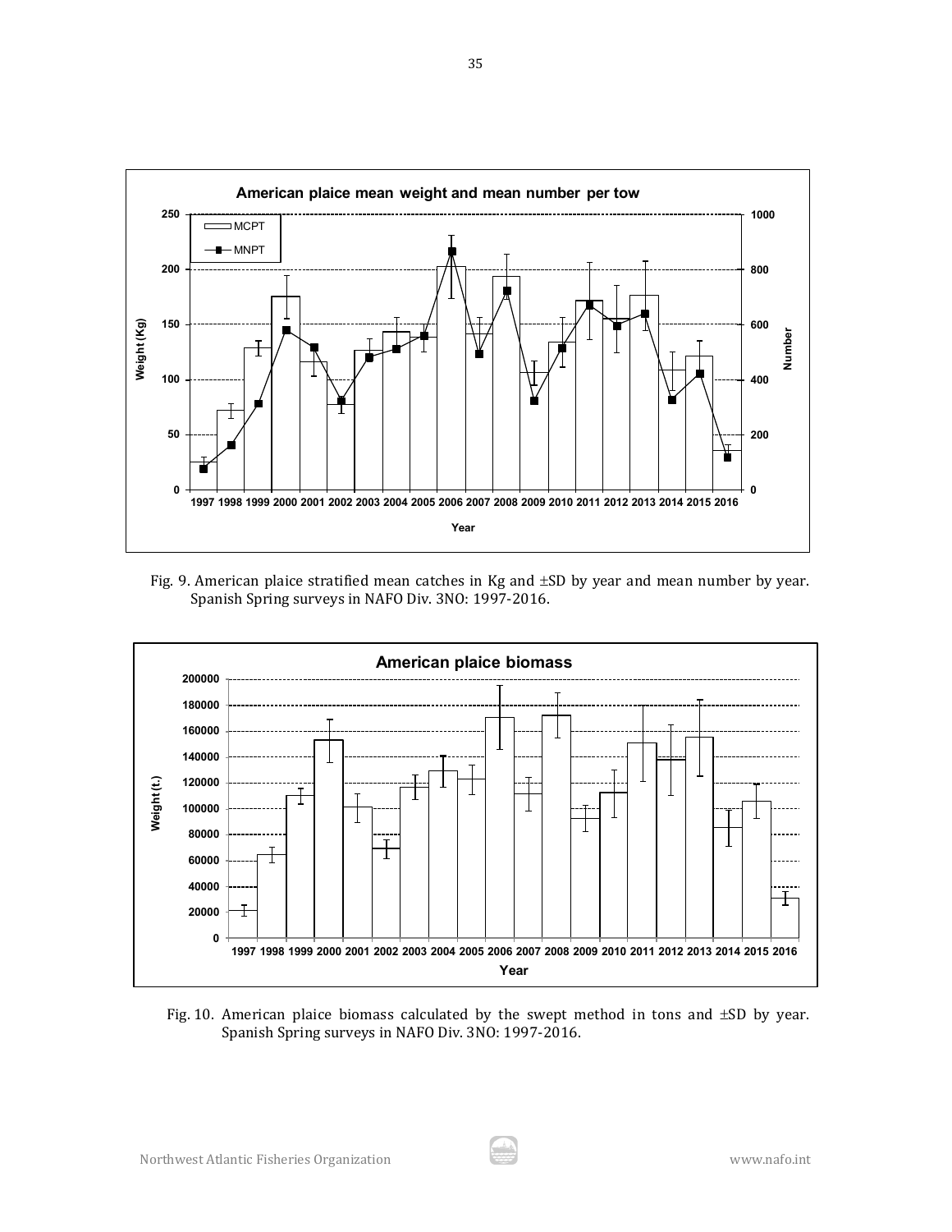Fig. 9. American plaice stratified mean catches in Kg and ±SD by year and mean number by year. Spanish Spring surveys in NAFO Div. 3NO: 1997-2016.

Fig. 10. American plaice biomass calculated by the swept method in tons and ±SD by year. Spanish Spring surveys in NAFO Div. 3NO: 1997-2016.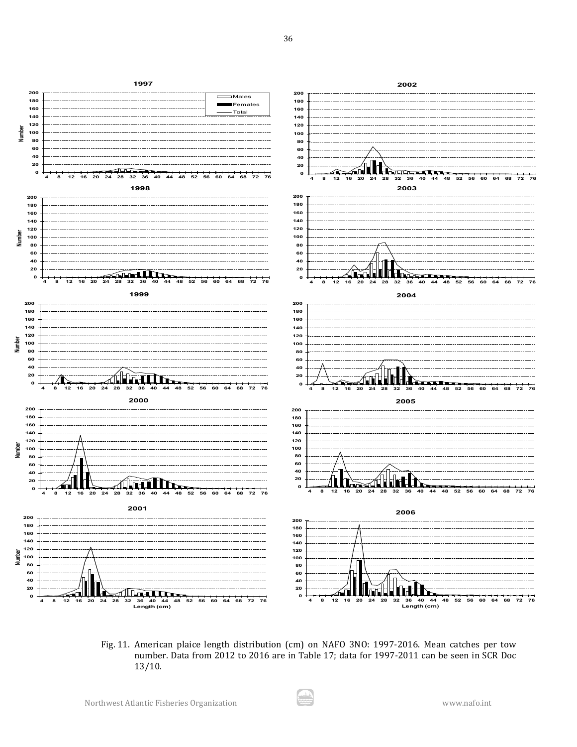Fig. 11. American plaice length distribution (cm) on NAFO 3NO: 1997-2016. Mean catches per tow number. Data from 2012 to 2016 are in Table 17; data for 1997-2011 can be seen in SCR Doc 13/10.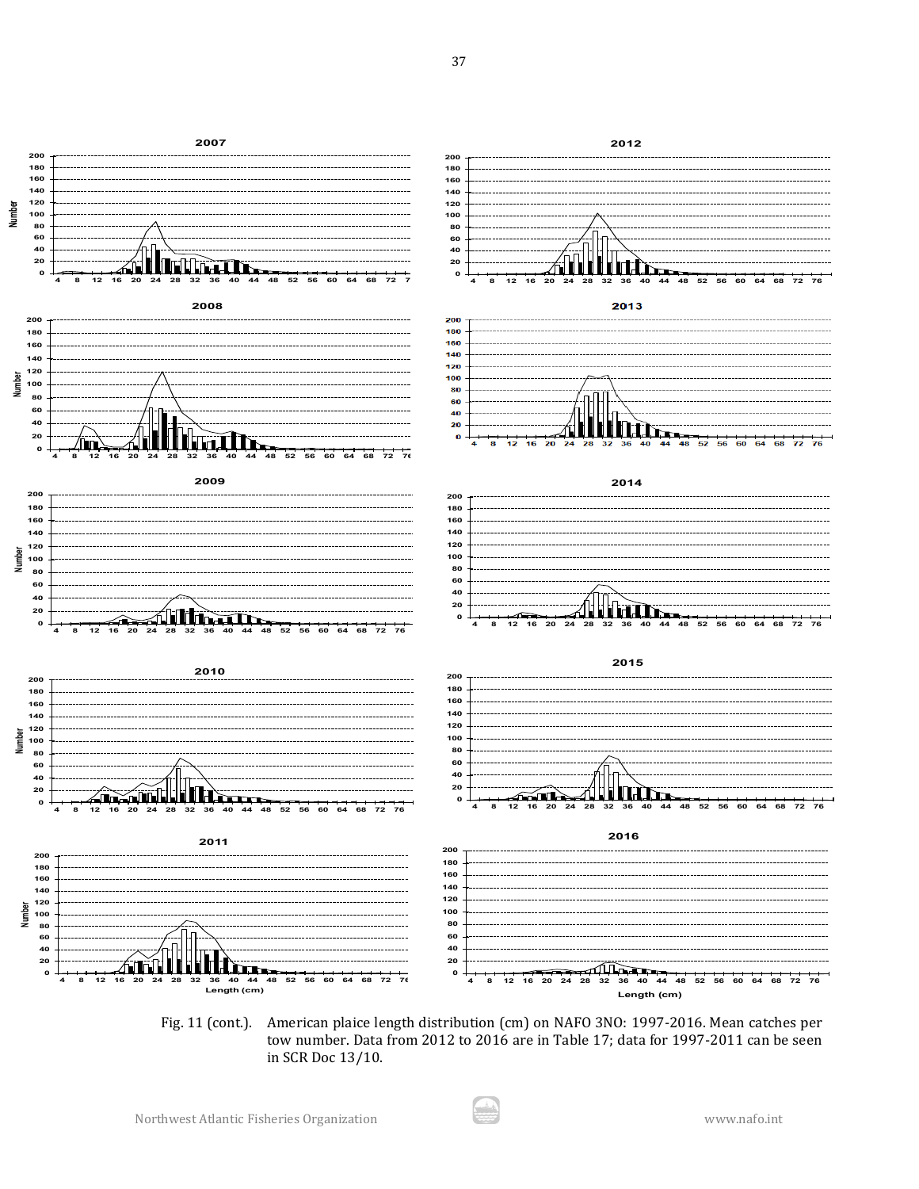Fig. 11 (cont.). American plaice length distribution (cm) on NAFO 3NO: 1997-2016. Mean catches per tow number. Data from 2012 to 2016 are in Table 17; data for 1997-2011 can be seen in SCR Doc 13/10.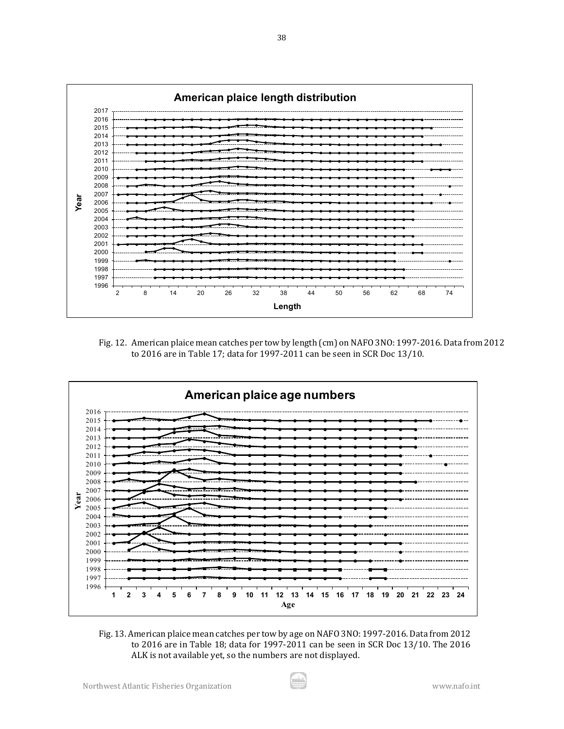Fig. 12. American plaice mean catches per tow by length (cm) on NAFO 3NO: 1997-2016. Data from 2012 to 2016 are in Table 17; data for 1997-2011 can be seen in SCR Doc 13/10.

Fig. 13. American plaice mean catches per tow by age on NAFO 3NO: 1997-2016. Data from 2012 to 2016 are in Table 18; data for 1997-2011 can be seen in SCR Doc 13/10. The 2016 ALK is not available yet, so the numbers are not displayed.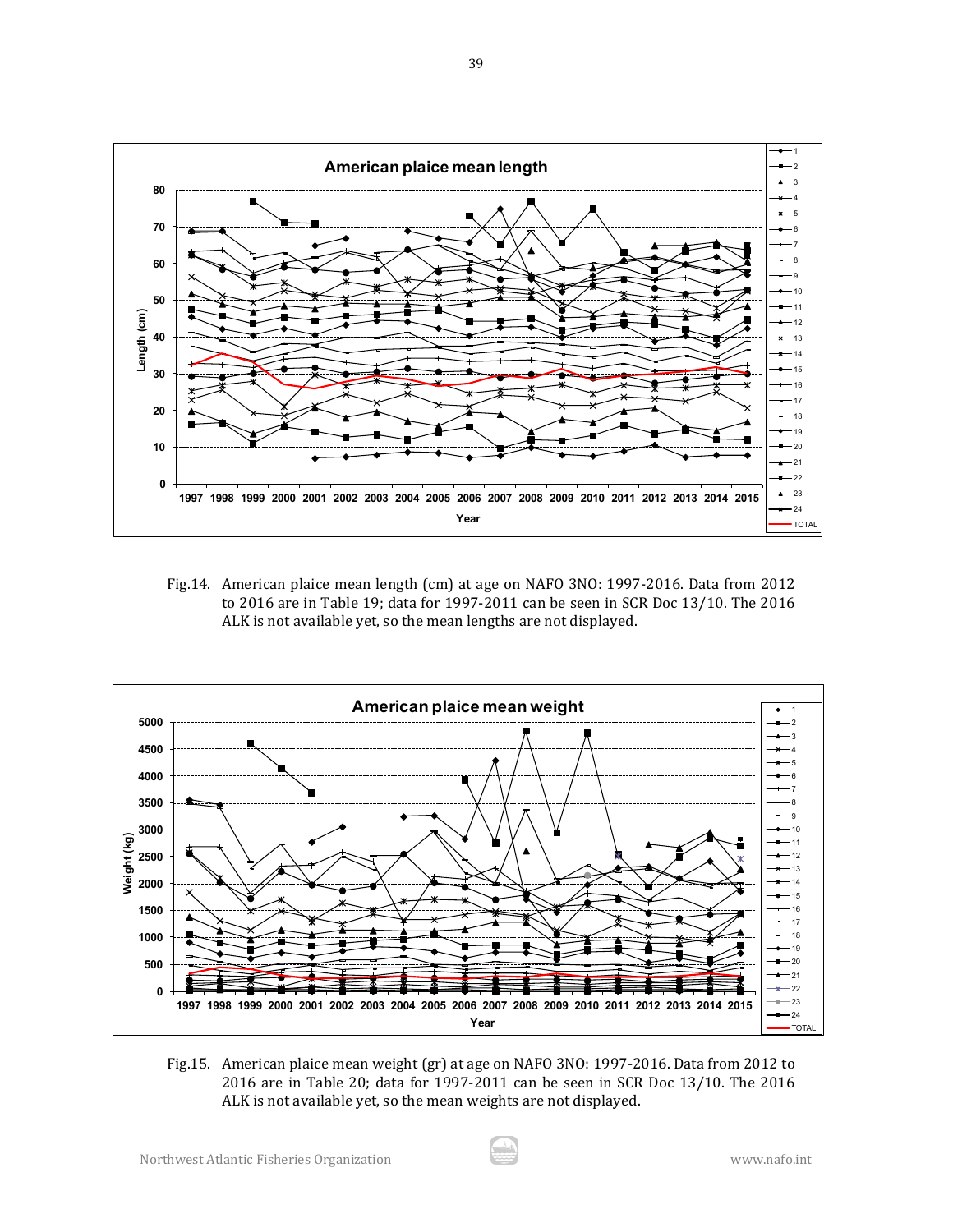Fig.14. American plaice mean length (cm) at age on NAFO 3NO: 1997-2016. Data from 2012 to 2016 are in Table 19; data for 1997-2011 can be seen in SCR Doc 13/10. The 2016 ALK is not available yet, so the mean lengths are not displayed.

Fig.15. American plaice mean weight (gr) at age on NAFO 3NO: 1997-2016. Data from 2012 to 2016 are in Table 20; data for 1997-2011 can be seen in SCR Doc 13/10. The 2016 ALK is not available yet, so the mean weights are not displayed.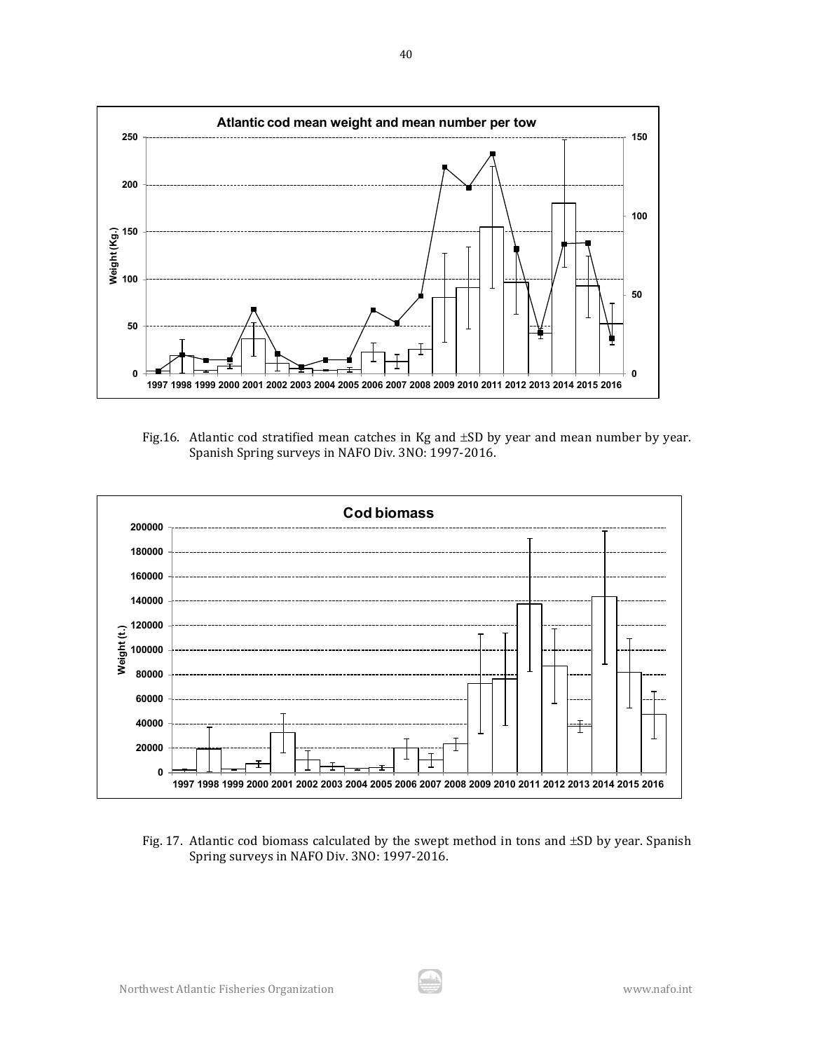Fig.16. Atlantic cod stratified mean catches in Kg and ±SD by year and mean number by year. Spanish Spring surveys in NAFO Div. 3NO: 1997-2016.

Fig. 17. Atlantic cod biomass calculated by the swept method in tons and ±SD by year. Spanish Spring surveys in NAFO Div. 3NO: 1997-2016.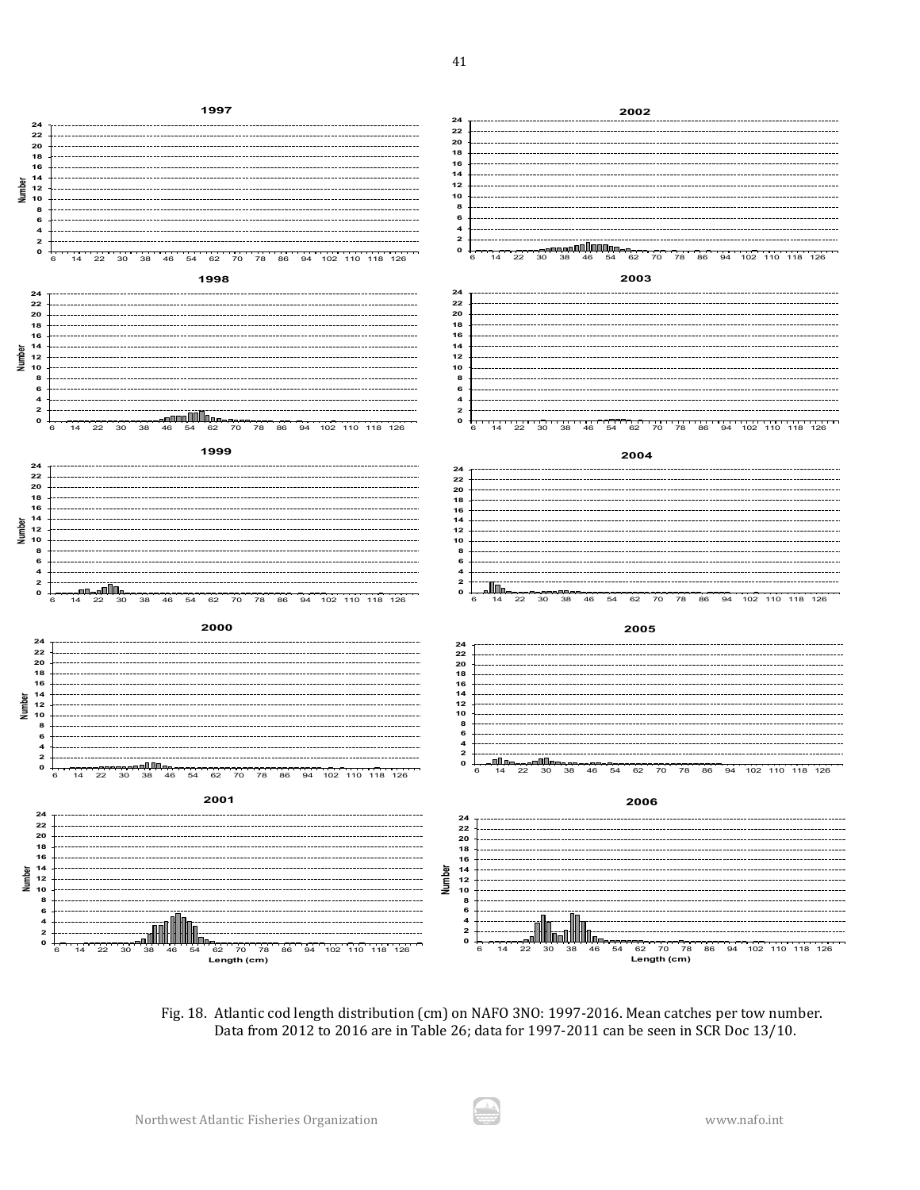Fig. 18. Atlantic cod length distribution (cm) on NAFO 3NO: 1997-2016. Mean catches per tow number. Data from 2012 to 2016 are in Table 26; data for 1997-2011 can be seen in SCR Doc 13/10.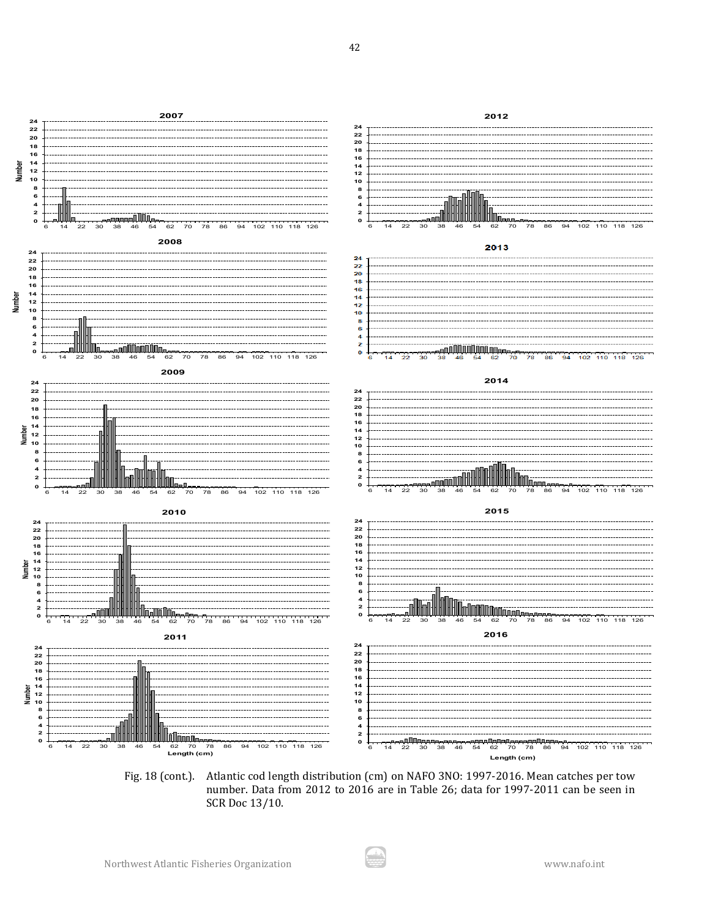Fig. 18 (cont.). Atlantic cod length distribution (cm) on NAFO 3NO: 1997-2016. Mean catches per tow number. Data from 2012 to 2016 are in Table 26; data for 1997-2011 can be seen in SCR Doc 13/10.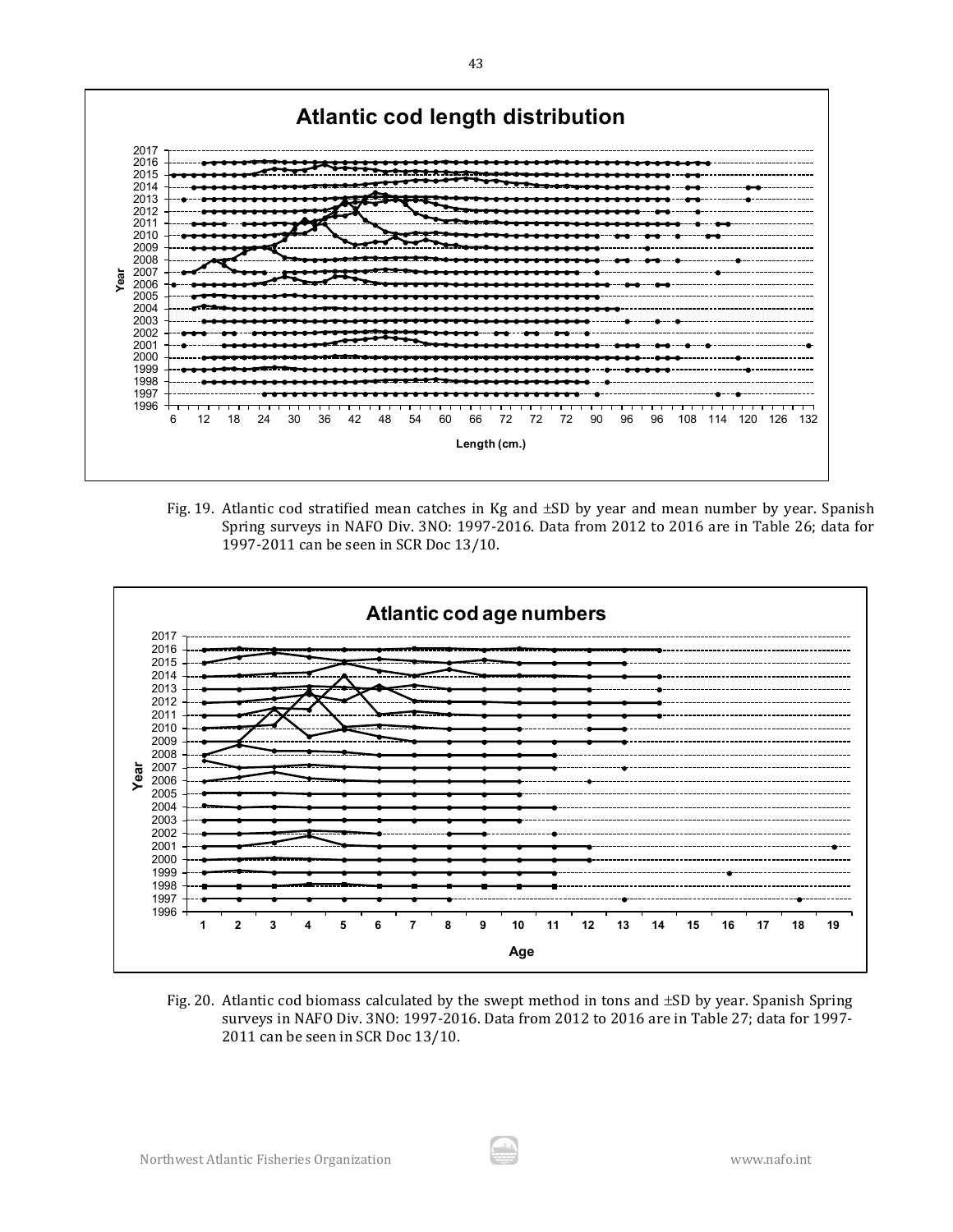Fig. 19. Atlantic cod stratified mean catches in Kg and ±SD by year and mean number by year. Spanish Spring surveys in NAFO Div. 3NO: 1997-2016. Data from 2012 to 2016 are in Table 26; data for 1997-2011 can be seen in SCR Doc 13/10.

Fig. 20. Atlantic cod biomass calculated by the swept method in tons and ±SD by year. Spanish Spring surveys in NAFO Div. 3NO: 1997-2016. Data from 2012 to 2016 are in Table 27; data for 1997-2011 can be seen in SCR Doc 13/10.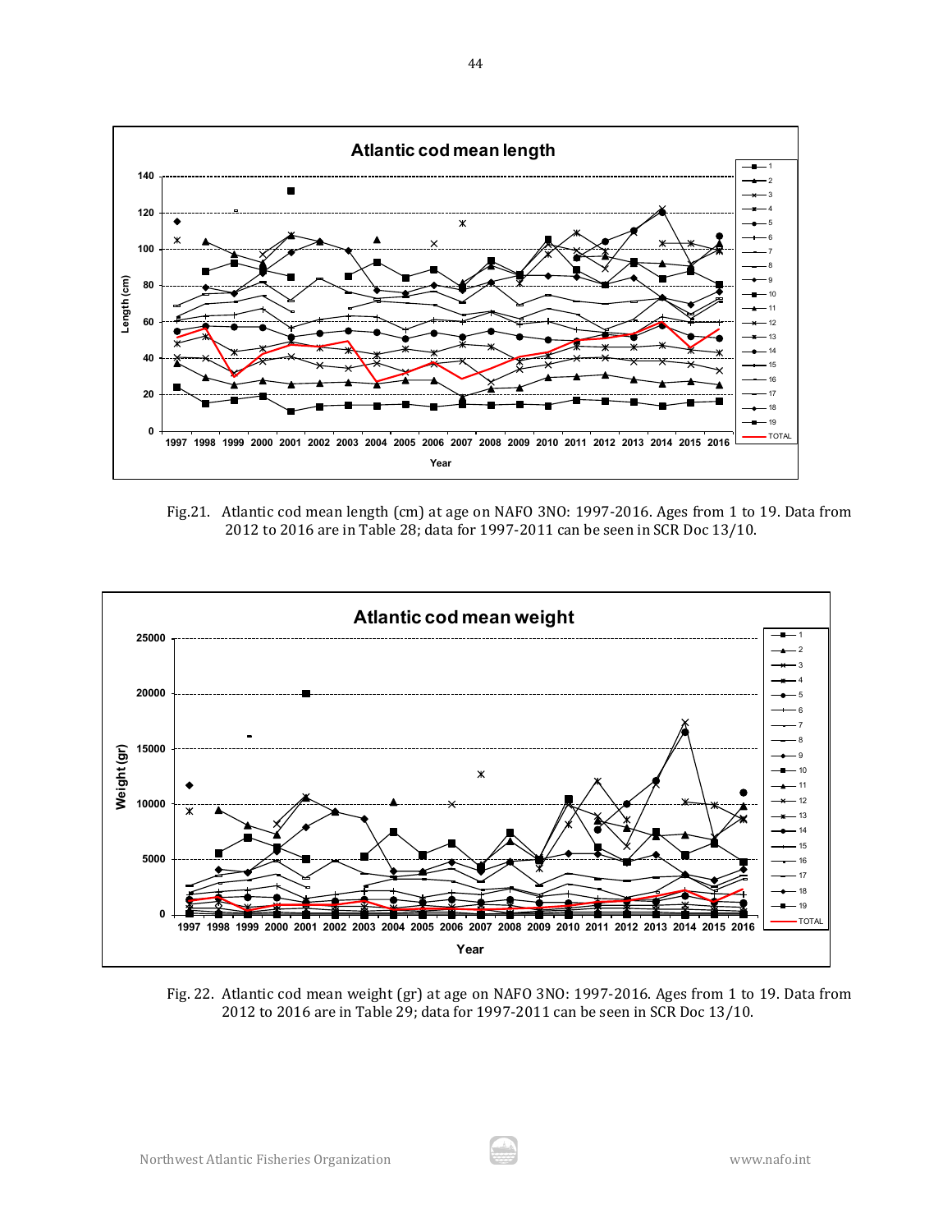Atlantic cod mean length

140
120
100
80
60
40
20
0

Length (cm)

1997 1998 1999 2000 2001 2002 2003 2004 2005 2006 2007 2008 2009 2010 2011 2012 2013 2014 2015 2016

Year

1
2
3
4
5
6
7
8
9
10
11
12
13
14
15
16
17
18
19
TOTAL

Fig.21. Atlantic cod mean length (cm) at age on NAFO 3NO: 1997-2016. Ages from 1 to 19. Data from 2012 to 2016 are in Table 28; data for 1997-2011 can be seen in SCR Doc 13/10.

Atlantic cod mean weight

25000
20000
15000
10000
5000
0

Weight (gr)

1997 1998 1999 2000 2001 2002 2003 2004 2005 2006 2007 2008 2009 2010 2011 2012 2013 2014 2015 2016

Year

1
2
3
4
5
6
7
8
9
10
11
12
13
14
15
16
17
18
19
TOTAL

Fig. 22. Atlantic cod mean weight (gr) at age on NAFO 3NO: 1997-2016. Ages from 1 to 19. Data from 2012 to 2016 are in Table 29; data for 1997-2011 can be seen in SCR Doc 13/10.